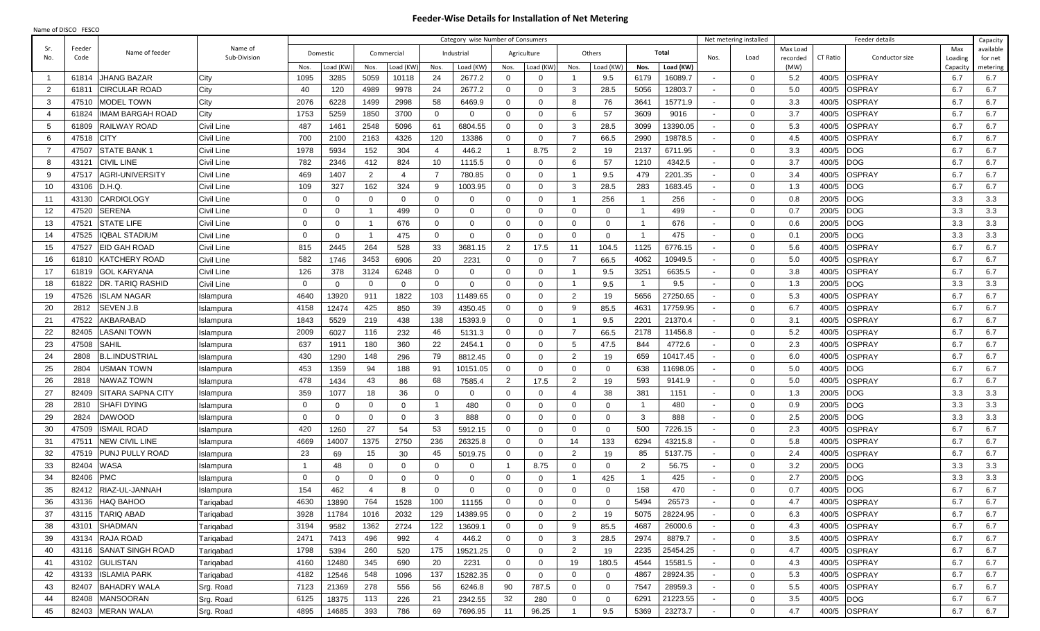# Feeder-Wise Details for Installation of Net Metering

Name of DISCO FESCO

| Sr. No. | Feeder Code | Name of feeder | Name of Sub-Division | Category wise Number of Consumers | | | | | | | | | | | | Net metering installed | | Feeder details | | | | Capacity available for net metering |
|---|---|---|---|---|---|---|---|---|---|---|---|---|---|---|---|---|---|---|---|---|---|---|
| | | | | Domestic | | Commercial | | Industrial | | Agriculture | | Others | | Total | | Nos. | Load | Max Load recorded (MW) | CT Ratio | Conductor size | Max Loading Capacity | |
| | | | | Nos. | Load (KW) | Nos. | Load (KW) | Nos. | Load (KW) | Nos. | Load (KW) | Nos. | Load (KW) | Nos. | Load (KW) | | | | | | | |
| 1 | 61814 | JHANG BAZAR | City | 1095 | 3285 | 5059 | 10118 | 24 | 2677.2 | 0 | 0 | 1 | 9.5 | 6179 | 16089.7 | - | 0 | 5.2 | 400/5 | OSPRAY | 6.7 | 6.7 |
| 2 | 61811 | CIRCULAR ROAD | City | 40 | 120 | 4989 | 9978 | 24 | 2677.2 | 0 | 0 | 3 | 28.5 | 5056 | 12803.7 | - | 0 | 5.0 | 400/5 | OSPRAY | 6.7 | 6.7 |
| 3 | 47510 | MODEL TOWN | City | 2076 | 6228 | 1499 | 2998 | 58 | 6469.9 | 0 | 0 | 8 | 76 | 3641 | 15771.9 | - | 0 | 3.3 | 400/5 | OSPRAY | 6.7 | 6.7 |
| 4 | 61824 | IMAM BARGAH ROAD | City | 1753 | 5259 | 1850 | 3700 | 0 | 0 | 0 | 0 | 6 | 57 | 3609 | 9016 | - | 0 | 3.7 | 400/5 | OSPRAY | 6.7 | 6.7 |
| 5 | 61809 | RAILWAY ROAD | Civil Line | 487 | 1461 | 2548 | 5096 | 61 | 6804.55 | 0 | 0 | 3 | 28.5 | 3099 | 13390.05 | - | 0 | 5.3 | 400/5 | OSPRAY | 6.7 | 6.7 |
| 6 | 47518 | CITY | Civil Line | 700 | 2100 | 2163 | 4326 | 120 | 13386 | 0 | 0 | 7 | 66.5 | 2990 | 19878.5 | - | 0 | 4.5 | 400/5 | OSPRAY | 6.7 | 6.7 |
| 7 | 47507 | STATE BANK 1 | Civil Line | 1978 | 5934 | 152 | 304 | 4 | 446.2 | 1 | 8.75 | 2 | 19 | 2137 | 6711.95 | - | 0 | 3.3 | 400/5 | DOG | 6.7 | 6.7 |
| 8 | 43121 | CIVIL LINE | Civil Line | 782 | 2346 | 412 | 824 | 10 | 1115.5 | 0 | 0 | 6 | 57 | 1210 | 4342.5 | - | 0 | 3.7 | 400/5 | DOG | 6.7 | 6.7 |
| 9 | 47517 | AGRI-UNIVERSITY | Civil Line | 469 | 1407 | 2 | 4 | 7 | 780.85 | 0 | 0 | 1 | 9.5 | 479 | 2201.35 | - | 0 | 3.4 | 400/5 | OSPRAY | 6.7 | 6.7 |
| 10 | 43106 | D.H.Q. | Civil Line | 109 | 327 | 162 | 324 | 9 | 1003.95 | 0 | 0 | 3 | 28.5 | 283 | 1683.45 | - | 0 | 1.3 | 400/5 | DOG | 6.7 | 6.7 |
| 11 | 43130 | CARDIOLOGY | Civil Line | 0 | 0 | 0 | 0 | 0 | 0 | 0 | 0 | 1 | 256 | 1 | 256 | - | 0 | 0.8 | 200/5 | DOG | 3.3 | 3.3 |
| 12 | 47520 | SERENA | Civil Line | 0 | 0 | 1 | 499 | 0 | 0 | 0 | 0 | 0 | 0 | 1 | 499 | - | 0 | 0.7 | 200/5 | DOG | 3.3 | 3.3 |
| 13 | 47521 | STATE LIFE | Civil Line | 0 | 0 | 1 | 676 | 0 | 0 | 0 | 0 | 0 | 0 | 1 | 676 | - | 0 | 0.6 | 200/5 | DOG | 3.3 | 3.3 |
| 14 | 47525 | IQBAL STADIUM | Civil Line | 0 | 0 | 1 | 475 | 0 | 0 | 0 | 0 | 0 | 0 | 1 | 475 | - | 0 | 0.1 | 200/5 | DOG | 3.3 | 3.3 |
| 15 | 47527 | EID GAH ROAD | Civil Line | 815 | 2445 | 264 | 528 | 33 | 3681.15 | 2 | 17.5 | 11 | 104.5 | 1125 | 6776.15 | - | 0 | 5.6 | 400/5 | OSPRAY | 6.7 | 6.7 |
| 16 | 61810 | KATCHERY ROAD | Civil Line | 582 | 1746 | 3453 | 6906 | 20 | 2231 | 0 | 0 | 7 | 66.5 | 4062 | 10949.5 | - | 0 | 5.0 | 400/5 | OSPRAY | 6.7 | 6.7 |
| 17 | 61819 | GOL KARYANA | Civil Line | 126 | 378 | 3124 | 6248 | 0 | 0 | 0 | 0 | 1 | 9.5 | 3251 | 6635.5 | - | 0 | 3.8 | 400/5 | OSPRAY | 6.7 | 6.7 |
| 18 | 61822 | DR. TARIQ RASHID | Civil Line | 0 | 0 | 0 | 0 | 0 | 0 | 0 | 0 | 1 | 9.5 | 1 | 9.5 | - | 0 | 1.3 | 200/5 | DOG | 3.3 | 3.3 |
| 19 | 47526 | ISLAM NAGAR | Islampura | 4640 | 13920 | 911 | 1822 | 103 | 11489.65 | 0 | 0 | 2 | 19 | 5656 | 27250.65 | - | 0 | 5.3 | 400/5 | OSPRAY | 6.7 | 6.7 |
| 20 | 2812 | SEVEN J.B | Islampura | 4158 | 12474 | 425 | 850 | 39 | 4350.45 | 0 | 0 | 9 | 85.5 | 4631 | 17759.95 | - | 0 | 6.7 | 400/5 | OSPRAY | 6.7 | 6.7 |
| 21 | 47522 | AKBARABAD | Islampura | 1843 | 5529 | 219 | 438 | 138 | 15393.9 | 0 | 0 | 1 | 9.5 | 2201 | 21370.4 | - | 0 | 3.1 | 400/5 | OSPRAY | 6.7 | 6.7 |
| 22 | 82405 | LASANI TOWN | Islampura | 2009 | 6027 | 116 | 232 | 46 | 5131.3 | 0 | 0 | 7 | 66.5 | 2178 | 11456.8 | - | 0 | 5.2 | 400/5 | OSPRAY | 6.7 | 6.7 |
| 23 | 47508 | SAHIL | Islampura | 637 | 1911 | 180 | 360 | 22 | 2454.1 | 0 | 0 | 5 | 47.5 | 844 | 4772.6 | - | 0 | 2.3 | 400/5 | OSPRAY | 6.7 | 6.7 |
| 24 | 2808 | B.L.INDUSTRIAL | Islampura | 430 | 1290 | 148 | 296 | 79 | 8812.45 | 0 | 0 | 2 | 19 | 659 | 10417.45 | - | 0 | 6.0 | 400/5 | OSPRAY | 6.7 | 6.7 |
| 25 | 2804 | USMAN TOWN | Islampura | 453 | 1359 | 94 | 188 | 91 | 10151.05 | 0 | 0 | 0 | 0 | 638 | 11698.05 | - | 0 | 5.0 | 400/5 | DOG | 6.7 | 6.7 |
| 26 | 2818 | NAWAZ TOWN | Islampura | 478 | 1434 | 43 | 86 | 68 | 7585.4 | 2 | 17.5 | 2 | 19 | 593 | 9141.9 | - | 0 | 5.0 | 400/5 | OSPRAY | 6.7 | 6.7 |
| 27 | 82409 | SITARA SAPNA CITY | Islampura | 359 | 1077 | 18 | 36 | 0 | 0 | 0 | 0 | 4 | 38 | 381 | 1151 | - | 0 | 1.3 | 200/5 | DOG | 3.3 | 3.3 |
| 28 | 2810 | SHAFI DYING | Islampura | 0 | 0 | 0 | 0 | 1 | 480 | 0 | 0 | 0 | 0 | 1 | 480 | - | 0 | 0.9 | 200/5 | DOG | 3.3 | 3.3 |
| 29 | 2824 | DAWOOD | Islampura | 0 | 0 | 0 | 0 | 3 | 888 | 0 | 0 | 0 | 0 | 3 | 888 | - | 0 | 2.5 | 200/5 | DOG | 3.3 | 3.3 |
| 30 | 47509 | ISMAIL ROAD | Islampura | 420 | 1260 | 27 | 54 | 53 | 5912.15 | 0 | 0 | 0 | 0 | 500 | 7226.15 | - | 0 | 2.3 | 400/5 | OSPRAY | 6.7 | 6.7 |
| 31 | 47511 | NEW CIVIL LINE | Islampura | 4669 | 14007 | 1375 | 2750 | 236 | 26325.8 | 0 | 0 | 14 | 133 | 6294 | 43215.8 | - | 0 | 5.8 | 400/5 | OSPRAY | 6.7 | 6.7 |
| 32 | 47519 | PUNJ PULLY ROAD | Islampura | 23 | 69 | 15 | 30 | 45 | 5019.75 | 0 | 0 | 2 | 19 | 85 | 5137.75 | - | 0 | 2.4 | 400/5 | OSPRAY | 6.7 | 6.7 |
| 33 | 82404 | WASA | Islampura | 1 | 48 | 0 | 0 | 0 | 0 | 1 | 8.75 | 0 | 0 | 2 | 56.75 | - | 0 | 3.2 | 200/5 | DOG | 3.3 | 3.3 |
| 34 | 82406 | PMC | Islampura | 0 | 0 | 0 | 0 | 0 | 0 | 0 | 0 | 1 | 425 | 1 | 425 | - | 0 | 2.7 | 200/5 | DOG | 3.3 | 3.3 |
| 35 | 82412 | RIAZ-UL-JANNAH | Islampura | 154 | 462 | 4 | 8 | 0 | 0 | 0 | 0 | 0 | 0 | 158 | 470 | - | 0 | 0.7 | 400/5 | DOG | 6.7 | 6.7 |
| 36 | 43136 | HAQ BAHOO | Tariqabad | 4630 | 13890 | 764 | 1528 | 100 | 11155 | 0 | 0 | 0 | 0 | 5494 | 26573 | - | 0 | 4.7 | 400/5 | OSPRAY | 6.7 | 6.7 |
| 37 | 43115 | TARIQ ABAD | Tariqabad | 3928 | 11784 | 1016 | 2032 | 129 | 14389.95 | 0 | 0 | 2 | 19 | 5075 | 28224.95 | - | 0 | 6.3 | 400/5 | OSPRAY | 6.7 | 6.7 |
| 38 | 43101 | SHADMAN | Tariqabad | 3194 | 9582 | 1362 | 2724 | 122 | 13609.1 | 0 | 0 | 9 | 85.5 | 4687 | 26000.6 | - | 0 | 4.3 | 400/5 | OSPRAY | 6.7 | 6.7 |
| 39 | 43134 | RAJA ROAD | Tariqabad | 2471 | 7413 | 496 | 992 | 4 | 446.2 | 0 | 0 | 3 | 28.5 | 2974 | 8879.7 | - | 0 | 3.5 | 400/5 | OSPRAY | 6.7 | 6.7 |
| 40 | 43116 | SANAT SINGH ROAD | Tariqabad | 1798 | 5394 | 260 | 520 | 175 | 19521.25 | 0 | 0 | 2 | 19 | 2235 | 25454.25 | - | 0 | 4.7 | 400/5 | OSPRAY | 6.7 | 6.7 |
| 41 | 43102 | GULISTAN | Tariqabad | 4160 | 12480 | 345 | 690 | 20 | 2231 | 0 | 0 | 19 | 180.5 | 4544 | 15581.5 | - | 0 | 4.3 | 400/5 | OSPRAY | 6.7 | 6.7 |
| 42 | 43133 | ISLAMIA PARK | Tariqabad | 4182 | 12546 | 548 | 1096 | 137 | 15282.35 | 0 | 0 | 0 | 0 | 4867 | 28924.35 | - | 0 | 5.3 | 400/5 | OSPRAY | 6.7 | 6.7 |
| 43 | 82407 | BAHADRY WALA | Srg. Road | 7123 | 21369 | 278 | 556 | 56 | 6246.8 | 90 | 787.5 | 0 | 0 | 7547 | 28959.3 | - | 0 | 5.5 | 400/5 | OSPRAY | 6.7 | 6.7 |
| 44 | 82408 | MANSOORAN | Srg. Road | 6125 | 18375 | 113 | 226 | 21 | 2342.55 | 32 | 280 | 0 | 0 | 6291 | 21223.55 | - | 0 | 3.5 | 400/5 | DOG | 6.7 | 6.7 |
| 45 | 82403 | MERAN WALA\ | Srg. Road | 4895 | 14685 | 393 | 786 | 69 | 7696.95 | 11 | 96.25 | 1 | 9.5 | 5369 | 23273.7 | - | 0 | 4.7 | 400/5 | OSPRAY | 6.7 | 6.7 |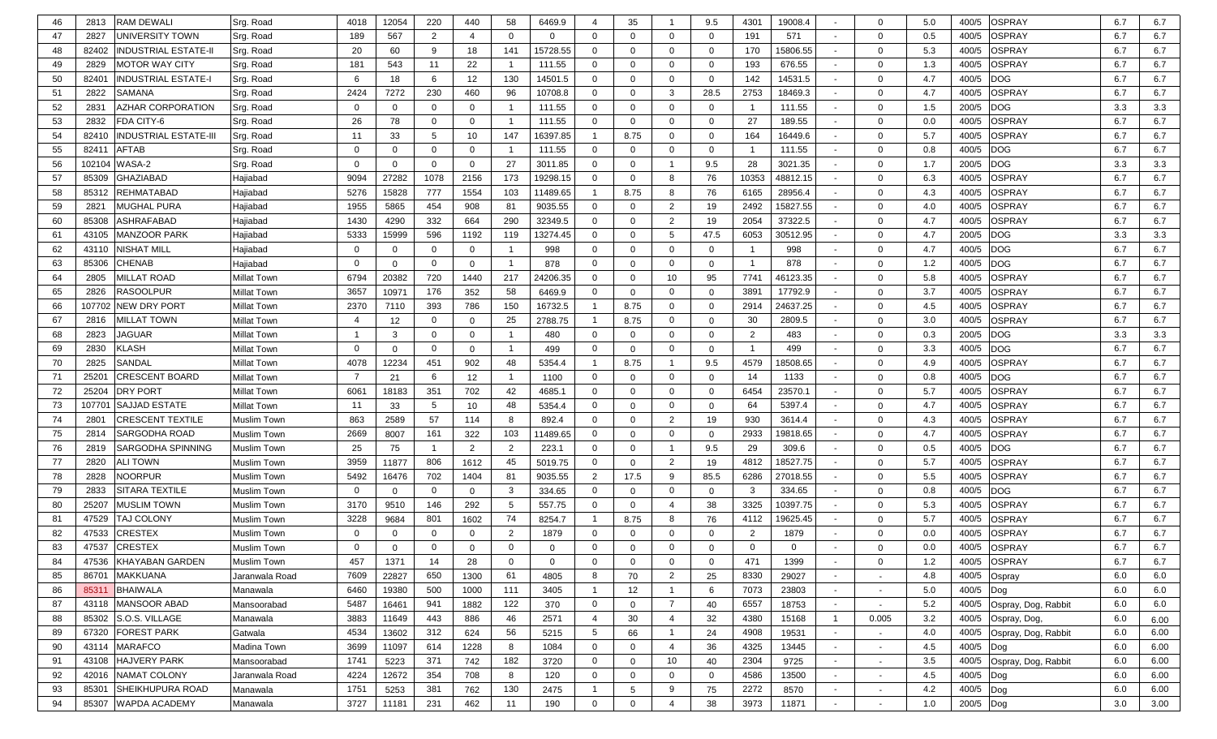| | | | | | | | | | | | | | | | | | | | | | |
|---|---|---|---|---|---|---|---|---|---|---|---|---|---|---|---|---|---|---|---|---|---|
| 46 | 2813 | RAM DEWALI | Srg. Road | 4018 | 12054 | 220 | 440 | 58 | 6469.9 | 4 | 35 | 1 | 9.5 | 4301 | 19008.4 | - | 0 | 5.0 | 400/5 | OSPRAY | 6.7 | 6.7 |
| 47 | 2827 | UNIVERSITY TOWN | Srg. Road | 189 | 567 | 2 | 4 | 0 | 0 | 0 | 0 | 0 | 0 | 191 | 571 | - | 0 | 0.5 | 400/5 | OSPRAY | 6.7 | 6.7 |
| 48 | 82402 | INDUSTRIAL ESTATE-II | Srg. Road | 20 | 60 | 9 | 18 | 141 | 15728.55 | 0 | 0 | 0 | 0 | 170 | 15806.55 | - | 0 | 5.3 | 400/5 | OSPRAY | 6.7 | 6.7 |
| 49 | 2829 | MOTOR WAY CITY | Srg. Road | 181 | 543 | 11 | 22 | 1 | 111.55 | 0 | 0 | 0 | 0 | 193 | 676.55 | - | 0 | 1.3 | 400/5 | OSPRAY | 6.7 | 6.7 |
| 50 | 82401 | INDUSTRIAL ESTATE-I | Srg. Road | 6 | 18 | 6 | 12 | 130 | 14501.5 | 0 | 0 | 0 | 0 | 142 | 14531.5 | - | 0 | 4.7 | 400/5 | DOG | 6.7 | 6.7 |
| 51 | 2822 | SAMANA | Srg. Road | 2424 | 7272 | 230 | 460 | 96 | 10708.8 | 0 | 0 | 3 | 28.5 | 2753 | 18469.3 | - | 0 | 4.7 | 400/5 | OSPRAY | 6.7 | 6.7 |
| 52 | 2831 | AZHAR CORPORATION | Srg. Road | 0 | 0 | 0 | 0 | 1 | 111.55 | 0 | 0 | 0 | 0 | 1 | 111.55 | - | 0 | 1.5 | 200/5 | DOG | 3.3 | 3.3 |
| 53 | 2832 | FDA CITY-6 | Srg. Road | 26 | 78 | 0 | 0 | 1 | 111.55 | 0 | 0 | 0 | 0 | 27 | 189.55 | - | 0 | 0.0 | 400/5 | OSPRAY | 6.7 | 6.7 |
| 54 | 82410 | INDUSTRIAL ESTATE-III | Srg. Road | 11 | 33 | 5 | 10 | 147 | 16397.85 | 1 | 8.75 | 0 | 0 | 164 | 16449.6 | - | 0 | 5.7 | 400/5 | OSPRAY | 6.7 | 6.7 |
| 55 | 82411 | AFTAB | Srg. Road | 0 | 0 | 0 | 0 | 1 | 111.55 | 0 | 0 | 0 | 0 | 1 | 111.55 | - | 0 | 0.8 | 400/5 | DOG | 6.7 | 6.7 |
| 56 | 102104 | WASA-2 | Srg. Road | 0 | 0 | 0 | 0 | 27 | 3011.85 | 0 | 0 | 1 | 9.5 | 28 | 3021.35 | - | 0 | 1.7 | 200/5 | DOG | 3.3 | 3.3 |
| 57 | 85309 | GHAZIABAD | Hajiabad | 9094 | 27282 | 1078 | 2156 | 173 | 19298.15 | 0 | 0 | 8 | 76 | 10353 | 48812.15 | - | 0 | 6.3 | 400/5 | OSPRAY | 6.7 | 6.7 |
| 58 | 85312 | REHMATABAD | Hajiabad | 5276 | 15828 | 777 | 1554 | 103 | 11489.65 | 1 | 8.75 | 8 | 76 | 6165 | 28956.4 | - | 0 | 4.3 | 400/5 | OSPRAY | 6.7 | 6.7 |
| 59 | 2821 | MUGHAL PURA | Hajiabad | 1955 | 5865 | 454 | 908 | 81 | 9035.55 | 0 | 0 | 2 | 19 | 2492 | 15827.55 | - | 0 | 4.0 | 400/5 | OSPRAY | 6.7 | 6.7 |
| 60 | 85308 | ASHRAFABAD | Hajiabad | 1430 | 4290 | 332 | 664 | 290 | 32349.5 | 0 | 0 | 2 | 19 | 2054 | 37322.5 | - | 0 | 4.7 | 400/5 | OSPRAY | 6.7 | 6.7 |
| 61 | 43105 | MANZOOR PARK | Hajiabad | 5333 | 15999 | 596 | 1192 | 119 | 13274.45 | 0 | 0 | 5 | 47.5 | 6053 | 30512.95 | - | 0 | 4.7 | 200/5 | DOG | 3.3 | 3.3 |
| 62 | 43110 | NISHAT MILL | Hajiabad | 0 | 0 | 0 | 0 | 1 | 998 | 0 | 0 | 0 | 0 | 1 | 998 | - | 0 | 4.7 | 400/5 | DOG | 6.7 | 6.7 |
| 63 | 85306 | CHENAB | Hajiabad | 0 | 0 | 0 | 0 | 1 | 878 | 0 | 0 | 0 | 0 | 1 | 878 | - | 0 | 1.2 | 400/5 | DOG | 6.7 | 6.7 |
| 64 | 2805 | MILLAT ROAD | Millat Town | 6794 | 20382 | 720 | 1440 | 217 | 24206.35 | 0 | 0 | 10 | 95 | 7741 | 46123.35 | - | 0 | 5.8 | 400/5 | OSPRAY | 6.7 | 6.7 |
| 65 | 2826 | RASOOLPUR | Millat Town | 3657 | 10971 | 176 | 352 | 58 | 6469.9 | 0 | 0 | 0 | 0 | 3891 | 17792.9 | - | 0 | 3.7 | 400/5 | OSPRAY | 6.7 | 6.7 |
| 66 | 107702 | NEW DRY PORT | Millat Town | 2370 | 7110 | 393 | 786 | 150 | 16732.5 | 1 | 8.75 | 0 | 0 | 2914 | 24637.25 | - | 0 | 4.5 | 400/5 | OSPRAY | 6.7 | 6.7 |
| 67 | 2816 | MILLAT TOWN | Millat Town | 4 | 12 | 0 | 0 | 25 | 2788.75 | 1 | 8.75 | 0 | 0 | 30 | 2809.5 | - | 0 | 3.0 | 400/5 | OSPRAY | 6.7 | 6.7 |
| 68 | 2823 | JAGUAR | Millat Town | 1 | 3 | 0 | 0 | 1 | 480 | 0 | 0 | 0 | 0 | 2 | 483 | - | 0 | 0.3 | 200/5 | DOG | 3.3 | 3.3 |
| 69 | 2830 | KLASH | Millat Town | 0 | 0 | 0 | 0 | 1 | 499 | 0 | 0 | 0 | 0 | 1 | 499 | - | 0 | 3.3 | 400/5 | DOG | 6.7 | 6.7 |
| 70 | 2825 | SANDAL | Millat Town | 4078 | 12234 | 451 | 902 | 48 | 5354.4 | 1 | 8.75 | 1 | 9.5 | 4579 | 18508.65 | - | 0 | 4.9 | 400/5 | OSPRAY | 6.7 | 6.7 |
| 71 | 25201 | CRESCENT BOARD | Millat Town | 7 | 21 | 6 | 12 | 1 | 1100 | 0 | 0 | 0 | 0 | 14 | 1133 | - | 0 | 0.8 | 400/5 | DOG | 6.7 | 6.7 |
| 72 | 25204 | DRY PORT | Millat Town | 6061 | 18183 | 351 | 702 | 42 | 4685.1 | 0 | 0 | 0 | 0 | 6454 | 23570.1 | - | 0 | 5.7 | 400/5 | OSPRAY | 6.7 | 6.7 |
| 73 | 107701 | SAJJAD ESTATE | Millat Town | 11 | 33 | 5 | 10 | 48 | 5354.4 | 0 | 0 | 0 | 0 | 64 | 5397.4 | - | 0 | 4.7 | 400/5 | OSPRAY | 6.7 | 6.7 |
| 74 | 2801 | CRESCENT TEXTILE | Muslim Town | 863 | 2589 | 57 | 114 | 8 | 892.4 | 0 | 0 | 2 | 19 | 930 | 3614.4 | - | 0 | 4.3 | 400/5 | OSPRAY | 6.7 | 6.7 |
| 75 | 2814 | SARGODHA ROAD | Muslim Town | 2669 | 8007 | 161 | 322 | 103 | 11489.65 | 0 | 0 | 0 | 0 | 2933 | 19818.65 | - | 0 | 4.7 | 400/5 | OSPRAY | 6.7 | 6.7 |
| 76 | 2819 | SARGODHA SPINNING | Muslim Town | 25 | 75 | 1 | 2 | 2 | 223.1 | 0 | 0 | 1 | 9.5 | 29 | 309.6 | - | 0 | 0.5 | 400/5 | DOG | 6.7 | 6.7 |
| 77 | 2820 | ALI TOWN | Muslim Town | 3959 | 11877 | 806 | 1612 | 45 | 5019.75 | 0 | 0 | 2 | 19 | 4812 | 18527.75 | - | 0 | 5.7 | 400/5 | OSPRAY | 6.7 | 6.7 |
| 78 | 2828 | NOORPUR | Muslim Town | 5492 | 16476 | 702 | 1404 | 81 | 9035.55 | 2 | 17.5 | 9 | 85.5 | 6286 | 27018.55 | - | 0 | 5.5 | 400/5 | OSPRAY | 6.7 | 6.7 |
| 79 | 2833 | SITARA TEXTILE | Muslim Town | 0 | 0 | 0 | 0 | 3 | 334.65 | 0 | 0 | 0 | 0 | 3 | 334.65 | - | 0 | 0.8 | 400/5 | DOG | 6.7 | 6.7 |
| 80 | 25207 | MUSLIM TOWN | Muslim Town | 3170 | 9510 | 146 | 292 | 5 | 557.75 | 0 | 0 | 4 | 38 | 3325 | 10397.75 | - | 0 | 5.3 | 400/5 | OSPRAY | 6.7 | 6.7 |
| 81 | 47529 | TAJ COLONY | Muslim Town | 3228 | 9684 | 801 | 1602 | 74 | 8254.7 | 1 | 8.75 | 8 | 76 | 4112 | 19625.45 | - | 0 | 5.7 | 400/5 | OSPRAY | 6.7 | 6.7 |
| 82 | 47533 | CRESTEX | Muslim Town | 0 | 0 | 0 | 0 | 2 | 1879 | 0 | 0 | 0 | 0 | 2 | 1879 | - | 0 | 0.0 | 400/5 | OSPRAY | 6.7 | 6.7 |
| 83 | 47537 | CRESTEX | Muslim Town | 0 | 0 | 0 | 0 | 0 | 0 | 0 | 0 | 0 | 0 | 0 | 0 | - | 0 | 0.0 | 400/5 | OSPRAY | 6.7 | 6.7 |
| 84 | 47536 | KHAYABAN GARDEN | Muslim Town | 457 | 1371 | 14 | 28 | 0 | 0 | 0 | 0 | 0 | 0 | 471 | 1399 | - | 0 | 1.2 | 400/5 | OSPRAY | 6.7 | 6.7 |
| 85 | 86701 | MAKKUANA | Jaranwala Road | 7609 | 22827 | 650 | 1300 | 61 | 4805 | 8 | 70 | 2 | 25 | 8330 | 29027 | - | - | 4.8 | 400/5 | Ospray | 6.0 | 6.0 |
| 86 | 85311 | BHAIWALA | Manawala | 6460 | 19380 | 500 | 1000 | 111 | 3405 | 1 | 12 | 1 | 6 | 7073 | 23803 | - | - | 5.0 | 400/5 | Dog | 6.0 | 6.0 |
| 87 | 43118 | MANSOOR ABAD | Mansoorabad | 5487 | 16461 | 941 | 1882 | 122 | 370 | 0 | 0 | 7 | 40 | 6557 | 18753 | - | - | 5.2 | 400/5 | Ospray, Dog, Rabbit | 6.0 | 6.0 |
| 88 | 85302 | S.O.S. VILLAGE | Manawala | 3883 | 11649 | 443 | 886 | 46 | 2571 | 4 | 30 | 4 | 32 | 4380 | 15168 | 1 | 0.005 | 3.2 | 400/5 | Ospray, Dog, | 6.0 | 6.00 |
| 89 | 67320 | FOREST PARK | Gatwala | 4534 | 13602 | 312 | 624 | 56 | 5215 | 5 | 66 | 1 | 24 | 4908 | 19531 | - | - | 4.0 | 400/5 | Ospray, Dog, Rabbit | 6.0 | 6.00 |
| 90 | 43114 | MARAFCO | Madina Town | 3699 | 11097 | 614 | 1228 | 8 | 1084 | 0 | 0 | 4 | 36 | 4325 | 13445 | - | - | 4.5 | 400/5 | Dog | 6.0 | 6.00 |
| 91 | 43108 | HAJVERY PARK | Mansoorabad | 1741 | 5223 | 371 | 742 | 182 | 3720 | 0 | 0 | 10 | 40 | 2304 | 9725 | - | - | 3.5 | 400/5 | Ospray, Dog, Rabbit | 6.0 | 6.00 |
| 92 | 42016 | NAMAT COLONY | Jaranwala Road | 4224 | 12672 | 354 | 708 | 8 | 120 | 0 | 0 | 0 | 0 | 4586 | 13500 | - | - | 4.5 | 400/5 | Dog | 6.0 | 6.00 |
| 93 | 85301 | SHEIKHUPURA ROAD | Manawala | 1751 | 5253 | 381 | 762 | 130 | 2475 | 1 | 5 | 9 | 75 | 2272 | 8570 | - | - | 4.2 | 400/5 | Dog | 6.0 | 6.00 |
| 94 | 85307 | WAPDA ACADEMY | Manawala | 3727 | 11181 | 231 | 462 | 11 | 190 | 0 | 0 | 4 | 38 | 3973 | 11871 | - | - | 1.0 | 200/5 | Dog | 3.0 | 3.00 |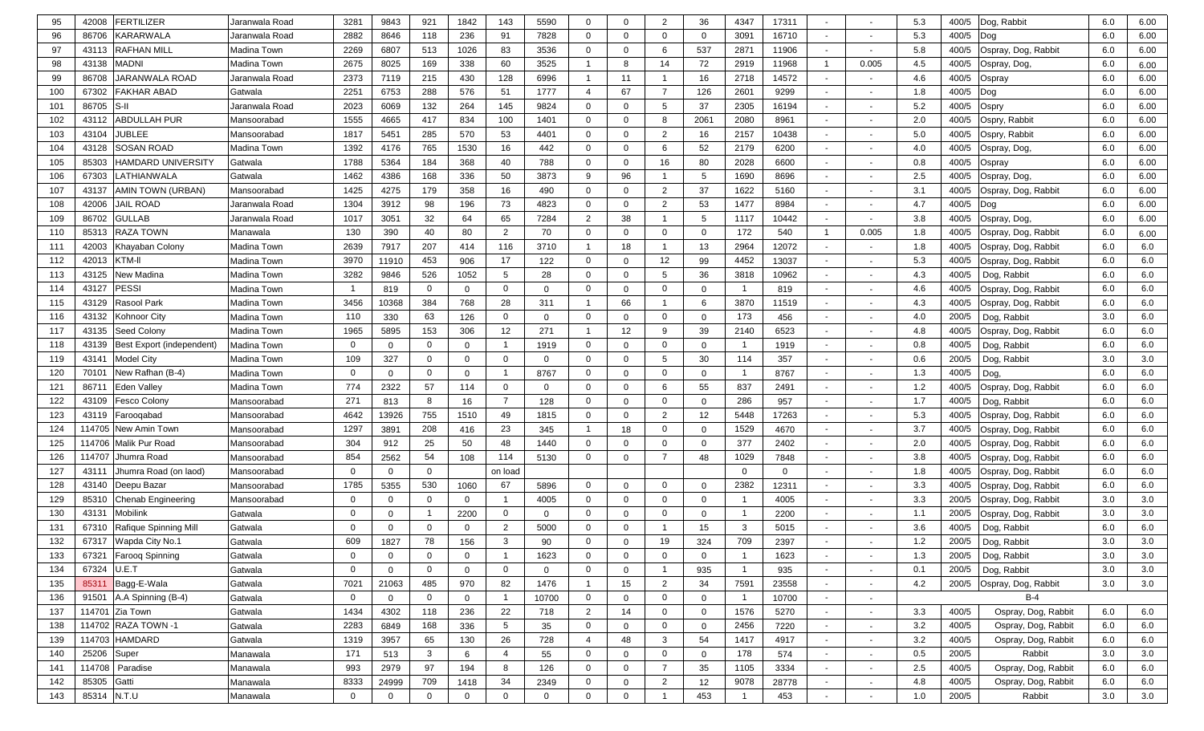| | | | | | | | | | | | | | | | | | | | | | | |
|---|---|---|---|---|---|---|---|---|---|---|---|---|---|---|---|---|---|---|---|---|---|---|
| 95 | 42008 | FERTILIZER | Jaranwala Road | 3281 | 9843 | 921 | 1842 | 143 | 5590 | 0 | 0 | 2 | 36 | 4347 | 17311 | - | - | 5.3 | 400/5 | Dog, Rabbit | 6.0 | 6.00 |
| 96 | 86706 | KARARWALA | Jaranwala Road | 2882 | 8646 | 118 | 236 | 91 | 7828 | 0 | 0 | 0 | 0 | 3091 | 16710 | - | - | 5.3 | 400/5 | Dog | 6.0 | 6.00 |
| 97 | 43113 | RAFHAN MILL | Madina Town | 2269 | 6807 | 513 | 1026 | 83 | 3536 | 0 | 0 | 6 | 537 | 2871 | 11906 | - | - | 5.8 | 400/5 | Ospray, Dog, Rabbit | 6.0 | 6.00 |
| 98 | 43138 | MADNI | Madina Town | 2675 | 8025 | 169 | 338 | 60 | 3525 | 1 | 8 | 14 | 72 | 2919 | 11968 | 1 | 0.005 | 4.5 | 400/5 | Ospray, Dog, | 6.0 | 6.00 |
| 99 | 86708 | JARANWALA ROAD | Jaranwala Road | 2373 | 7119 | 215 | 430 | 128 | 6996 | 1 | 11 | 1 | 16 | 2718 | 14572 | - | - | 4.6 | 400/5 | Ospray | 6.0 | 6.00 |
| 100 | 67302 | FAKHAR ABAD | Gatwala | 2251 | 6753 | 288 | 576 | 51 | 1777 | 4 | 67 | 7 | 126 | 2601 | 9299 | - | - | 1.8 | 400/5 | Dog | 6.0 | 6.00 |
| 101 | 86705 | S-II | Jaranwala Road | 2023 | 6069 | 132 | 264 | 145 | 9824 | 0 | 0 | 5 | 37 | 2305 | 16194 | - | - | 5.2 | 400/5 | Ospry | 6.0 | 6.00 |
| 102 | 43112 | ABDULLAH PUR | Mansoorabad | 1555 | 4665 | 417 | 834 | 100 | 1401 | 0 | 0 | 8 | 2061 | 2080 | 8961 | - | - | 2.0 | 400/5 | Ospry, Rabbit | 6.0 | 6.00 |
| 103 | 43104 | JUBLEE | Mansoorabad | 1817 | 5451 | 285 | 570 | 53 | 4401 | 0 | 0 | 2 | 16 | 2157 | 10438 | - | - | 5.0 | 400/5 | Ospry, Rabbit | 6.0 | 6.00 |
| 104 | 43128 | SOSAN ROAD | Madina Town | 1392 | 4176 | 765 | 1530 | 16 | 442 | 0 | 0 | 6 | 52 | 2179 | 6200 | - | - | 4.0 | 400/5 | Ospray, Dog, | 6.0 | 6.00 |
| 105 | 85303 | HAMDARD UNIVERSITY | Gatwala | 1788 | 5364 | 184 | 368 | 40 | 788 | 0 | 0 | 16 | 80 | 2028 | 6600 | - | - | 0.8 | 400/5 | Ospray | 6.0 | 6.00 |
| 106 | 67303 | LATHIANWALA | Gatwala | 1462 | 4386 | 168 | 336 | 50 | 3873 | 9 | 96 | 1 | 5 | 1690 | 8696 | - | - | 2.5 | 400/5 | Ospray, Dog, | 6.0 | 6.00 |
| 107 | 43137 | AMIN TOWN (URBAN) | Mansoorabad | 1425 | 4275 | 179 | 358 | 16 | 490 | 0 | 0 | 2 | 37 | 1622 | 5160 | - | - | 3.1 | 400/5 | Ospray, Dog, Rabbit | 6.0 | 6.00 |
| 108 | 42006 | JAIL ROAD | Jaranwala Road | 1304 | 3912 | 98 | 196 | 73 | 4823 | 0 | 0 | 2 | 53 | 1477 | 8984 | - | - | 4.7 | 400/5 | Dog | 6.0 | 6.00 |
| 109 | 86702 | GULLAB | Jaranwala Road | 1017 | 3051 | 32 | 64 | 65 | 7284 | 2 | 38 | 1 | 5 | 1117 | 10442 | - | - | 3.8 | 400/5 | Ospray, Dog, | 6.0 | 6.00 |
| 110 | 85313 | RAZA TOWN | Manawala | 130 | 390 | 40 | 80 | 2 | 70 | 0 | 0 | 0 | 0 | 172 | 540 | 1 | 0.005 | 1.8 | 400/5 | Ospray, Dog, Rabbit | 6.0 | 6.00 |
| 111 | 42003 | Khayaban Colony | Madina Town | 2639 | 7917 | 207 | 414 | 116 | 3710 | 1 | 18 | 1 | 13 | 2964 | 12072 | - | - | 1.8 | 400/5 | Ospray, Dog, Rabbit | 6.0 | 6.0 |
| 112 | 42013 | KTM-II | Madina Town | 3970 | 11910 | 453 | 906 | 17 | 122 | 0 | 0 | 12 | 99 | 4452 | 13037 | - | - | 5.3 | 400/5 | Ospray, Dog, Rabbit | 6.0 | 6.0 |
| 113 | 43125 | New Madina | Madina Town | 3282 | 9846 | 526 | 1052 | 5 | 28 | 0 | 0 | 5 | 36 | 3818 | 10962 | - | - | 4.3 | 400/5 | Dog, Rabbit | 6.0 | 6.0 |
| 114 | 43127 | PESSI | Madina Town | 1 | 819 | 0 | 0 | 0 | 0 | 0 | 0 | 0 | 0 | 1 | 819 | - | - | 4.6 | 400/5 | Ospray, Dog, Rabbit | 6.0 | 6.0 |
| 115 | 43129 | Rasool Park | Madina Town | 3456 | 10368 | 384 | 768 | 28 | 311 | 1 | 66 | 1 | 6 | 3870 | 11519 | - | - | 4.3 | 400/5 | Ospray, Dog, Rabbit | 6.0 | 6.0 |
| 116 | 43132 | Kohnoor City | Madina Town | 110 | 330 | 63 | 126 | 0 | 0 | 0 | 0 | 0 | 0 | 173 | 456 | - | - | 4.0 | 200/5 | Dog, Rabbit | 3.0 | 6.0 |
| 117 | 43135 | Seed Colony | Madina Town | 1965 | 5895 | 153 | 306 | 12 | 271 | 1 | 12 | 9 | 39 | 2140 | 6523 | - | - | 4.8 | 400/5 | Ospray, Dog, Rabbit | 6.0 | 6.0 |
| 118 | 43139 | Best Export (independent) | Madina Town | 0 | 0 | 0 | 0 | 1 | 1919 | 0 | 0 | 0 | 0 | 1 | 1919 | - | - | 0.8 | 400/5 | Dog, Rabbit | 6.0 | 6.0 |
| 119 | 43141 | Model City | Madina Town | 109 | 327 | 0 | 0 | 0 | 0 | 0 | 0 | 5 | 30 | 114 | 357 | - | - | 0.6 | 200/5 | Dog, Rabbit | 3.0 | 3.0 |
| 120 | 70101 | New Rafhan (B-4) | Madina Town | 0 | 0 | 0 | 0 | 1 | 8767 | 0 | 0 | 0 | 0 | 1 | 8767 | - | - | 1.3 | 400/5 | Dog, | 6.0 | 6.0 |
| 121 | 86711 | Eden Valley | Madina Town | 774 | 2322 | 57 | 114 | 0 | 0 | 0 | 0 | 6 | 55 | 837 | 2491 | - | - | 1.2 | 400/5 | Ospray, Dog, Rabbit | 6.0 | 6.0 |
| 122 | 43109 | Fesco Colony | Mansoorabad | 271 | 813 | 8 | 16 | 7 | 128 | 0 | 0 | 0 | 0 | 286 | 957 | - | - | 1.7 | 400/5 | Dog, Rabbit | 6.0 | 6.0 |
| 123 | 43119 | Farooqabad | Mansoorabad | 4642 | 13926 | 755 | 1510 | 49 | 1815 | 0 | 0 | 2 | 12 | 5448 | 17263 | - | - | 5.3 | 400/5 | Ospray, Dog, Rabbit | 6.0 | 6.0 |
| 124 | 114705 | New Amin Town | Mansoorabad | 1297 | 3891 | 208 | 416 | 23 | 345 | 1 | 18 | 0 | 0 | 1529 | 4670 | - | - | 3.7 | 400/5 | Ospray, Dog, Rabbit | 6.0 | 6.0 |
| 125 | 114706 | Malik Pur Road | Mansoorabad | 304 | 912 | 25 | 50 | 48 | 1440 | 0 | 0 | 0 | 0 | 377 | 2402 | - | - | 2.0 | 400/5 | Ospray, Dog, Rabbit | 6.0 | 6.0 |
| 126 | 114707 | Jhumra Road | Mansoorabad | 854 | 2562 | 54 | 108 | 114 | 5130 | 0 | 0 | 7 | 48 | 1029 | 7848 | - | - | 3.8 | 400/5 | Ospray, Dog, Rabbit | 6.0 | 6.0 |
| 127 | 43111 | Jhumra Road (on laod) | Mansoorabad | 0 | 0 | 0 | | on load | | | | | | 0 | 0 | - | - | 1.8 | 400/5 | Ospray, Dog, Rabbit | 6.0 | 6.0 |
| 128 | 43140 | Deepu Bazar | Mansoorabad | 1785 | 5355 | 530 | 1060 | 67 | 5896 | 0 | 0 | 0 | 0 | 2382 | 12311 | - | - | 3.3 | 400/5 | Ospray, Dog, Rabbit | 6.0 | 6.0 |
| 129 | 85310 | Chenab Engineering | Mansoorabad | 0 | 0 | 0 | 0 | 1 | 4005 | 0 | 0 | 0 | 0 | 1 | 4005 | - | - | 3.3 | 200/5 | Ospray, Dog, Rabbit | 3.0 | 3.0 |
| 130 | 43131 | Mobilink | Gatwala | 0 | 0 | 1 | 2200 | 0 | 0 | 0 | 0 | 0 | 0 | 1 | 2200 | - | - | 1.1 | 200/5 | Ospray, Dog, Rabbit | 3.0 | 3.0 |
| 131 | 67310 | Rafique Spinning Mill | Gatwala | 0 | 0 | 0 | 0 | 2 | 5000 | 0 | 0 | 1 | 15 | 3 | 5015 | - | - | 3.6 | 400/5 | Dog, Rabbit | 6.0 | 6.0 |
| 132 | 67317 | Wapda City No.1 | Gatwala | 609 | 1827 | 78 | 156 | 3 | 90 | 0 | 0 | 19 | 324 | 709 | 2397 | - | - | 1.2 | 200/5 | Dog, Rabbit | 3.0 | 3.0 |
| 133 | 67321 | Farooq Spinning | Gatwala | 0 | 0 | 0 | 0 | 1 | 1623 | 0 | 0 | 0 | 0 | 1 | 1623 | - | - | 1.3 | 200/5 | Dog, Rabbit | 3.0 | 3.0 |
| 134 | 67324 | U.E.T | Gatwala | 0 | 0 | 0 | 0 | 0 | 0 | 0 | 0 | 1 | 935 | 1 | 935 | - | - | 0.1 | 200/5 | Dog, Rabbit | 3.0 | 3.0 |
| 135 | 85311 | Bagg-E-Wala | Gatwala | 7021 | 21063 | 485 | 970 | 82 | 1476 | 1 | 15 | 2 | 34 | 7591 | 23558 | - | - | 4.2 | 200/5 | Ospray, Dog, Rabbit | 3.0 | 3.0 |
| 136 | 91501 | A.A Spinning (B-4) | Gatwala | 0 | 0 | 0 | 0 | 1 | 10700 | 0 | 0 | 0 | 0 | 1 | 10700 | - | - | | | B-4 | | |
| 137 | 114701 | Zia Town | Gatwala | 1434 | 4302 | 118 | 236 | 22 | 718 | 2 | 14 | 0 | 0 | 1576 | 5270 | - | - | 3.3 | 400/5 | Ospray, Dog, Rabbit | 6.0 | 6.0 |
| 138 | 114702 | RAZA TOWN -1 | Gatwala | 2283 | 6849 | 168 | 336 | 5 | 35 | 0 | 0 | 0 | 0 | 2456 | 7220 | - | - | 3.2 | 400/5 | Ospray, Dog, Rabbit | 6.0 | 6.0 |
| 139 | 114703 | HAMDARD | Gatwala | 1319 | 3957 | 65 | 130 | 26 | 728 | 4 | 48 | 3 | 54 | 1417 | 4917 | - | - | 3.2 | 400/5 | Ospray, Dog, Rabbit | 6.0 | 6.0 |
| 140 | 25206 | Super | Manawala | 171 | 513 | 3 | 6 | 4 | 55 | 0 | 0 | 0 | 0 | 178 | 574 | - | - | 0.5 | 200/5 | Rabbit | 3.0 | 3.0 |
| 141 | 114708 | Paradise | Manawala | 993 | 2979 | 97 | 194 | 8 | 126 | 0 | 0 | 7 | 35 | 1105 | 3334 | - | - | 2.5 | 400/5 | Ospray, Dog, Rabbit | 6.0 | 6.0 |
| 142 | 85305 | Gatti | Manawala | 8333 | 24999 | 709 | 1418 | 34 | 2349 | 0 | 0 | 2 | 12 | 9078 | 28778 | - | - | 4.8 | 400/5 | Ospray, Dog, Rabbit | 6.0 | 6.0 |
| 143 | 85314 | N.T.U | Manawala | 0 | 0 | 0 | 0 | 0 | 0 | 0 | 0 | 1 | 453 | 1 | 453 | - | - | 1.0 | 200/5 | Rabbit | 3.0 | 3.0 |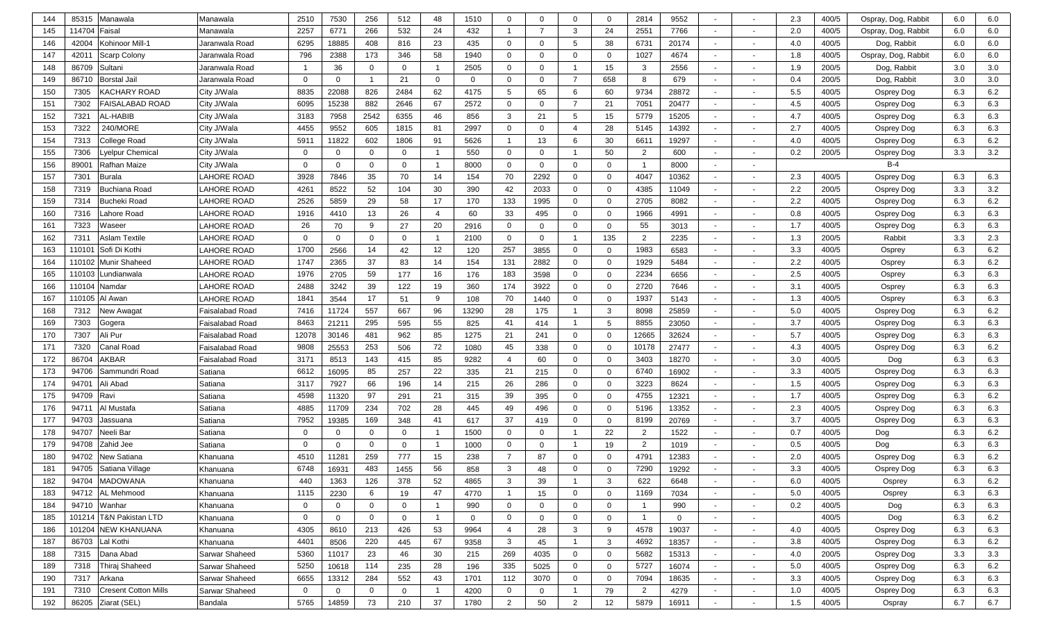| 144 | 85315 | Manawala | Manawala | 2510 | 7530 | 256 | 512 | 48 | 1510 | 0 | 0 | 0 | 0 | 2814 | 9552 | - | - | 2.3 | 400/5 | Ospray, Dog, Rabbit | 6.0 | 6.0 |
|---|---|---|---|---|---|---|---|---|---|---|---|---|---|---|---|---|---|---|---|---|---|---|
| 145 | 114704 | Faisal | Manawala | 2257 | 6771 | 266 | 532 | 24 | 432 | 1 | 7 | 3 | 24 | 2551 | 7766 | - | - | 2.0 | 400/5 | Ospray, Dog, Rabbit | 6.0 | 6.0 |
| 146 | 42004 | Kohinoor Mill-1 | Jaranwala Road | 6295 | 18885 | 408 | 816 | 23 | 435 | 0 | 0 | 5 | 38 | 6731 | 20174 | - | - | 4.0 | 400/5 | Dog, Rabbit | 6.0 | 6.0 |
| 147 | 42011 | Scarp Colony | Jaranwala Road | 796 | 2388 | 173 | 346 | 58 | 1940 | 0 | 0 | 0 | 0 | 1027 | 4674 | - | - | 1.8 | 400/5 | Ospray, Dog, Rabbit | 6.0 | 6.0 |
| 148 | 86709 | Sultani | Jaranwala Road | 1 | 36 | 0 | 0 | 1 | 2505 | 0 | 0 | 1 | 15 | 3 | 2556 | - | - | 1.9 | 200/5 | Dog, Rabbit | 3.0 | 3.0 |
| 149 | 86710 | Borstal Jail | Jaranwala Road | 0 | 0 | 1 | 21 | 0 | 0 | 0 | 0 | 7 | 658 | 8 | 679 | - | - | 0.4 | 200/5 | Dog, Rabbit | 3.0 | 3.0 |
| 150 | 7305 | KACHARY ROAD | City J/Wala | 8835 | 22088 | 826 | 2484 | 62 | 4175 | 5 | 65 | 6 | 60 | 9734 | 28872 | - | - | 5.5 | 400/5 | Osprey Dog | 6.3 | 6.2 |
| 151 | 7302 | FAISALABAD ROAD | City J/Wala | 6095 | 15238 | 882 | 2646 | 67 | 2572 | 0 | 0 | 7 | 21 | 7051 | 20477 | - | - | 4.5 | 400/5 | Osprey Dog | 6.3 | 6.3 |
| 152 | 7321 | AL-HABIB | City J/Wala | 3183 | 7958 | 2542 | 6355 | 46 | 856 | 3 | 21 | 5 | 15 | 5779 | 15205 | - | - | 4.7 | 400/5 | Osprey Dog | 6.3 | 6.3 |
| 153 | 7322 | 240/MORE | City J/Wala | 4455 | 9552 | 605 | 1815 | 81 | 2997 | 0 | 0 | 4 | 28 | 5145 | 14392 | - | - | 2.7 | 400/5 | Osprey Dog | 6.3 | 6.3 |
| 154 | 7313 | College Road | City J/Wala | 5911 | 11822 | 602 | 1806 | 91 | 5626 | 1 | 13 | 6 | 30 | 6611 | 19297 | - | - | 4.0 | 400/5 | Osprey Dog | 6.3 | 6.2 |
| 155 | 7306 | Lyelpur Chemical | City J/Wala | 0 | 0 | 0 | 0 | 1 | 550 | 0 | 0 | 1 | 50 | 2 | 600 | - | - | 0.2 | 200/5 | Osprey Dog | 3.3 | 3.2 |
| 156 | 89001 | Rafhan Maize | City J/Wala | 0 | 0 | 0 | 0 | 1 | 8000 | 0 | 0 | 0 | 0 | 1 | 8000 | - | - | | | B-4 | | |
| 157 | 7301 | Burala | LAHORE ROAD | 3928 | 7846 | 35 | 70 | 14 | 154 | 70 | 2292 | 0 | 0 | 4047 | 10362 | - | - | 2.3 | 400/5 | Osprey Dog | 6.3 | 6.3 |
| 158 | 7319 | Buchiana Road | LAHORE ROAD | 4261 | 8522 | 52 | 104 | 30 | 390 | 42 | 2033 | 0 | 0 | 4385 | 11049 | - | - | 2.2 | 200/5 | Osprey Dog | 3.3 | 3.2 |
| 159 | 7314 | Bucheki Road | LAHORE ROAD | 2526 | 5859 | 29 | 58 | 17 | 170 | 133 | 1995 | 0 | 0 | 2705 | 8082 | - | - | 2.2 | 400/5 | Osprey Dog | 6.3 | 6.2 |
| 160 | 7316 | Lahore Road | LAHORE ROAD | 1916 | 4410 | 13 | 26 | 4 | 60 | 33 | 495 | 0 | 0 | 1966 | 4991 | - | - | 0.8 | 400/5 | Osprey Dog | 6.3 | 6.3 |
| 161 | 7323 | Waseer | LAHORE ROAD | 26 | 70 | 9 | 27 | 20 | 2916 | 0 | 0 | 0 | 0 | 55 | 3013 | - | - | 1.7 | 400/5 | Osprey Dog | 6.3 | 6.3 |
| 162 | 7311 | Aslam Textile | LAHORE ROAD | 0 | 0 | 0 | 0 | 1 | 2100 | 0 | 0 | 1 | 135 | 2 | 2235 | - | - | 1.3 | 200/5 | Rabbit | 3.3 | 2.3 |
| 163 | 110101 | Sofi Di Kothi | LAHORE ROAD | 1700 | 2566 | 14 | 42 | 12 | 120 | 257 | 3855 | 0 | 0 | 1983 | 6583 | - | - | 3.3 | 400/5 | Osprey | 6.3 | 6.2 |
| 164 | 110102 | Munir Shaheed | LAHORE ROAD | 1747 | 2365 | 37 | 83 | 14 | 154 | 131 | 2882 | 0 | 0 | 1929 | 5484 | - | - | 2.2 | 400/5 | Osprey | 6.3 | 6.2 |
| 165 | 110103 | Lundianwala | LAHORE ROAD | 1976 | 2705 | 59 | 177 | 16 | 176 | 183 | 3598 | 0 | 0 | 2234 | 6656 | - | - | 2.5 | 400/5 | Osprey | 6.3 | 6.3 |
| 166 | 110104 | Namdar | LAHORE ROAD | 2488 | 3242 | 39 | 122 | 19 | 360 | 174 | 3922 | 0 | 0 | 2720 | 7646 | - | - | 3.1 | 400/5 | Osprey | 6.3 | 6.3 |
| 167 | 110105 | Al Awan | LAHORE ROAD | 1841 | 3544 | 17 | 51 | 9 | 108 | 70 | 1440 | 0 | 0 | 1937 | 5143 | - | - | 1.3 | 400/5 | Osprey | 6.3 | 6.3 |
| 168 | 7312 | New Awagat | Faisalabad Road | 7416 | 11724 | 557 | 667 | 96 | 13290 | 28 | 175 | 1 | 3 | 8098 | 25859 | - | - | 5.0 | 400/5 | Osprey Dog | 6.3 | 6.2 |
| 169 | 7303 | Gogera | Faisalabad Road | 8463 | 21211 | 295 | 595 | 55 | 825 | 41 | 414 | 1 | 5 | 8855 | 23050 | - | - | 3.7 | 400/5 | Osprey Dog | 6.3 | 6.3 |
| 170 | 7307 | Ali Pur | Faisalabad Road | 12078 | 30146 | 481 | 962 | 85 | 1275 | 21 | 241 | 0 | 0 | 12665 | 32624 | - | - | 5.7 | 400/5 | Osprey Dog | 6.3 | 6.3 |
| 171 | 7320 | Canal Road | Faisalabad Road | 9808 | 25553 | 253 | 506 | 72 | 1080 | 45 | 338 | 0 | 0 | 10178 | 27477 | - | - | 4.3 | 400/5 | Osprey Dog | 6.3 | 6.2 |
| 172 | 86704 | AKBAR | Faisalabad Road | 3171 | 8513 | 143 | 415 | 85 | 9282 | 4 | 60 | 0 | 0 | 3403 | 18270 | - | - | 3.0 | 400/5 | Dog | 6.3 | 6.3 |
| 173 | 94706 | Sammundri Road | Satiana | 6612 | 16095 | 85 | 257 | 22 | 335 | 21 | 215 | 0 | 0 | 6740 | 16902 | - | - | 3.3 | 400/5 | Osprey Dog | 6.3 | 6.3 |
| 174 | 94701 | Ali Abad | Satiana | 3117 | 7927 | 66 | 196 | 14 | 215 | 26 | 286 | 0 | 0 | 3223 | 8624 | - | - | 1.5 | 400/5 | Osprey Dog | 6.3 | 6.3 |
| 175 | 94709 | Ravi | Satiana | 4598 | 11320 | 97 | 291 | 21 | 315 | 39 | 395 | 0 | 0 | 4755 | 12321 | - | - | 1.7 | 400/5 | Osprey Dog | 6.3 | 6.2 |
| 176 | 94711 | Al Mustafa | Satiana | 4885 | 11709 | 234 | 702 | 28 | 445 | 49 | 496 | 0 | 0 | 5196 | 13352 | - | - | 2.3 | 400/5 | Osprey Dog | 6.3 | 6.3 |
| 177 | 94703 | Jassuana | Satiana | 7952 | 19385 | 169 | 348 | 41 | 617 | 37 | 419 | 0 | 0 | 8199 | 20769 | - | - | 3.7 | 400/5 | Osprey Dog | 6.3 | 6.3 |
| 178 | 94707 | Neeli Bar | Satiana | 0 | 0 | 0 | 0 | 1 | 1500 | 0 | 0 | 1 | 22 | 2 | 1522 | - | - | 0.7 | 400/5 | Dog | 6.3 | 6.2 |
| 179 | 94708 | Zahid Jee | Satiana | 0 | 0 | 0 | 0 | 1 | 1000 | 0 | 0 | 1 | 19 | 2 | 1019 | - | - | 0.5 | 400/5 | Dog | 6.3 | 6.3 |
| 180 | 94702 | New Satiana | Khanuana | 4510 | 11281 | 259 | 777 | 15 | 238 | 7 | 87 | 0 | 0 | 4791 | 12383 | - | - | 2.0 | 400/5 | Osprey Dog | 6.3 | 6.2 |
| 181 | 94705 | Satiana Village | Khanuana | 6748 | 16931 | 483 | 1455 | 56 | 858 | 3 | 48 | 0 | 0 | 7290 | 19292 | - | - | 3.3 | 400/5 | Osprey Dog | 6.3 | 6.3 |
| 182 | 94704 | MADOWANA | Khanuana | 440 | 1363 | 126 | 378 | 52 | 4865 | 3 | 39 | 1 | 3 | 622 | 6648 | - | - | 6.0 | 400/5 | Osprey | 6.3 | 6.2 |
| 183 | 94712 | AL Mehmood | Khanuana | 1115 | 2230 | 6 | 19 | 47 | 4770 | 1 | 15 | 0 | 0 | 1169 | 7034 | - | - | 5.0 | 400/5 | Osprey | 6.3 | 6.3 |
| 184 | 94710 | Wanhar | Khanuana | 0 | 0 | 0 | 0 | 1 | 990 | 0 | 0 | 0 | 0 | 1 | 990 | - | - | 0.2 | 400/5 | Dog | 6.3 | 6.3 |
| 185 | 101214 | T&N Pakistan LTD | Khanuana | 0 | 0 | 0 | 0 | 1 | 0 | 0 | 0 | 0 | 0 | 1 | 0 | - | - | | 400/5 | Dog | 6.3 | 6.2 |
| 186 | 101204 | NEW KHANUANA | Khanuana | 4305 | 8610 | 213 | 426 | 53 | 9964 | 4 | 28 | 3 | 9 | 4578 | 19037 | - | - | 4.0 | 400/5 | Osprey Dog | 6.3 | 6.3 |
| 187 | 86703 | Lal Kothi | Khanuana | 4401 | 8506 | 220 | 445 | 67 | 9358 | 3 | 45 | 1 | 3 | 4692 | 18357 | - | - | 3.8 | 400/5 | Osprey Dog | 6.3 | 6.2 |
| 188 | 7315 | Dana Abad | Sarwar Shaheed | 5360 | 11017 | 23 | 46 | 30 | 215 | 269 | 4035 | 0 | 0 | 5682 | 15313 | - | - | 4.0 | 200/5 | Osprey Dog | 3.3 | 3.3 |
| 189 | 7318 | Thiraj Shaheed | Sarwar Shaheed | 5250 | 10618 | 114 | 235 | 28 | 196 | 335 | 5025 | 0 | 0 | 5727 | 16074 | - | - | 5.0 | 400/5 | Osprey Dog | 6.3 | 6.2 |
| 190 | 7317 | Arkana | Sarwar Shaheed | 6655 | 13312 | 284 | 552 | 43 | 1701 | 112 | 3070 | 0 | 0 | 7094 | 18635 | - | - | 3.3 | 400/5 | Osprey Dog | 6.3 | 6.3 |
| 191 | 7310 | Cresent Cotton Mills | Sarwar Shaheed | 0 | 0 | 0 | 0 | 1 | 4200 | 0 | 0 | 1 | 79 | 2 | 4279 | - | - | 1.0 | 400/5 | Osprey Dog | 6.3 | 6.3 |
| 192 | 86205 | Ziarat (SEL) | Bandala | 5765 | 14859 | 73 | 210 | 37 | 1780 | 2 | 50 | 2 | 12 | 5879 | 16911 | - | - | 1.5 | 400/5 | Ospray | 6.7 | 6.7 |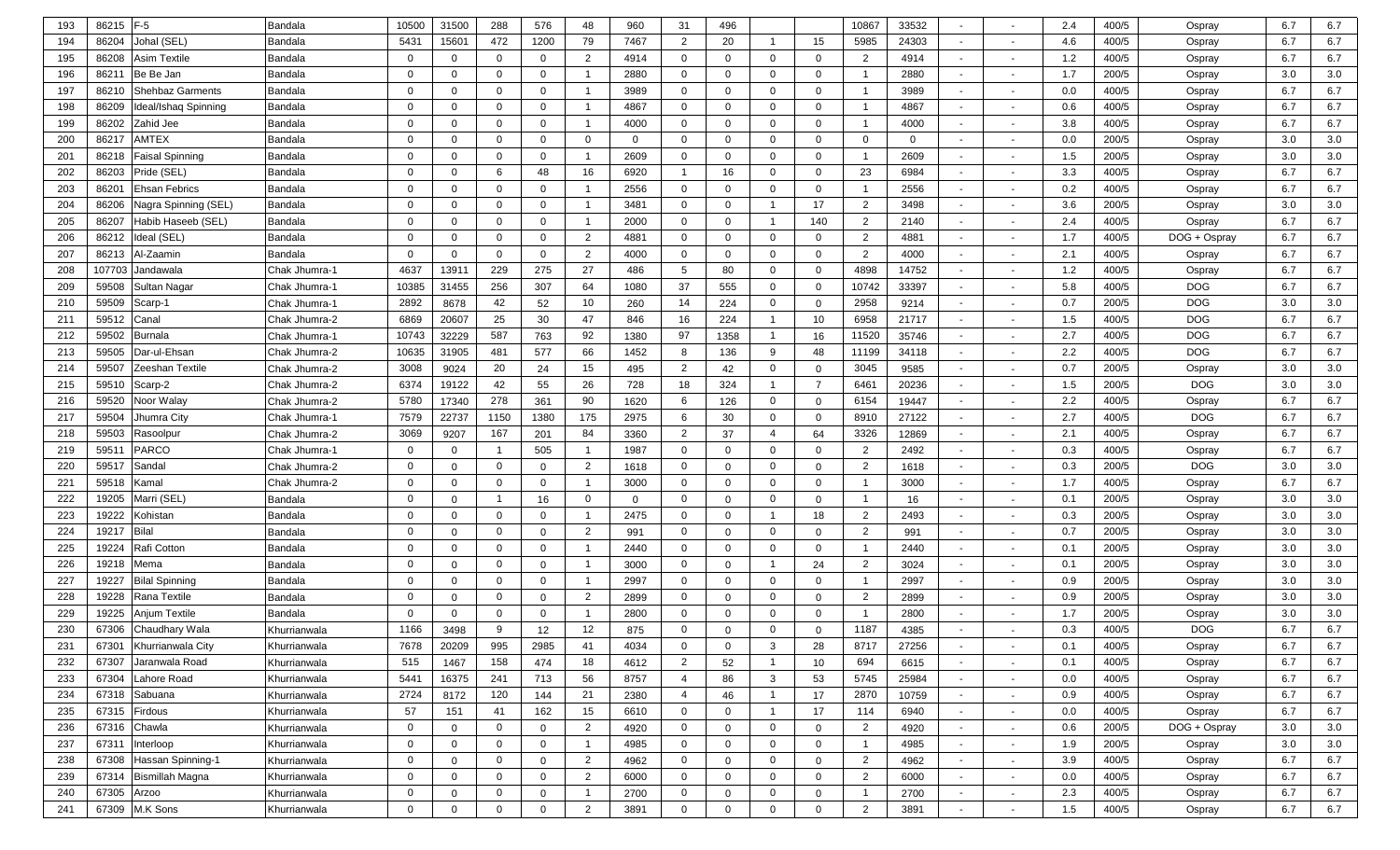| 193 | 86215 | F-5 | Bandala | 10500 | 31500 | 288 | 576 | 48 | 960 | 31 | 496 | | | 10867 | 33532 | - | - | 2.4 | 400/5 | Ospray | 6.7 | 6.7 |
|---|---|---|---|---|---|---|---|---|---|---|---|---|---|---|---|---|---|---|---|---|---|---|
| 194 | 86204 | Johal (SEL) | Bandala | 5431 | 15601 | 472 | 1200 | 79 | 7467 | 2 | 20 | 1 | 15 | 5985 | 24303 | - | - | 4.6 | 400/5 | Ospray | 6.7 | 6.7 |
| 195 | 86208 | Asim Textile | Bandala | 0 | 0 | 0 | 0 | 2 | 4914 | 0 | 0 | 0 | 0 | 2 | 4914 | - | - | 1.2 | 400/5 | Ospray | 6.7 | 6.7 |
| 196 | 86211 | Be Be Jan | Bandala | 0 | 0 | 0 | 0 | 1 | 2880 | 0 | 0 | 0 | 0 | 1 | 2880 | - | - | 1.7 | 200/5 | Ospray | 3.0 | 3.0 |
| 197 | 86210 | Shehbaz Garments | Bandala | 0 | 0 | 0 | 0 | 1 | 3989 | 0 | 0 | 0 | 0 | 1 | 3989 | - | - | 0.0 | 400/5 | Ospray | 6.7 | 6.7 |
| 198 | 86209 | Ideal/Ishaq Spinning | Bandala | 0 | 0 | 0 | 0 | 1 | 4867 | 0 | 0 | 0 | 0 | 1 | 4867 | - | - | 0.6 | 400/5 | Ospray | 6.7 | 6.7 |
| 199 | 86202 | Zahid Jee | Bandala | 0 | 0 | 0 | 0 | 1 | 4000 | 0 | 0 | 0 | 0 | 1 | 4000 | - | - | 3.8 | 400/5 | Ospray | 6.7 | 6.7 |
| 200 | 86217 | AMTEX | Bandala | 0 | 0 | 0 | 0 | 0 | 0 | 0 | 0 | 0 | 0 | 0 | 0 | - | - | 0.0 | 200/5 | Ospray | 3.0 | 3.0 |
| 201 | 86218 | Faisal Spinning | Bandala | 0 | 0 | 0 | 0 | 1 | 2609 | 0 | 0 | 0 | 0 | 1 | 2609 | - | - | 1.5 | 200/5 | Ospray | 3.0 | 3.0 |
| 202 | 86203 | Pride (SEL) | Bandala | 0 | 0 | 6 | 48 | 16 | 6920 | 1 | 16 | 0 | 0 | 23 | 6984 | - | - | 3.3 | 400/5 | Ospray | 6.7 | 6.7 |
| 203 | 86201 | Ehsan Febrics | Bandala | 0 | 0 | 0 | 0 | 1 | 2556 | 0 | 0 | 0 | 0 | 1 | 2556 | - | - | 0.2 | 400/5 | Ospray | 6.7 | 6.7 |
| 204 | 86206 | Nagra Spinning (SEL) | Bandala | 0 | 0 | 0 | 0 | 1 | 3481 | 0 | 0 | 1 | 17 | 2 | 3498 | - | - | 3.6 | 200/5 | Ospray | 3.0 | 3.0 |
| 205 | 86207 | Habib Haseeb (SEL) | Bandala | 0 | 0 | 0 | 0 | 1 | 2000 | 0 | 0 | 1 | 140 | 2 | 2140 | - | - | 2.4 | 400/5 | Ospray | 6.7 | 6.7 |
| 206 | 86212 | Ideal (SEL) | Bandala | 0 | 0 | 0 | 0 | 2 | 4881 | 0 | 0 | 0 | 0 | 2 | 4881 | - | - | 1.7 | 400/5 | DOG + Ospray | 6.7 | 6.7 |
| 207 | 86213 | Al-Zaamin | Bandala | 0 | 0 | 0 | 0 | 2 | 4000 | 0 | 0 | 0 | 0 | 2 | 4000 | - | - | 2.1 | 400/5 | Ospray | 6.7 | 6.7 |
| 208 | 107703 | Jandawala | Chak Jhumra-1 | 4637 | 13911 | 229 | 275 | 27 | 486 | 5 | 80 | 0 | 0 | 4898 | 14752 | - | - | 1.2 | 400/5 | Ospray | 6.7 | 6.7 |
| 209 | 59508 | Sultan Nagar | Chak Jhumra-1 | 10385 | 31455 | 256 | 307 | 64 | 1080 | 37 | 555 | 0 | 0 | 10742 | 33397 | - | - | 5.8 | 400/5 | DOG | 6.7 | 6.7 |
| 210 | 59509 | Scarp-1 | Chak Jhumra-1 | 2892 | 8678 | 42 | 52 | 10 | 260 | 14 | 224 | 0 | 0 | 2958 | 9214 | - | - | 0.7 | 200/5 | DOG | 3.0 | 3.0 |
| 211 | 59512 | Canal | Chak Jhumra-2 | 6869 | 20607 | 25 | 30 | 47 | 846 | 16 | 224 | 1 | 10 | 6958 | 21717 | - | - | 1.5 | 400/5 | DOG | 6.7 | 6.7 |
| 212 | 59502 | Burnala | Chak Jhumra-1 | 10743 | 32229 | 587 | 763 | 92 | 1380 | 97 | 1358 | 1 | 16 | 11520 | 35746 | - | - | 2.7 | 400/5 | DOG | 6.7 | 6.7 |
| 213 | 59505 | Dar-ul-Ehsan | Chak Jhumra-2 | 10635 | 31905 | 481 | 577 | 66 | 1452 | 8 | 136 | 9 | 48 | 11199 | 34118 | - | - | 2.2 | 400/5 | DOG | 6.7 | 6.7 |
| 214 | 59507 | Zeeshan Textile | Chak Jhumra-2 | 3008 | 9024 | 20 | 24 | 15 | 495 | 2 | 42 | 0 | 0 | 3045 | 9585 | - | - | 0.7 | 200/5 | Ospray | 3.0 | 3.0 |
| 215 | 59510 | Scarp-2 | Chak Jhumra-2 | 6374 | 19122 | 42 | 55 | 26 | 728 | 18 | 324 | 1 | 7 | 6461 | 20236 | - | - | 1.5 | 200/5 | DOG | 3.0 | 3.0 |
| 216 | 59520 | Noor Walay | Chak Jhumra-2 | 5780 | 17340 | 278 | 361 | 90 | 1620 | 6 | 126 | 0 | 0 | 6154 | 19447 | - | - | 2.2 | 400/5 | Ospray | 6.7 | 6.7 |
| 217 | 59504 | Jhumra City | Chak Jhumra-1 | 7579 | 22737 | 1150 | 1380 | 175 | 2975 | 6 | 30 | 0 | 0 | 8910 | 27122 | - | - | 2.7 | 400/5 | DOG | 6.7 | 6.7 |
| 218 | 59503 | Rasoolpur | Chak Jhumra-2 | 3069 | 9207 | 167 | 201 | 84 | 3360 | 2 | 37 | 4 | 64 | 3326 | 12869 | - | - | 2.1 | 400/5 | Ospray | 6.7 | 6.7 |
| 219 | 59511 | PARCO | Chak Jhumra-1 | 0 | 0 | 1 | 505 | 1 | 1987 | 0 | 0 | 0 | 0 | 2 | 2492 | - | - | 0.3 | 400/5 | Ospray | 6.7 | 6.7 |
| 220 | 59517 | Sandal | Chak Jhumra-2 | 0 | 0 | 0 | 0 | 2 | 1618 | 0 | 0 | 0 | 0 | 2 | 1618 | - | - | 0.3 | 200/5 | DOG | 3.0 | 3.0 |
| 221 | 59518 | Kamal | Chak Jhumra-2 | 0 | 0 | 0 | 0 | 1 | 3000 | 0 | 0 | 0 | 0 | 1 | 3000 | - | - | 1.7 | 400/5 | Ospray | 6.7 | 6.7 |
| 222 | 19205 | Marri (SEL) | Bandala | 0 | 0 | 1 | 16 | 0 | 0 | 0 | 0 | 0 | 0 | 1 | 16 | - | - | 0.1 | 200/5 | Ospray | 3.0 | 3.0 |
| 223 | 19222 | Kohistan | Bandala | 0 | 0 | 0 | 0 | 1 | 2475 | 0 | 0 | 1 | 18 | 2 | 2493 | - | - | 0.3 | 200/5 | Ospray | 3.0 | 3.0 |
| 224 | 19217 | Bilal | Bandala | 0 | 0 | 0 | 0 | 2 | 991 | 0 | 0 | 0 | 0 | 2 | 991 | - | - | 0.7 | 200/5 | Ospray | 3.0 | 3.0 |
| 225 | 19224 | Rafi Cotton | Bandala | 0 | 0 | 0 | 0 | 1 | 2440 | 0 | 0 | 0 | 0 | 1 | 2440 | - | - | 0.1 | 200/5 | Ospray | 3.0 | 3.0 |
| 226 | 19218 | Mema | Bandala | 0 | 0 | 0 | 0 | 1 | 3000 | 0 | 0 | 1 | 24 | 2 | 3024 | - | - | 0.1 | 200/5 | Ospray | 3.0 | 3.0 |
| 227 | 19227 | Bilal Spinning | Bandala | 0 | 0 | 0 | 0 | 1 | 2997 | 0 | 0 | 0 | 0 | 1 | 2997 | - | - | 0.9 | 200/5 | Ospray | 3.0 | 3.0 |
| 228 | 19228 | Rana Textile | Bandala | 0 | 0 | 0 | 0 | 2 | 2899 | 0 | 0 | 0 | 0 | 2 | 2899 | - | - | 0.9 | 200/5 | Ospray | 3.0 | 3.0 |
| 229 | 19225 | Anjum Textile | Bandala | 0 | 0 | 0 | 0 | 1 | 2800 | 0 | 0 | 0 | 0 | 1 | 2800 | - | - | 1.7 | 200/5 | Ospray | 3.0 | 3.0 |
| 230 | 67306 | Chaudhary Wala | Khurrianwala | 1166 | 3498 | 9 | 12 | 12 | 875 | 0 | 0 | 0 | 0 | 1187 | 4385 | - | - | 0.3 | 400/5 | DOG | 6.7 | 6.7 |
| 231 | 67301 | Khurrianwala City | Khurrianwala | 7678 | 20209 | 995 | 2985 | 41 | 4034 | 0 | 0 | 3 | 28 | 8717 | 27256 | - | - | 0.1 | 400/5 | Ospray | 6.7 | 6.7 |
| 232 | 67307 | Jaranwala Road | Khurrianwala | 515 | 1467 | 158 | 474 | 18 | 4612 | 2 | 52 | 1 | 10 | 694 | 6615 | - | - | 0.1 | 400/5 | Ospray | 6.7 | 6.7 |
| 233 | 67304 | Lahore Road | Khurrianwala | 5441 | 16375 | 241 | 713 | 56 | 8757 | 4 | 86 | 3 | 53 | 5745 | 25984 | - | - | 0.0 | 400/5 | Ospray | 6.7 | 6.7 |
| 234 | 67318 | Sabuana | Khurrianwala | 2724 | 8172 | 120 | 144 | 21 | 2380 | 4 | 46 | 1 | 17 | 2870 | 10759 | - | - | 0.9 | 400/5 | Ospray | 6.7 | 6.7 |
| 235 | 67315 | Firdous | Khurrianwala | 57 | 151 | 41 | 162 | 15 | 6610 | 0 | 0 | 1 | 17 | 114 | 6940 | - | - | 0.0 | 400/5 | Ospray | 6.7 | 6.7 |
| 236 | 67316 | Chawla | Khurrianwala | 0 | 0 | 0 | 0 | 2 | 4920 | 0 | 0 | 0 | 0 | 2 | 4920 | - | - | 0.6 | 200/5 | DOG + Ospray | 3.0 | 3.0 |
| 237 | 67311 | Interloop | Khurrianwala | 0 | 0 | 0 | 0 | 1 | 4985 | 0 | 0 | 0 | 0 | 1 | 4985 | - | - | 1.9 | 200/5 | Ospray | 3.0 | 3.0 |
| 238 | 67308 | Hassan Spinning-1 | Khurrianwala | 0 | 0 | 0 | 0 | 2 | 4962 | 0 | 0 | 0 | 0 | 2 | 4962 | - | - | 3.9 | 400/5 | Ospray | 6.7 | 6.7 |
| 239 | 67314 | Bismillah Magna | Khurrianwala | 0 | 0 | 0 | 0 | 2 | 6000 | 0 | 0 | 0 | 0 | 2 | 6000 | - | - | 0.0 | 400/5 | Ospray | 6.7 | 6.7 |
| 240 | 67305 | Arzoo | Khurrianwala | 0 | 0 | 0 | 0 | 1 | 2700 | 0 | 0 | 0 | 0 | 1 | 2700 | - | - | 2.3 | 400/5 | Ospray | 6.7 | 6.7 |
| 241 | 67309 | M.K Sons | Khurrianwala | 0 | 0 | 0 | 0 | 2 | 3891 | 0 | 0 | 0 | 0 | 2 | 3891 | - | - | 1.5 | 400/5 | Ospray | 6.7 | 6.7 |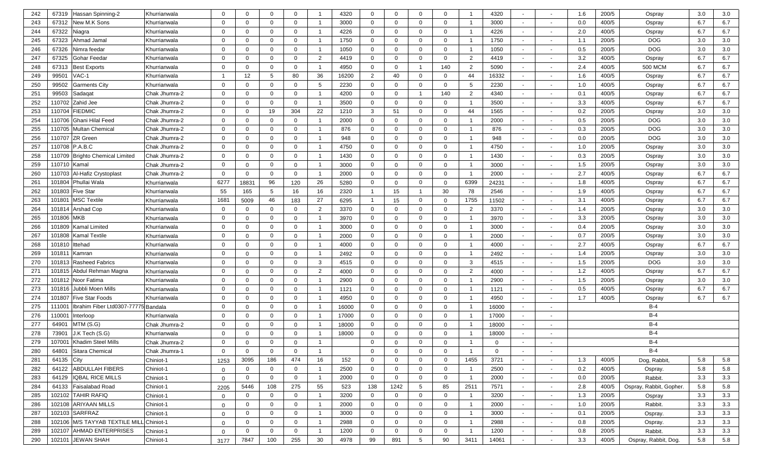| | | | | | | | | | | | | | | | | | | | | | | |
|---|---|---|---|---|---|---|---|---|---|---|---|---|---|---|---|---|---|---|---|---|---|---|
| 242 | 67319 | Hassan Spinning-2 | Khurrianwala | 0 | 0 | 0 | 0 | 1 | 4320 | 0 | 0 | 0 | 0 | 1 | 4320 | - | - | 1.6 | 200/5 | Ospray | 3.0 | 3.0 |
| 243 | 67312 | New M.K Sons | Khurrianwala | 0 | 0 | 0 | 0 | 1 | 3000 | 0 | 0 | 0 | 0 | 1 | 3000 | - | - | 0.0 | 400/5 | Ospray | 6.7 | 6.7 |
| 244 | 67322 | Niagra | Khurrianwala | 0 | 0 | 0 | 0 | 1 | 4226 | 0 | 0 | 0 | 0 | 1 | 4226 | - | - | 2.0 | 400/5 | Ospray | 6.7 | 6.7 |
| 245 | 67323 | Ahmad Jamal | Khurrianwala | 0 | 0 | 0 | 0 | 1 | 1750 | 0 | 0 | 0 | 0 | 1 | 1750 | - | - | 1.1 | 200/5 | DOG | 3.0 | 3.0 |
| 246 | 67326 | Nimra feedar | Khurrianwala | 0 | 0 | 0 | 0 | 1 | 1050 | 0 | 0 | 0 | 0 | 1 | 1050 | - | - | 0.5 | 200/5 | DOG | 3.0 | 3.0 |
| 247 | 67325 | Gohar Feedar | Khurrianwala | 0 | 0 | 0 | 0 | 2 | 4419 | 0 | 0 | 0 | 0 | 2 | 4419 | - | - | 3.2 | 400/5 | Ospray | 6.7 | 6.7 |
| 248 | 67313 | Best Exports | Khurrianwala | 0 | 0 | 0 | 0 | 1 | 4950 | 0 | 0 | 1 | 140 | 2 | 5090 | - | - | 2.4 | 400/5 | 500 MCM | 6.7 | 6.7 |
| 249 | 99501 | VAC-1 | Khurrianwala | 1 | 12 | 5 | 80 | 36 | 16200 | 2 | 40 | 0 | 0 | 44 | 16332 | - | - | 1.6 | 400/5 | Ospray | 6.7 | 6.7 |
| 250 | 99502 | Garments City | Khurrianwala | 0 | 0 | 0 | 0 | 5 | 2230 | 0 | 0 | 0 | 0 | 5 | 2230 | - | - | 1.0 | 400/5 | Ospray | 6.7 | 6.7 |
| 251 | 99503 | Sadaqat | Chak Jhumra-2 | 0 | 0 | 0 | 0 | 1 | 4200 | 0 | 0 | 1 | 140 | 2 | 4340 | - | - | 0.1 | 400/5 | Ospray | 6.7 | 6.7 |
| 252 | 110702 | Zahid Jee | Chak Jhumra-2 | 0 | 0 | 0 | 0 | 1 | 3500 | 0 | 0 | 0 | 0 | 1 | 3500 | - | - | 3.3 | 400/5 | Ospray | 6.7 | 6.7 |
| 253 | 110704 | FIEDMIC | Chak Jhumra-2 | 0 | 0 | 19 | 304 | 22 | 1210 | 3 | 51 | 0 | 0 | 44 | 1565 | - | - | 0.2 | 200/5 | Ospray | 3.0 | 3.0 |
| 254 | 110706 | Ghani Hilal Feed | Chak Jhumra-2 | 0 | 0 | 0 | 0 | 1 | 2000 | 0 | 0 | 0 | 0 | 1 | 2000 | - | - | 0.5 | 200/5 | DOG | 3.0 | 3.0 |
| 255 | 110705 | Multan Chemical | Chak Jhumra-2 | 0 | 0 | 0 | 0 | 1 | 876 | 0 | 0 | 0 | 0 | 1 | 876 | - | - | 0.3 | 200/5 | DOG | 3.0 | 3.0 |
| 256 | 110707 | ZR Green | Chak Jhumra-2 | 0 | 0 | 0 | 0 | 1 | 948 | 0 | 0 | 0 | 0 | 1 | 948 | - | - | 0.0 | 200/5 | DOG | 3.0 | 3.0 |
| 257 | 110708 | P.A.B.C | Chak Jhumra-2 | 0 | 0 | 0 | 0 | 1 | 4750 | 0 | 0 | 0 | 0 | 1 | 4750 | - | - | 1.0 | 200/5 | Ospray | 3.0 | 3.0 |
| 258 | 110709 | Brighto Chemical Limited | Chak Jhumra-2 | 0 | 0 | 0 | 0 | 1 | 1430 | 0 | 0 | 0 | 0 | 1 | 1430 | - | - | 0.3 | 200/5 | Ospray | 3.0 | 3.0 |
| 259 | 110710 | Kamal | Chak Jhumra-2 | 0 | 0 | 0 | 0 | 1 | 3000 | 0 | 0 | 0 | 0 | 1 | 3000 | - | - | 1.5 | 200/5 | Ospray | 3.0 | 3.0 |
| 260 | 110703 | Al-Hafiz Crystoplast | Chak Jhumra-2 | 0 | 0 | 0 | 0 | 1 | 2000 | 0 | 0 | 0 | 0 | 1 | 2000 | - | - | 2.7 | 400/5 | Ospray | 6.7 | 6.7 |
| 261 | 101804 | Phullai Wala | Khurrianwala | 6277 | 18831 | 96 | 120 | 26 | 5280 | 0 | 0 | 0 | 0 | 6399 | 24231 | - | - | 1.8 | 400/5 | Ospray | 6.7 | 6.7 |
| 262 | 101803 | Five Star | Khurrianwala | 55 | 165 | 5 | 16 | 16 | 2320 | 1 | 15 | 1 | 30 | 78 | 2546 | - | - | 1.9 | 400/5 | Ospray | 6.7 | 6.7 |
| 263 | 101801 | MSC Textile | Khurrianwala | 1681 | 5009 | 46 | 183 | 27 | 6295 | 1 | 15 | 0 | 0 | 1755 | 11502 | - | - | 3.1 | 400/5 | Ospray | 6.7 | 6.7 |
| 264 | 101814 | Arshad Cop | Khurrianwala | 0 | 0 | 0 | 0 | 2 | 3370 | 0 | 0 | 0 | 0 | 2 | 3370 | - | - | 1.4 | 200/5 | Ospray | 3.0 | 3.0 |
| 265 | 101806 | MKB | Khurrianwala | 0 | 0 | 0 | 0 | 1 | 3970 | 0 | 0 | 0 | 0 | 1 | 3970 | - | - | 3.3 | 200/5 | Ospray | 3.0 | 3.0 |
| 266 | 101809 | Kamal Limited | Khurrianwala | 0 | 0 | 0 | 0 | 1 | 3000 | 0 | 0 | 0 | 0 | 1 | 3000 | - | - | 0.4 | 200/5 | Ospray | 3.0 | 3.0 |
| 267 | 101808 | Kamal Textile | Khurrianwala | 0 | 0 | 0 | 0 | 1 | 2000 | 0 | 0 | 0 | 0 | 1 | 2000 | - | - | 0.7 | 200/5 | Ospray | 3.0 | 3.0 |
| 268 | 101810 | Ittehad | Khurrianwala | 0 | 0 | 0 | 0 | 1 | 4000 | 0 | 0 | 0 | 0 | 1 | 4000 | - | - | 2.7 | 400/5 | Ospray | 6.7 | 6.7 |
| 269 | 101811 | Kamran | Khurrianwala | 0 | 0 | 0 | 0 | 1 | 2492 | 0 | 0 | 0 | 0 | 1 | 2492 | - | - | 1.4 | 200/5 | Ospray | 3.0 | 3.0 |
| 270 | 101813 | Rasheed Fabrics | Khurrianwala | 0 | 0 | 0 | 0 | 3 | 4515 | 0 | 0 | 0 | 0 | 3 | 4515 | - | - | 1.5 | 200/5 | DOG | 3.0 | 3.0 |
| 271 | 101815 | Abdul Rehman Magna | Khurrianwala | 0 | 0 | 0 | 0 | 2 | 4000 | 0 | 0 | 0 | 0 | 2 | 4000 | - | - | 1.2 | 400/5 | Ospray | 6.7 | 6.7 |
| 272 | 101812 | Noor Fatima | Khurrianwala | 0 | 0 | 0 | 0 | 1 | 2900 | 0 | 0 | 0 | 0 | 1 | 2900 | - | - | 1.5 | 200/5 | Ospray | 3.0 | 3.0 |
| 273 | 101816 | Jubbli Moen Mills | Khurrianwala | 0 | 0 | 0 | 0 | 1 | 1121 | 0 | 0 | 0 | 0 | 1 | 1121 | - | - | 0.5 | 400/5 | Ospray | 6.7 | 6.7 |
| 274 | 101807 | Five Star Foods | Khurrianwala | 0 | 0 | 0 | 0 | 1 | 4950 | 0 | 0 | 0 | 0 | 1 | 4950 | - | - | 1.7 | 400/5 | Ospray | 6.7 | 6.7 |
| 275 | 111001 | Ibrahim Fiber Ltd0307-77775 | Bandala | 0 | 0 | 0 | 0 | 1 | 16000 | 0 | 0 | 0 | 0 | 1 | 16000 | - | - | | | B-4 | | |
| 276 | 110001 | Interloop | Khurrianwala | 0 | 0 | 0 | 0 | 1 | 17000 | 0 | 0 | 0 | 0 | 1 | 17000 | - | - | | | B-4 | | |
| 277 | 64901 | MTM (S.G) | Chak Jhumra-2 | 0 | 0 | 0 | 0 | 1 | 18000 | 0 | 0 | 0 | 0 | 1 | 18000 | - | - | | | B-4 | | |
| 278 | 73901 | J.K Tech (S.G) | Khurrianwala | 0 | 0 | 0 | 0 | 1 | 18000 | 0 | 0 | 0 | 0 | 1 | 18000 | - | - | | | B-4 | | |
| 279 | 107001 | Khadim Steel Mills | Chak Jhumra-2 | 0 | 0 | 0 | 0 | 1 | | 0 | 0 | 0 | 0 | 1 | 0 | - | - | | | B-4 | | |
| 280 | 64801 | Sitara Chemical | Chak Jhumra-1 | 0 | 0 | 0 | 0 | 1 | | 0 | 0 | 0 | 0 | 1 | 0 | - | - | | | B-4 | | |
| 281 | 64135 | City | Chiniot-1 | 1253 | 3095 | 186 | 474 | 16 | 152 | 0 | 0 | 0 | 0 | 1455 | 3721 | - | - | 1.3 | 400/5 | Dog, Rabbit, | 5.8 | 5.8 |
| 282 | 64122 | ABDULLAH FIBERS | Chiniot-1 | 0 | 0 | 0 | 0 | 1 | 2500 | 0 | 0 | 0 | 0 | 1 | 2500 | - | - | 0.2 | 400/5 | Ospray. | 5.8 | 5.8 |
| 283 | 64129 | IQBAL RICE MILLS | Chiniot-1 | 0 | 0 | 0 | 0 | 1 | 2000 | 0 | 0 | 0 | 0 | 1 | 2000 | - | - | 0.0 | 200/5 | Rabbit. | 3.3 | 3.3 |
| 284 | 64133 | Faisalabad Road | Chiniot-1 | 2205 | 5446 | 108 | 275 | 55 | 523 | 138 | 1242 | 5 | 85 | 2511 | 7571 | - | - | 2.8 | 400/5 | Ospray, Rabbit, Gopher. | 5.8 | 5.8 |
| 285 | 102102 | TAHIR RAFIQ | Chiniot-1 | 0 | 0 | 0 | 0 | 1 | 3200 | 0 | 0 | 0 | 0 | 1 | 3200 | - | - | 1.3 | 200/5 | Ospray | 3.3 | 3.3 |
| 286 | 102108 | ARIYAAN MILLS | Chiniot-1 | 0 | 0 | 0 | 0 | 1 | 2000 | 0 | 0 | 0 | 0 | 1 | 2000 | - | - | 1.0 | 200/5 | Rabbit. | 3.3 | 3.3 |
| 287 | 102103 | SARFRAZ | Chiniot-1 | 0 | 0 | 0 | 0 | 1 | 3000 | 0 | 0 | 0 | 0 | 1 | 3000 | - | - | 0.1 | 200/5 | Ospray. | 3.3 | 3.3 |
| 288 | 102106 | M/S TAYYAB TEXTILE MILL | Chiniot-1 | 0 | 0 | 0 | 0 | 1 | 2988 | 0 | 0 | 0 | 0 | 1 | 2988 | - | - | 0.8 | 200/5 | Ospray. | 3.3 | 3.3 |
| 289 | 102107 | AHMAD ENTERPRISES | Chiniot-1 | 0 | 0 | 0 | 0 | 1 | 1200 | 0 | 0 | 0 | 0 | 1 | 1200 | - | - | 0.8 | 200/5 | Rabbit. | 3.3 | 3.3 |
| 290 | 102101 | JEWAN SHAH | Chiniot-1 | 3177 | 7847 | 100 | 255 | 30 | 4978 | 99 | 891 | 5 | 90 | 3411 | 14061 | - | - | 3.3 | 400/5 | Ospray, Rabbit, Dog. | 5.8 | 5.8 |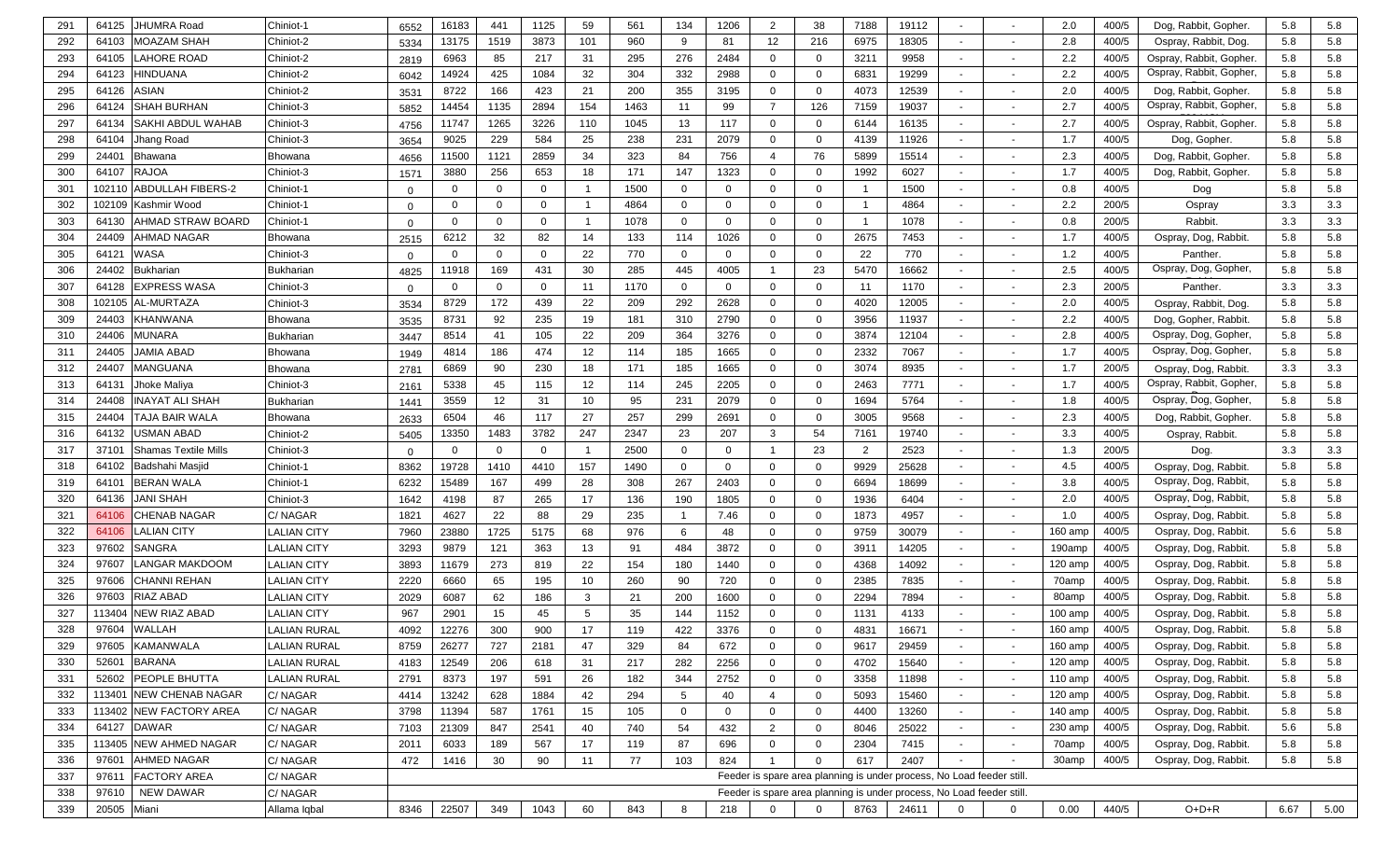| 291 | 64125 | JHUMRA Road | Chiniot-1 | 6552 | 16183 | 441 | 1125 | 59 | 561 | 134 | 1206 | 2 | 38 | 7188 | 19112 | - | - | 2.0 | 400/5 | Dog, Rabbit, Gopher. | 5.8 | 5.8 |
|---|---|---|---|---|---|---|---|---|---|---|---|---|---|---|---|---|---|---|---|---|---|---|
| 292 | 64103 | MOAZAM SHAH | Chiniot-2 | 5334 | 13175 | 1519 | 3873 | 101 | 960 | 9 | 81 | 12 | 216 | 6975 | 18305 | - | - | 2.8 | 400/5 | Ospray, Rabbit, Dog. | 5.8 | 5.8 |
| 293 | 64105 | LAHORE ROAD | Chiniot-2 | 2819 | 6963 | 85 | 217 | 31 | 295 | 276 | 2484 | 0 | 0 | 3211 | 9958 | - | - | 2.2 | 400/5 | Ospray, Rabbit, Gopher. | 5.8 | 5.8 |
| 294 | 64123 | HINDUANA | Chiniot-2 | 6042 | 14924 | 425 | 1084 | 32 | 304 | 332 | 2988 | 0 | 0 | 6831 | 19299 | - | - | 2.2 | 400/5 | Ospray, Rabbit, Gopher, | 5.8 | 5.8 |
| 295 | 64126 | ASIAN | Chiniot-2 | 3531 | 8722 | 166 | 423 | 21 | 200 | 355 | 3195 | 0 | 0 | 4073 | 12539 | - | - | 2.0 | 400/5 | Dog, Rabbit, Gopher. | 5.8 | 5.8 |
| 296 | 64124 | SHAH BURHAN | Chiniot-3 | 5852 | 14454 | 1135 | 2894 | 154 | 1463 | 11 | 99 | 7 | 126 | 7159 | 19037 | - | - | 2.7 | 400/5 | Ospray, Rabbit, Gopher, | 5.8 | 5.8 |
| 297 | 64134 | SAKHI ABDUL WAHAB | Chiniot-3 | 4756 | 11747 | 1265 | 3226 | 110 | 1045 | 13 | 117 | 0 | 0 | 6144 | 16135 | - | - | 2.7 | 400/5 | Ospray, Rabbit, Gopher. | 5.8 | 5.8 |
| 298 | 64104 | Jhang Road | Chiniot-3 | 3654 | 9025 | 229 | 584 | 25 | 238 | 231 | 2079 | 0 | 0 | 4139 | 11926 | - | - | 1.7 | 400/5 | Dog, Gopher. | 5.8 | 5.8 |
| 299 | 24401 | Bhawana | Bhowana | 4656 | 11500 | 1121 | 2859 | 34 | 323 | 84 | 756 | 4 | 76 | 5899 | 15514 | - | - | 2.3 | 400/5 | Dog, Rabbit, Gopher. | 5.8 | 5.8 |
| 300 | 64107 | RAJOA | Chiniot-3 | 1571 | 3880 | 256 | 653 | 18 | 171 | 147 | 1323 | 0 | 0 | 1992 | 6027 | - | - | 1.7 | 400/5 | Dog, Rabbit, Gopher. | 5.8 | 5.8 |
| 301 | 102110 | ABDULLAH FIBERS-2 | Chiniot-1 | 0 | 0 | 0 | 0 | 1 | 1500 | 0 | 0 | 0 | 0 | 1 | 1500 | - | - | 0.8 | 400/5 | Dog | 5.8 | 5.8 |
| 302 | 102109 | Kashmir Wood | Chiniot-1 | 0 | 0 | 0 | 0 | 1 | 4864 | 0 | 0 | 0 | 0 | 1 | 4864 | - | - | 2.2 | 200/5 | Ospray | 3.3 | 3.3 |
| 303 | 64130 | AHMAD STRAW BOARD | Chiniot-1 | 0 | 0 | 0 | 0 | 1 | 1078 | 0 | 0 | 0 | 0 | 1 | 1078 | - | - | 0.8 | 200/5 | Rabbit. | 3.3 | 3.3 |
| 304 | 24409 | AHMAD NAGAR | Bhowana | 2515 | 6212 | 32 | 82 | 14 | 133 | 114 | 1026 | 0 | 0 | 2675 | 7453 | - | - | 1.7 | 400/5 | Ospray, Dog, Rabbit. | 5.8 | 5.8 |
| 305 | 64121 | WASA | Chiniot-3 | 0 | 0 | 0 | 0 | 22 | 770 | 0 | 0 | 0 | 0 | 22 | 770 | - | - | 1.2 | 400/5 | Panther. | 5.8 | 5.8 |
| 306 | 24402 | Bukharian | Bukharian | 4825 | 11918 | 169 | 431 | 30 | 285 | 445 | 4005 | 1 | 23 | 5470 | 16662 | - | - | 2.5 | 400/5 | Ospray, Dog, Gopher, | 5.8 | 5.8 |
| 307 | 64128 | EXPRESS WASA | Chiniot-3 | 0 | 0 | 0 | 0 | 11 | 1170 | 0 | 0 | 0 | 0 | 11 | 1170 | - | - | 2.3 | 200/5 | Panther. | 3.3 | 3.3 |
| 308 | 102105 | AL-MURTAZA | Chiniot-3 | 3534 | 8729 | 172 | 439 | 22 | 209 | 292 | 2628 | 0 | 0 | 4020 | 12005 | - | - | 2.0 | 400/5 | Ospray, Rabbit, Dog. | 5.8 | 5.8 |
| 309 | 24403 | KHANWANA | Bhowana | 3535 | 8731 | 92 | 235 | 19 | 181 | 310 | 2790 | 0 | 0 | 3956 | 11937 | - | - | 2.2 | 400/5 | Dog, Gopher, Rabbit. | 5.8 | 5.8 |
| 310 | 24406 | MUNARA | Bukharian | 3447 | 8514 | 41 | 105 | 22 | 209 | 364 | 3276 | 0 | 0 | 3874 | 12104 | - | - | 2.8 | 400/5 | Ospray, Dog, Gopher, | 5.8 | 5.8 |
| 311 | 24405 | JAMIA ABAD | Bhowana | 1949 | 4814 | 186 | 474 | 12 | 114 | 185 | 1665 | 0 | 0 | 2332 | 7067 | - | - | 1.7 | 400/5 | Ospray, Dog, Gopher, | 5.8 | 5.8 |
| 312 | 24407 | MANGUANA | Bhowana | 2781 | 6869 | 90 | 230 | 18 | 171 | 185 | 1665 | 0 | 0 | 3074 | 8935 | - | - | 1.7 | 200/5 | Ospray, Dog, Rabbit. | 3.3 | 3.3 |
| 313 | 64131 | Jhoke Maliya | Chiniot-3 | 2161 | 5338 | 45 | 115 | 12 | 114 | 245 | 2205 | 0 | 0 | 2463 | 7771 | - | - | 1.7 | 400/5 | Ospray, Rabbit, Gopher, | 5.8 | 5.8 |
| 314 | 24408 | INAYAT ALI SHAH | Bukharian | 1441 | 3559 | 12 | 31 | 10 | 95 | 231 | 2079 | 0 | 0 | 1694 | 5764 | - | - | 1.8 | 400/5 | Ospray, Dog, Gopher, | 5.8 | 5.8 |
| 315 | 24404 | TAJA BAIR WALA | Bhowana | 2633 | 6504 | 46 | 117 | 27 | 257 | 299 | 2691 | 0 | 0 | 3005 | 9568 | - | - | 2.3 | 400/5 | Dog, Rabbit, Gopher. | 5.8 | 5.8 |
| 316 | 64132 | USMAN ABAD | Chiniot-2 | 5405 | 13350 | 1483 | 3782 | 247 | 2347 | 23 | 207 | 3 | 54 | 7161 | 19740 | - | - | 3.3 | 400/5 | Ospray, Rabbit. | 5.8 | 5.8 |
| 317 | 37101 | Shamas Textile Mills | Chiniot-3 | 0 | 0 | 0 | 0 | 1 | 2500 | 0 | 0 | 1 | 23 | 2 | 2523 | - | - | 1.3 | 200/5 | Dog. | 3.3 | 3.3 |
| 318 | 64102 | Badshahi Masjid | Chiniot-1 | 8362 | 19728 | 1410 | 4410 | 157 | 1490 | 0 | 0 | 0 | 0 | 9929 | 25628 | - | - | 4.5 | 400/5 | Ospray, Dog, Rabbit. | 5.8 | 5.8 |
| 319 | 64101 | BERAN WALA | Chiniot-1 | 6232 | 15489 | 167 | 499 | 28 | 308 | 267 | 2403 | 0 | 0 | 6694 | 18699 | - | - | 3.8 | 400/5 | Ospray, Dog, Rabbit, | 5.8 | 5.8 |
| 320 | 64136 | JANI SHAH | Chiniot-3 | 1642 | 4198 | 87 | 265 | 17 | 136 | 190 | 1805 | 0 | 0 | 1936 | 6404 | - | - | 2.0 | 400/5 | Ospray, Dog, Rabbit, | 5.8 | 5.8 |
| 321 | 64106 | CHENAB NAGAR | C/ NAGAR | 1821 | 4627 | 22 | 88 | 29 | 235 | 1 | 7.46 | 0 | 0 | 1873 | 4957 | - | - | 1.0 | 400/5 | Ospray, Dog, Rabbit. | 5.8 | 5.8 |
| 322 | 64106 | LALIAN CITY | LALIAN CITY | 7960 | 23880 | 1725 | 5175 | 68 | 976 | 6 | 48 | 0 | 0 | 9759 | 30079 | - | - | 160 amp | 400/5 | Ospray, Dog, Rabbit. | 5.6 | 5.8 |
| 323 | 97602 | SANGRA | LALIAN CITY | 3293 | 9879 | 121 | 363 | 13 | 91 | 484 | 3872 | 0 | 0 | 3911 | 14205 | - | - | 190amp | 400/5 | Ospray, Dog, Rabbit. | 5.8 | 5.8 |
| 324 | 97607 | LANGAR MAKDOOM | LALIAN CITY | 3893 | 11679 | 273 | 819 | 22 | 154 | 180 | 1440 | 0 | 0 | 4368 | 14092 | - | - | 120 amp | 400/5 | Ospray, Dog, Rabbit. | 5.8 | 5.8 |
| 325 | 97606 | CHANNI REHAN | LALIAN CITY | 2220 | 6660 | 65 | 195 | 10 | 260 | 90 | 720 | 0 | 0 | 2385 | 7835 | - | - | 70amp | 400/5 | Ospray, Dog, Rabbit. | 5.8 | 5.8 |
| 326 | 97603 | RIAZ ABAD | LALIAN CITY | 2029 | 6087 | 62 | 186 | 3 | 21 | 200 | 1600 | 0 | 0 | 2294 | 7894 | - | - | 80amp | 400/5 | Ospray, Dog, Rabbit. | 5.8 | 5.8 |
| 327 | 113404 | NEW RIAZ ABAD | LALIAN CITY | 967 | 2901 | 15 | 45 | 5 | 35 | 144 | 1152 | 0 | 0 | 1131 | 4133 | - | - | 100 amp | 400/5 | Ospray, Dog, Rabbit. | 5.8 | 5.8 |
| 328 | 97604 | WALLAH | LALIAN RURAL | 4092 | 12276 | 300 | 900 | 17 | 119 | 422 | 3376 | 0 | 0 | 4831 | 16671 | - | - | 160 amp | 400/5 | Ospray, Dog, Rabbit. | 5.8 | 5.8 |
| 329 | 97605 | KAMANWALA | LALIAN RURAL | 8759 | 26277 | 727 | 2181 | 47 | 329 | 84 | 672 | 0 | 0 | 9617 | 29459 | - | - | 160 amp | 400/5 | Ospray, Dog, Rabbit. | 5.8 | 5.8 |
| 330 | 52601 | BARANA | LALIAN RURAL | 4183 | 12549 | 206 | 618 | 31 | 217 | 282 | 2256 | 0 | 0 | 4702 | 15640 | - | - | 120 amp | 400/5 | Ospray, Dog, Rabbit. | 5.8 | 5.8 |
| 331 | 52602 | PEOPLE BHUTTA | LALIAN RURAL | 2791 | 8373 | 197 | 591 | 26 | 182 | 344 | 2752 | 0 | 0 | 3358 | 11898 | - | - | 110 amp | 400/5 | Ospray, Dog, Rabbit. | 5.8 | 5.8 |
| 332 | 113401 | NEW CHENAB NAGAR | C/ NAGAR | 4414 | 13242 | 628 | 1884 | 42 | 294 | 5 | 40 | 4 | 0 | 5093 | 15460 | - | - | 120 amp | 400/5 | Ospray, Dog, Rabbit. | 5.8 | 5.8 |
| 333 | 113402 | NEW FACTORY AREA | C/ NAGAR | 3798 | 11394 | 587 | 1761 | 15 | 105 | 0 | 0 | 0 | 0 | 4400 | 13260 | - | - | 140 amp | 400/5 | Ospray, Dog, Rabbit. | 5.8 | 5.8 |
| 334 | 64127 | DAWAR | C/ NAGAR | 7103 | 21309 | 847 | 2541 | 40 | 740 | 54 | 432 | 2 | 0 | 8046 | 25022 | - | - | 230 amp | 400/5 | Ospray, Dog, Rabbit. | 5.6 | 5.8 |
| 335 | 113405 | NEW AHMED NAGAR | C/ NAGAR | 2011 | 6033 | 189 | 567 | 17 | 119 | 87 | 696 | 0 | 0 | 2304 | 7415 | - | - | 70amp | 400/5 | Ospray, Dog, Rabbit. | 5.8 | 5.8 |
| 336 | 97601 | AHMED NAGAR | C/ NAGAR | 472 | 1416 | 30 | 90 | 11 | 77 | 103 | 824 | 1 | 0 | 617 | 2407 | - | - | 30amp | 400/5 | Ospray, Dog, Rabbit. | 5.8 | 5.8 |
| 337 | 97611 | FACTORY AREA | C/ NAGAR | Feeder is spare area planning is under process, No Load feeder still. | | | | | | | | | | | | | | | | | | |
| 338 | 97610 | NEW DAWAR | C/ NAGAR | Feeder is spare area planning is under process, No Load feeder still. | | | | | | | | | | | | | | | | | | |
| 339 | 20505 | Miani | Allama Iqbal | 8346 | 22507 | 349 | 1043 | 60 | 843 | 8 | 218 | 0 | 0 | 8763 | 24611 | 0 | 0 | 0.00 | 440/5 | O+D+R | 6.67 | 5.00 |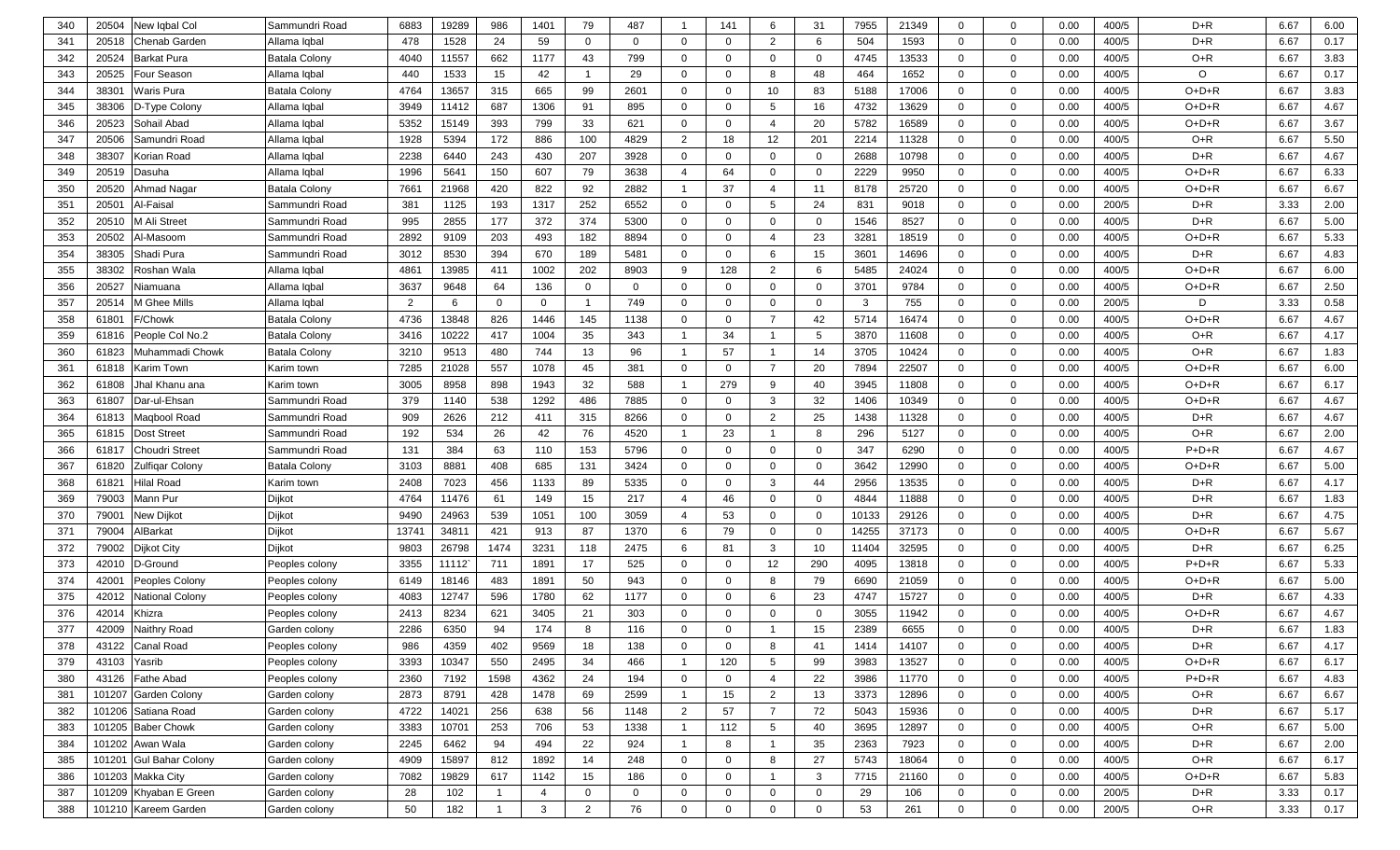| 340 | 20504 | New Iqbal Col | Sammundri Road | 6883 | 19289 | 986 | 1401 | 79 | 487 | 1 | 141 | 6 | 31 | 7955 | 21349 | 0 | 0 | 0.00 | 400/5 | D+R | 6.67 | 6.00 |
|---|---|---|---|---|---|---|---|---|---|---|---|---|---|---|---|---|---|---|---|---|---|---|
| 341 | 20518 | Chenab Garden | Allama Iqbal | 478 | 1528 | 24 | 59 | 0 | 0 | 0 | 0 | 2 | 6 | 504 | 1593 | 0 | 0 | 0.00 | 400/5 | D+R | 6.67 | 0.17 |
| 342 | 20524 | Barkat Pura | Batala Colony | 4040 | 11557 | 662 | 1177 | 43 | 799 | 0 | 0 | 0 | 0 | 4745 | 13533 | 0 | 0 | 0.00 | 400/5 | O+R | 6.67 | 3.83 |
| 343 | 20525 | Four Season | Allama Iqbal | 440 | 1533 | 15 | 42 | 1 | 29 | 0 | 0 | 8 | 48 | 464 | 1652 | 0 | 0 | 0.00 | 400/5 | O | 6.67 | 0.17 |
| 344 | 38301 | Waris Pura | Batala Colony | 4764 | 13657 | 315 | 665 | 99 | 2601 | 0 | 0 | 10 | 83 | 5188 | 17006 | 0 | 0 | 0.00 | 400/5 | O+D+R | 6.67 | 3.83 |
| 345 | 38306 | D-Type Colony | Allama Iqbal | 3949 | 11412 | 687 | 1306 | 91 | 895 | 0 | 0 | 5 | 16 | 4732 | 13629 | 0 | 0 | 0.00 | 400/5 | O+D+R | 6.67 | 4.67 |
| 346 | 20523 | Sohail Abad | Allama Iqbal | 5352 | 15149 | 393 | 799 | 33 | 621 | 0 | 0 | 4 | 20 | 5782 | 16589 | 0 | 0 | 0.00 | 400/5 | O+D+R | 6.67 | 3.67 |
| 347 | 20506 | Samundri Road | Allama Iqbal | 1928 | 5394 | 172 | 886 | 100 | 4829 | 2 | 18 | 12 | 201 | 2214 | 11328 | 0 | 0 | 0.00 | 400/5 | O+R | 6.67 | 5.50 |
| 348 | 38307 | Korian Road | Allama Iqbal | 2238 | 6440 | 243 | 430 | 207 | 3928 | 0 | 0 | 0 | 0 | 2688 | 10798 | 0 | 0 | 0.00 | 400/5 | D+R | 6.67 | 4.67 |
| 349 | 20519 | Dasuha | Allama Iqbal | 1996 | 5641 | 150 | 607 | 79 | 3638 | 4 | 64 | 0 | 0 | 2229 | 9950 | 0 | 0 | 0.00 | 400/5 | O+D+R | 6.67 | 6.33 |
| 350 | 20520 | Ahmad Nagar | Batala Colony | 7661 | 21968 | 420 | 822 | 92 | 2882 | 1 | 37 | 4 | 11 | 8178 | 25720 | 0 | 0 | 0.00 | 400/5 | O+D+R | 6.67 | 6.67 |
| 351 | 20501 | Al-Faisal | Sammundri Road | 381 | 1125 | 193 | 1317 | 252 | 6552 | 0 | 0 | 5 | 24 | 831 | 9018 | 0 | 0 | 0.00 | 200/5 | D+R | 3.33 | 2.00 |
| 352 | 20510 | M Ali Street | Sammundri Road | 995 | 2855 | 177 | 372 | 374 | 5300 | 0 | 0 | 0 | 0 | 1546 | 8527 | 0 | 0 | 0.00 | 400/5 | D+R | 6.67 | 5.00 |
| 353 | 20502 | Al-Masoom | Sammundri Road | 2892 | 9109 | 203 | 493 | 182 | 8894 | 0 | 0 | 4 | 23 | 3281 | 18519 | 0 | 0 | 0.00 | 400/5 | O+D+R | 6.67 | 5.33 |
| 354 | 38305 | Shadi Pura | Sammundri Road | 3012 | 8530 | 394 | 670 | 189 | 5481 | 0 | 0 | 6 | 15 | 3601 | 14696 | 0 | 0 | 0.00 | 400/5 | D+R | 6.67 | 4.83 |
| 355 | 38302 | Roshan Wala | Allama Iqbal | 4861 | 13985 | 411 | 1002 | 202 | 8903 | 9 | 128 | 2 | 6 | 5485 | 24024 | 0 | 0 | 0.00 | 400/5 | O+D+R | 6.67 | 6.00 |
| 356 | 20527 | Niamuana | Allama Iqbal | 3637 | 9648 | 64 | 136 | 0 | 0 | 0 | 0 | 0 | 0 | 3701 | 9784 | 0 | 0 | 0.00 | 400/5 | O+D+R | 6.67 | 2.50 |
| 357 | 20514 | M Ghee Mills | Allama Iqbal | 2 | 6 | 0 | 0 | 1 | 749 | 0 | 0 | 0 | 0 | 3 | 755 | 0 | 0 | 0.00 | 200/5 | D | 3.33 | 0.58 |
| 358 | 61801 | F/Chowk | Batala Colony | 4736 | 13848 | 826 | 1446 | 145 | 1138 | 0 | 0 | 7 | 42 | 5714 | 16474 | 0 | 0 | 0.00 | 400/5 | O+D+R | 6.67 | 4.67 |
| 359 | 61816 | People Col No.2 | Batala Colony | 3416 | 10222 | 417 | 1004 | 35 | 343 | 1 | 34 | 1 | 5 | 3870 | 11608 | 0 | 0 | 0.00 | 400/5 | O+R | 6.67 | 4.17 |
| 360 | 61823 | Muhammadi Chowk | Batala Colony | 3210 | 9513 | 480 | 744 | 13 | 96 | 1 | 57 | 1 | 14 | 3705 | 10424 | 0 | 0 | 0.00 | 400/5 | O+R | 6.67 | 1.83 |
| 361 | 61818 | Karim Town | Karim town | 7285 | 21028 | 557 | 1078 | 45 | 381 | 0 | 0 | 7 | 20 | 7894 | 22507 | 0 | 0 | 0.00 | 400/5 | O+D+R | 6.67 | 6.00 |
| 362 | 61808 | Jhal Khanu ana | Karim town | 3005 | 8958 | 898 | 1943 | 32 | 588 | 1 | 279 | 9 | 40 | 3945 | 11808 | 0 | 0 | 0.00 | 400/5 | O+D+R | 6.67 | 6.17 |
| 363 | 61807 | Dar-ul-Ehsan | Sammundri Road | 379 | 1140 | 538 | 1292 | 486 | 7885 | 0 | 0 | 3 | 32 | 1406 | 10349 | 0 | 0 | 0.00 | 400/5 | O+D+R | 6.67 | 4.67 |
| 364 | 61813 | Maqbool Road | Sammundri Road | 909 | 2626 | 212 | 411 | 315 | 8266 | 0 | 0 | 2 | 25 | 1438 | 11328 | 0 | 0 | 0.00 | 400/5 | D+R | 6.67 | 4.67 |
| 365 | 61815 | Dost Street | Sammundri Road | 192 | 534 | 26 | 42 | 76 | 4520 | 1 | 23 | 1 | 8 | 296 | 5127 | 0 | 0 | 0.00 | 400/5 | O+R | 6.67 | 2.00 |
| 366 | 61817 | Choudri Street | Sammundri Road | 131 | 384 | 63 | 110 | 153 | 5796 | 0 | 0 | 0 | 0 | 347 | 6290 | 0 | 0 | 0.00 | 400/5 | P+D+R | 6.67 | 4.67 |
| 367 | 61820 | Zulfiqar Colony | Batala Colony | 3103 | 8881 | 408 | 685 | 131 | 3424 | 0 | 0 | 0 | 0 | 3642 | 12990 | 0 | 0 | 0.00 | 400/5 | O+D+R | 6.67 | 5.00 |
| 368 | 61821 | Hilal Road | Karim town | 2408 | 7023 | 456 | 1133 | 89 | 5335 | 0 | 0 | 3 | 44 | 2956 | 13535 | 0 | 0 | 0.00 | 400/5 | D+R | 6.67 | 4.17 |
| 369 | 79003 | Mann Pur | Dijkot | 4764 | 11476 | 61 | 149 | 15 | 217 | 4 | 46 | 0 | 0 | 4844 | 11888 | 0 | 0 | 0.00 | 400/5 | D+R | 6.67 | 1.83 |
| 370 | 79001 | New Dijkot | Dijkot | 9490 | 24963 | 539 | 1051 | 100 | 3059 | 4 | 53 | 0 | 0 | 10133 | 29126 | 0 | 0 | 0.00 | 400/5 | D+R | 6.67 | 4.75 |
| 371 | 79004 | AlBarkat | Dijkot | 13741 | 34811 | 421 | 913 | 87 | 1370 | 6 | 79 | 0 | 0 | 14255 | 37173 | 0 | 0 | 0.00 | 400/5 | O+D+R | 6.67 | 5.67 |
| 372 | 79002 | Dijkot City | Dijkot | 9803 | 26798 | 1474 | 3231 | 118 | 2475 | 6 | 81 | 3 | 10 | 11404 | 32595 | 0 | 0 | 0.00 | 400/5 | D+R | 6.67 | 6.25 |
| 373 | 42010 | D-Ground | Peoples colony | 3355 | 11112` | 711 | 1891 | 17 | 525 | 0 | 0 | 12 | 290 | 4095 | 13818 | 0 | 0 | 0.00 | 400/5 | P+D+R | 6.67 | 5.33 |
| 374 | 42001 | Peoples Colony | Peoples colony | 6149 | 18146 | 483 | 1891 | 50 | 943 | 0 | 0 | 8 | 79 | 6690 | 21059 | 0 | 0 | 0.00 | 400/5 | O+D+R | 6.67 | 5.00 |
| 375 | 42012 | National Colony | Peoples colony | 4083 | 12747 | 596 | 1780 | 62 | 1177 | 0 | 0 | 6 | 23 | 4747 | 15727 | 0 | 0 | 0.00 | 400/5 | D+R | 6.67 | 4.33 |
| 376 | 42014 | Khizra | Peoples colony | 2413 | 8234 | 621 | 3405 | 21 | 303 | 0 | 0 | 0 | 0 | 3055 | 11942 | 0 | 0 | 0.00 | 400/5 | O+D+R | 6.67 | 4.67 |
| 377 | 42009 | Naithry Road | Garden colony | 2286 | 6350 | 94 | 174 | 8 | 116 | 0 | 0 | 1 | 15 | 2389 | 6655 | 0 | 0 | 0.00 | 400/5 | D+R | 6.67 | 1.83 |
| 378 | 43122 | Canal Road | Peoples colony | 986 | 4359 | 402 | 9569 | 18 | 138 | 0 | 0 | 8 | 41 | 1414 | 14107 | 0 | 0 | 0.00 | 400/5 | D+R | 6.67 | 4.17 |
| 379 | 43103 | Yasrib | Peoples colony | 3393 | 10347 | 550 | 2495 | 34 | 466 | 1 | 120 | 5 | 99 | 3983 | 13527 | 0 | 0 | 0.00 | 400/5 | O+D+R | 6.67 | 6.17 |
| 380 | 43126 | Fathe Abad | Peoples colony | 2360 | 7192 | 1598 | 4362 | 24 | 194 | 0 | 0 | 4 | 22 | 3986 | 11770 | 0 | 0 | 0.00 | 400/5 | P+D+R | 6.67 | 4.83 |
| 381 | 101207 | Garden Colony | Garden colony | 2873 | 8791 | 428 | 1478 | 69 | 2599 | 1 | 15 | 2 | 13 | 3373 | 12896 | 0 | 0 | 0.00 | 400/5 | O+R | 6.67 | 6.67 |
| 382 | 101206 | Satiana Road | Garden colony | 4722 | 14021 | 256 | 638 | 56 | 1148 | 2 | 57 | 7 | 72 | 5043 | 15936 | 0 | 0 | 0.00 | 400/5 | D+R | 6.67 | 5.17 |
| 383 | 101205 | Baber Chowk | Garden colony | 3383 | 10701 | 253 | 706 | 53 | 1338 | 1 | 112 | 5 | 40 | 3695 | 12897 | 0 | 0 | 0.00 | 400/5 | O+R | 6.67 | 5.00 |
| 384 | 101202 | Awan Wala | Garden colony | 2245 | 6462 | 94 | 494 | 22 | 924 | 1 | 8 | 1 | 35 | 2363 | 7923 | 0 | 0 | 0.00 | 400/5 | D+R | 6.67 | 2.00 |
| 385 | 101201 | Gul Bahar Colony | Garden colony | 4909 | 15897 | 812 | 1892 | 14 | 248 | 0 | 0 | 8 | 27 | 5743 | 18064 | 0 | 0 | 0.00 | 400/5 | O+R | 6.67 | 6.17 |
| 386 | 101203 | Makka City | Garden colony | 7082 | 19829 | 617 | 1142 | 15 | 186 | 0 | 0 | 1 | 3 | 7715 | 21160 | 0 | 0 | 0.00 | 400/5 | O+D+R | 6.67 | 5.83 |
| 387 | 101209 | Khyaban E Green | Garden colony | 28 | 102 | 1 | 4 | 0 | 0 | 0 | 0 | 0 | 0 | 29 | 106 | 0 | 0 | 0.00 | 200/5 | D+R | 3.33 | 0.17 |
| 388 | 101210 | Kareem Garden | Garden colony | 50 | 182 | 1 | 3 | 2 | 76 | 0 | 0 | 0 | 0 | 53 | 261 | 0 | 0 | 0.00 | 200/5 | O+R | 3.33 | 0.17 |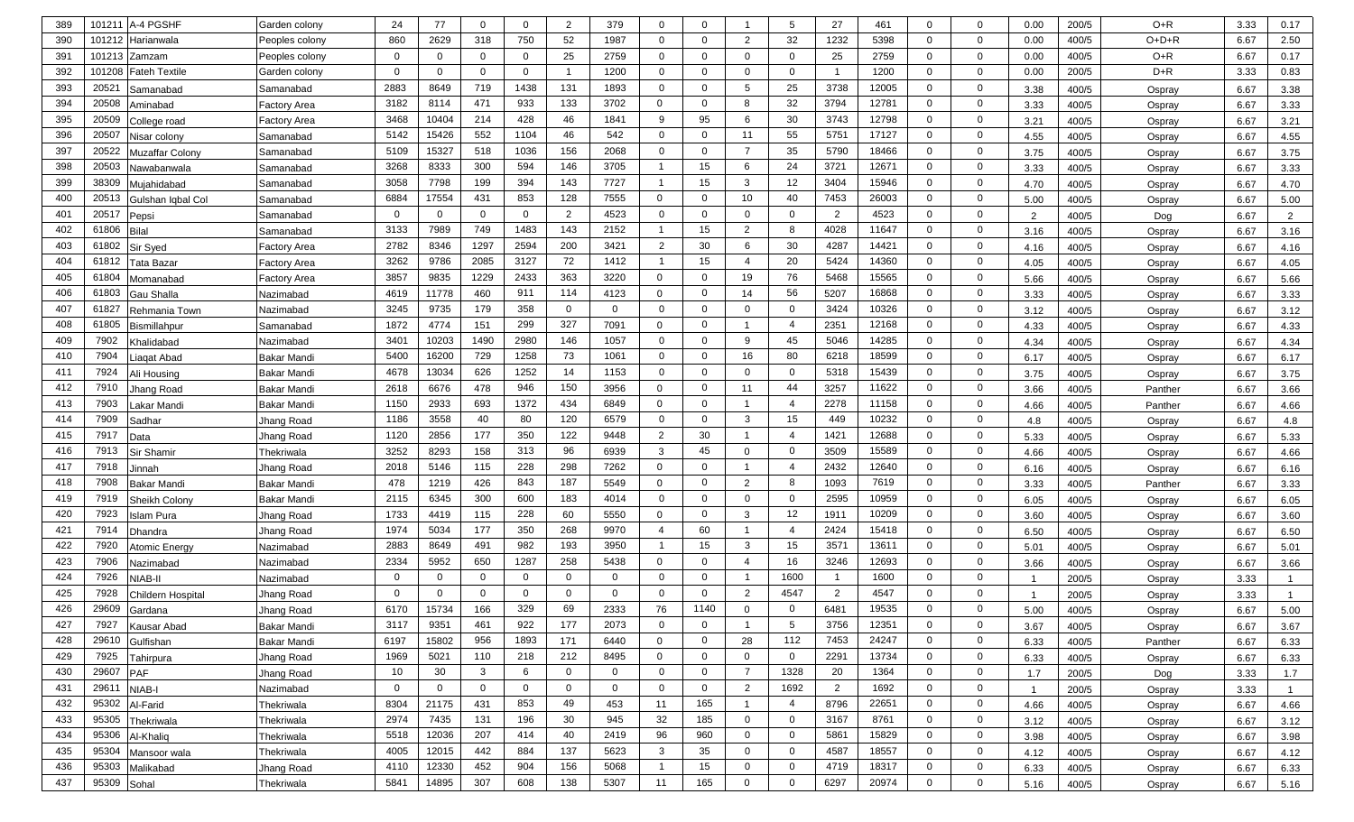| 389 | 101211 | A-4 PGSHF | Garden colony | 24 | 77 | 0 | 0 | 2 | 379 | 0 | 0 | 1 | 5 | 27 | 461 | 0 | 0 | 0.00 | 200/5 | O+R | 3.33 | 0.17 |
|---|---|---|---|---|---|---|---|---|---|---|---|---|---|---|---|---|---|---|---|---|---|---|
| 390 | 101212 | Harianwala | Peoples colony | 860 | 2629 | 318 | 750 | 52 | 1987 | 0 | 0 | 2 | 32 | 1232 | 5398 | 0 | 0 | 0.00 | 400/5 | O+D+R | 6.67 | 2.50 |
| 391 | 101213 | Zamzam | Peoples colony | 0 | 0 | 0 | 0 | 25 | 2759 | 0 | 0 | 0 | 0 | 25 | 2759 | 0 | 0 | 0.00 | 400/5 | O+R | 6.67 | 0.17 |
| 392 | 101208 | Fateh Textile | Garden colony | 0 | 0 | 0 | 0 | 1 | 1200 | 0 | 0 | 0 | 0 | 1 | 1200 | 0 | 0 | 0.00 | 200/5 | D+R | 3.33 | 0.83 |
| 393 | 20521 | Samanabad | Samanabad | 2883 | 8649 | 719 | 1438 | 131 | 1893 | 0 | 0 | 5 | 25 | 3738 | 12005 | 0 | 0 | 3.38 | 400/5 | Ospray | 6.67 | 3.38 |
| 394 | 20508 | Aminabad | Factory Area | 3182 | 8114 | 471 | 933 | 133 | 3702 | 0 | 0 | 8 | 32 | 3794 | 12781 | 0 | 0 | 3.33 | 400/5 | Ospray | 6.67 | 3.33 |
| 395 | 20509 | College road | Factory Area | 3468 | 10404 | 214 | 428 | 46 | 1841 | 9 | 95 | 6 | 30 | 3743 | 12798 | 0 | 0 | 3.21 | 400/5 | Ospray | 6.67 | 3.21 |
| 396 | 20507 | Nisar colony | Samanabad | 5142 | 15426 | 552 | 1104 | 46 | 542 | 0 | 0 | 11 | 55 | 5751 | 17127 | 0 | 0 | 4.55 | 400/5 | Ospray | 6.67 | 4.55 |
| 397 | 20522 | Muzaffar Colony | Samanabad | 5109 | 15327 | 518 | 1036 | 156 | 2068 | 0 | 0 | 7 | 35 | 5790 | 18466 | 0 | 0 | 3.75 | 400/5 | Ospray | 6.67 | 3.75 |
| 398 | 20503 | Nawabanwala | Samanabad | 3268 | 8333 | 300 | 594 | 146 | 3705 | 1 | 15 | 6 | 24 | 3721 | 12671 | 0 | 0 | 3.33 | 400/5 | Ospray | 6.67 | 3.33 |
| 399 | 38309 | Mujahidabad | Samanabad | 3058 | 7798 | 199 | 394 | 143 | 7727 | 1 | 15 | 3 | 12 | 3404 | 15946 | 0 | 0 | 4.70 | 400/5 | Ospray | 6.67 | 4.70 |
| 400 | 20513 | Gulshan Iqbal Col | Samanabad | 6884 | 17554 | 431 | 853 | 128 | 7555 | 0 | 0 | 10 | 40 | 7453 | 26003 | 0 | 0 | 5.00 | 400/5 | Ospray | 6.67 | 5.00 |
| 401 | 20517 | Pepsi | Samanabad | 0 | 0 | 0 | 0 | 2 | 4523 | 0 | 0 | 0 | 0 | 2 | 4523 | 0 | 0 | 2 | 400/5 | Dog | 6.67 | 2 |
| 402 | 61806 | Bilal | Samanabad | 3133 | 7989 | 749 | 1483 | 143 | 2152 | 1 | 15 | 2 | 8 | 4028 | 11647 | 0 | 0 | 3.16 | 400/5 | Ospray | 6.67 | 3.16 |
| 403 | 61802 | Sir Syed | Factory Area | 2782 | 8346 | 1297 | 2594 | 200 | 3421 | 2 | 30 | 6 | 30 | 4287 | 14421 | 0 | 0 | 4.16 | 400/5 | Ospray | 6.67 | 4.16 |
| 404 | 61812 | Tata Bazar | Factory Area | 3262 | 9786 | 2085 | 3127 | 72 | 1412 | 1 | 15 | 4 | 20 | 5424 | 14360 | 0 | 0 | 4.05 | 400/5 | Ospray | 6.67 | 4.05 |
| 405 | 61804 | Momanabad | Factory Area | 3857 | 9835 | 1229 | 2433 | 363 | 3220 | 0 | 0 | 19 | 76 | 5468 | 15565 | 0 | 0 | 5.66 | 400/5 | Ospray | 6.67 | 5.66 |
| 406 | 61803 | Gau Shalla | Nazimabad | 4619 | 11778 | 460 | 911 | 114 | 4123 | 0 | 0 | 14 | 56 | 5207 | 16868 | 0 | 0 | 3.33 | 400/5 | Ospray | 6.67 | 3.33 |
| 407 | 61827 | Rehmania Town | Nazimabad | 3245 | 9735 | 179 | 358 | 0 | 0 | 0 | 0 | 0 | 0 | 3424 | 10326 | 0 | 0 | 3.12 | 400/5 | Ospray | 6.67 | 3.12 |
| 408 | 61805 | Bismillahpur | Samanabad | 1872 | 4774 | 151 | 299 | 327 | 7091 | 0 | 0 | 1 | 4 | 2351 | 12168 | 0 | 0 | 4.33 | 400/5 | Ospray | 6.67 | 4.33 |
| 409 | 7902 | Khalidabad | Nazimabad | 3401 | 10203 | 1490 | 2980 | 146 | 1057 | 0 | 0 | 9 | 45 | 5046 | 14285 | 0 | 0 | 4.34 | 400/5 | Ospray | 6.67 | 4.34 |
| 410 | 7904 | Liaqat Abad | Bakar Mandi | 5400 | 16200 | 729 | 1258 | 73 | 1061 | 0 | 0 | 16 | 80 | 6218 | 18599 | 0 | 0 | 6.17 | 400/5 | Ospray | 6.67 | 6.17 |
| 411 | 7924 | Ali Housing | Bakar Mandi | 4678 | 13034 | 626 | 1252 | 14 | 1153 | 0 | 0 | 0 | 0 | 5318 | 15439 | 0 | 0 | 3.75 | 400/5 | Ospray | 6.67 | 3.75 |
| 412 | 7910 | Jhang Road | Bakar Mandi | 2618 | 6676 | 478 | 946 | 150 | 3956 | 0 | 0 | 11 | 44 | 3257 | 11622 | 0 | 0 | 3.66 | 400/5 | Panther | 6.67 | 3.66 |
| 413 | 7903 | Lakar Mandi | Bakar Mandi | 1150 | 2933 | 693 | 1372 | 434 | 6849 | 0 | 0 | 1 | 4 | 2278 | 11158 | 0 | 0 | 4.66 | 400/5 | Panther | 6.67 | 4.66 |
| 414 | 7909 | Sadhar | Jhang Road | 1186 | 3558 | 40 | 80 | 120 | 6579 | 0 | 0 | 3 | 15 | 449 | 10232 | 0 | 0 | 4.8 | 400/5 | Ospray | 6.67 | 4.8 |
| 415 | 7917 | Data | Jhang Road | 1120 | 2856 | 177 | 350 | 122 | 9448 | 2 | 30 | 1 | 4 | 1421 | 12688 | 0 | 0 | 5.33 | 400/5 | Ospray | 6.67 | 5.33 |
| 416 | 7913 | Sir Shamir | Thekriwala | 3252 | 8293 | 158 | 313 | 96 | 6939 | 3 | 45 | 0 | 0 | 3509 | 15589 | 0 | 0 | 4.66 | 400/5 | Ospray | 6.67 | 4.66 |
| 417 | 7918 | Jinnah | Jhang Road | 2018 | 5146 | 115 | 228 | 298 | 7262 | 0 | 0 | 1 | 4 | 2432 | 12640 | 0 | 0 | 6.16 | 400/5 | Ospray | 6.67 | 6.16 |
| 418 | 7908 | Bakar Mandi | Bakar Mandi | 478 | 1219 | 426 | 843 | 187 | 5549 | 0 | 0 | 2 | 8 | 1093 | 7619 | 0 | 0 | 3.33 | 400/5 | Panther | 6.67 | 3.33 |
| 419 | 7919 | Sheikh Colony | Bakar Mandi | 2115 | 6345 | 300 | 600 | 183 | 4014 | 0 | 0 | 0 | 0 | 2595 | 10959 | 0 | 0 | 6.05 | 400/5 | Ospray | 6.67 | 6.05 |
| 420 | 7923 | Islam Pura | Jhang Road | 1733 | 4419 | 115 | 228 | 60 | 5550 | 0 | 0 | 3 | 12 | 1911 | 10209 | 0 | 0 | 3.60 | 400/5 | Ospray | 6.67 | 3.60 |
| 421 | 7914 | Dhandra | Jhang Road | 1974 | 5034 | 177 | 350 | 268 | 9970 | 4 | 60 | 1 | 4 | 2424 | 15418 | 0 | 0 | 6.50 | 400/5 | Ospray | 6.67 | 6.50 |
| 422 | 7920 | Atomic Energy | Nazimabad | 2883 | 8649 | 491 | 982 | 193 | 3950 | 1 | 15 | 3 | 15 | 3571 | 13611 | 0 | 0 | 5.01 | 400/5 | Ospray | 6.67 | 5.01 |
| 423 | 7906 | Nazimabad | Nazimabad | 2334 | 5952 | 650 | 1287 | 258 | 5438 | 0 | 0 | 4 | 16 | 3246 | 12693 | 0 | 0 | 3.66 | 400/5 | Ospray | 6.67 | 3.66 |
| 424 | 7926 | NIAB-II | Nazimabad | 0 | 0 | 0 | 0 | 0 | 0 | 0 | 0 | 1 | 1600 | 1 | 1600 | 0 | 0 | 1 | 200/5 | Ospray | 3.33 | 1 |
| 425 | 7928 | Childern Hospital | Jhang Road | 0 | 0 | 0 | 0 | 0 | 0 | 0 | 0 | 2 | 4547 | 2 | 4547 | 0 | 0 | 1 | 200/5 | Ospray | 3.33 | 1 |
| 426 | 29609 | Gardana | Jhang Road | 6170 | 15734 | 166 | 329 | 69 | 2333 | 76 | 1140 | 0 | 0 | 6481 | 19535 | 0 | 0 | 5.00 | 400/5 | Ospray | 6.67 | 5.00 |
| 427 | 7927 | Kausar Abad | Bakar Mandi | 3117 | 9351 | 461 | 922 | 177 | 2073 | 0 | 0 | 1 | 5 | 3756 | 12351 | 0 | 0 | 3.67 | 400/5 | Ospray | 6.67 | 3.67 |
| 428 | 29610 | Gulfishan | Bakar Mandi | 6197 | 15802 | 956 | 1893 | 171 | 6440 | 0 | 0 | 28 | 112 | 7453 | 24247 | 0 | 0 | 6.33 | 400/5 | Panther | 6.67 | 6.33 |
| 429 | 7925 | Tahirpura | Jhang Road | 1969 | 5021 | 110 | 218 | 212 | 8495 | 0 | 0 | 0 | 0 | 2291 | 13734 | 0 | 0 | 6.33 | 400/5 | Ospray | 6.67 | 6.33 |
| 430 | 29607 | PAF | Jhang Road | 10 | 30 | 3 | 6 | 0 | 0 | 0 | 0 | 7 | 1328 | 20 | 1364 | 0 | 0 | 1.7 | 200/5 | Dog | 3.33 | 1.7 |
| 431 | 29611 | NIAB-I | Nazimabad | 0 | 0 | 0 | 0 | 0 | 0 | 0 | 0 | 2 | 1692 | 2 | 1692 | 0 | 0 | 1 | 200/5 | Ospray | 3.33 | 1 |
| 432 | 95302 | Al-Farid | Thekriwala | 8304 | 21175 | 431 | 853 | 49 | 453 | 11 | 165 | 1 | 4 | 8796 | 22651 | 0 | 0 | 4.66 | 400/5 | Ospray | 6.67 | 4.66 |
| 433 | 95305 | Thekriwala | Thekriwala | 2974 | 7435 | 131 | 196 | 30 | 945 | 32 | 185 | 0 | 0 | 3167 | 8761 | 0 | 0 | 3.12 | 400/5 | Ospray | 6.67 | 3.12 |
| 434 | 95306 | Al-Khaliq | Thekriwala | 5518 | 12036 | 207 | 414 | 40 | 2419 | 96 | 960 | 0 | 0 | 5861 | 15829 | 0 | 0 | 3.98 | 400/5 | Ospray | 6.67 | 3.98 |
| 435 | 95304 | Mansoor wala | Thekriwala | 4005 | 12015 | 442 | 884 | 137 | 5623 | 3 | 35 | 0 | 0 | 4587 | 18557 | 0 | 0 | 4.12 | 400/5 | Ospray | 6.67 | 4.12 |
| 436 | 95303 | Malikabad | Jhang Road | 4110 | 12330 | 452 | 904 | 156 | 5068 | 1 | 15 | 0 | 0 | 4719 | 18317 | 0 | 0 | 6.33 | 400/5 | Ospray | 6.67 | 6.33 |
| 437 | 95309 | Sohal | Thekriwala | 5841 | 14895 | 307 | 608 | 138 | 5307 | 11 | 165 | 0 | 0 | 6297 | 20974 | 0 | 0 | 5.16 | 400/5 | Ospray | 6.67 | 5.16 |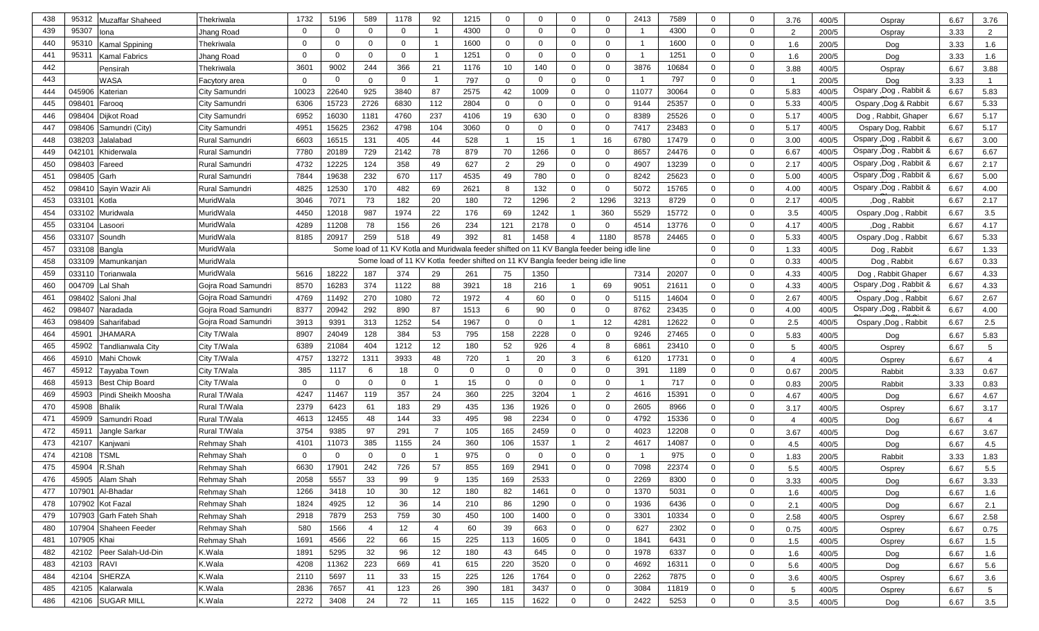| 438 | 95312 | Muzaffar Shaheed | Thekriwala | 1732 | 5196 | 589 | 1178 | 92 | 1215 | 0 | 0 | 0 | 0 | 2413 | 7589 | 0 | 0 | 3.76 | 400/5 | Ospray | 6.67 | 3.76 |
|---|---|---|---|---|---|---|---|---|---|---|---|---|---|---|---|---|---|---|---|---|---|---|
| 439 | 95307 | Iona | Jhang Road | 0 | 0 | 0 | 0 | 1 | 4300 | 0 | 0 | 0 | 0 | 1 | 4300 | 0 | 0 | 2 | 200/5 | Ospray | 3.33 | 2 |
| 440 | 95310 | Kamal Sppining | Thekriwala | 0 | 0 | 0 | 0 | 1 | 1600 | 0 | 0 | 0 | 0 | 1 | 1600 | 0 | 0 | 1.6 | 200/5 | Dog | 3.33 | 1.6 |
| 441 | 95311 | Kamal Fabrics | Jhang Road | 0 | 0 | 0 | 0 | 1 | 1251 | 0 | 0 | 0 | 0 | 1 | 1251 | 0 | 0 | 1.6 | 200/5 | Dog | 3.33 | 1.6 |
| 442 | | Pensirah | Thekriwala | 3601 | 9002 | 244 | 366 | 21 | 1176 | 10 | 140 | 0 | 0 | 3876 | 10684 | 0 | 0 | 3.88 | 400/5 | Ospray | 6.67 | 3.88 |
| 443 | | WASA | Facytory area | 0 | 0 | 0 | 0 | 1 | 797 | 0 | 0 | 0 | 0 | 1 | 797 | 0 | 0 | 1 | 200/5 | Dog | 3.33 | 1 |
| 444 | 045906 | Katerian | City Samundri | 10023 | 22640 | 925 | 3840 | 87 | 2575 | 42 | 1009 | 0 | 0 | 11077 | 30064 | 0 | 0 | 5.83 | 400/5 | Ospary ,Dog , Rabbit & | 6.67 | 5.83 |
| 445 | 098401 | Farooq | City Samundri | 6306 | 15723 | 2726 | 6830 | 112 | 2804 | 0 | 0 | 0 | 0 | 9144 | 25357 | 0 | 0 | 5.33 | 400/5 | Ospary ,Dog & Rabbit | 6.67 | 5.33 |
| 446 | 098404 | Dijkot Road | City Samundri | 6952 | 16030 | 1181 | 4760 | 237 | 4106 | 19 | 630 | 0 | 0 | 8389 | 25526 | 0 | 0 | 5.17 | 400/5 | Dog , Rabbit, Ghaper | 6.67 | 5.17 |
| 447 | 098406 | Samundri (City) | City Samundri | 4951 | 15625 | 2362 | 4798 | 104 | 3060 | 0 | 0 | 0 | 0 | 7417 | 23483 | 0 | 0 | 5.17 | 400/5 | Ospary Dog, Rabbit | 6.67 | 5.17 |
| 448 | 038203 | Jalalabad | Rural Samundri | 6603 | 16515 | 131 | 405 | 44 | 528 | 1 | 15 | 1 | 16 | 6780 | 17479 | 0 | 0 | 3.00 | 400/5 | Ospary ,Dog , Rabbit & | 6.67 | 3.00 |
| 449 | 042101 | Khiderwala | Rural Samundri | 7780 | 20189 | 729 | 2142 | 78 | 879 | 70 | 1266 | 0 | 0 | 8657 | 24476 | 0 | 0 | 6.67 | 400/5 | Ospary ,Dog , Rabbit & | 6.67 | 6.67 |
| 450 | 098403 | Fareed | Rural Samundri | 4732 | 12225 | 124 | 358 | 49 | 627 | 2 | 29 | 0 | 0 | 4907 | 13239 | 0 | 0 | 2.17 | 400/5 | Ospary ,Dog , Rabbit & | 6.67 | 2.17 |
| 451 | 098405 | Garh | Rural Samundri | 7844 | 19638 | 232 | 670 | 117 | 4535 | 49 | 780 | 0 | 0 | 8242 | 25623 | 0 | 0 | 5.00 | 400/5 | Ospary ,Dog , Rabbit & | 6.67 | 5.00 |
| 452 | 098410 | Sayin Wazir Ali | Rural Samundri | 4825 | 12530 | 170 | 482 | 69 | 2621 | 8 | 132 | 0 | 0 | 5072 | 15765 | 0 | 0 | 4.00 | 400/5 | Ospary ,Dog , Rabbit & | 6.67 | 4.00 |
| 453 | 033101 | Kotla | MuridWala | 3046 | 7071 | 73 | 182 | 20 | 180 | 72 | 1296 | 2 | 1296 | 3213 | 8729 | 0 | 0 | 2.17 | 400/5 | ,Dog , Rabbit | 6.67 | 2.17 |
| 454 | 033102 | Muridwala | MuridWala | 4450 | 12018 | 987 | 1974 | 22 | 176 | 69 | 1242 | 1 | 360 | 5529 | 15772 | 0 | 0 | 3.5 | 400/5 | Ospary ,Dog , Rabbit | 6.67 | 3.5 |
| 455 | 033104 | Lasoori | MuridWala | 4289 | 11208 | 78 | 156 | 26 | 234 | 121 | 2178 | 0 | 0 | 4514 | 13776 | 0 | 0 | 4.17 | 400/5 | ,Dog , Rabbit | 6.67 | 4.17 |
| 456 | 033107 | Soundh | MuridWala | 8185 | 20917 | 259 | 518 | 49 | 392 | 81 | 1458 | 4 | 1180 | 8578 | 24465 | 0 | 0 | 5.33 | 400/5 | Ospary ,Dog , Rabbit | 6.67 | 5.33 |
| 457 | 033108 | Bangla | MuridWala | Some load of 11 KV Kotla and Muridwala feeder shifted on 11 KV Bangla feeder being idle line | | | | | | | | | | | | 0 | 0 | 1.33 | 400/5 | Dog , Rabbit | 6.67 | 1.33 |
| 458 | 033109 | Mamunkanjan | MuridWala | Some load of 11 KV Kotla feeder shifted on 11 KV Bangla feeder being idle line | | | | | | | | | | | | 0 | 0 | 0.33 | 400/5 | Dog , Rabbit | 6.67 | 0.33 |
| 459 | 033110 | Torianwala | MuridWala | 5616 | 18222 | 187 | 374 | 29 | 261 | 75 | 1350 | | | 7314 | 20207 | 0 | 0 | 4.33 | 400/5 | Dog , Rabbit Ghaper | 6.67 | 4.33 |
| 460 | 004709 | Lal Shah | Gojra Road Samundri | 8570 | 16283 | 374 | 1122 | 88 | 3921 | 18 | 216 | 1 | 69 | 9051 | 21611 | 0 | 0 | 4.33 | 400/5 | Ospary ,Dog , Rabbit & | 6.67 | 4.33 |
| 461 | 098402 | Saloni Jhal | Gojra Road Samundri | 4769 | 11492 | 270 | 1080 | 72 | 1972 | 4 | 60 | 0 | 0 | 5115 | 14604 | 0 | 0 | 2.67 | 400/5 | Ospary ,Dog , Rabbit | 6.67 | 2.67 |
| 462 | 098407 | Naradada | Gojra Road Samundri | 8377 | 20942 | 292 | 890 | 87 | 1513 | 6 | 90 | 0 | 0 | 8762 | 23435 | 0 | 0 | 4.00 | 400/5 | Ospary ,Dog , Rabbit & | 6.67 | 4.00 |
| 463 | 098409 | Saharifabad | Gojra Road Samundri | 3913 | 9391 | 313 | 1252 | 54 | 1967 | 0 | 0 | 1 | 12 | 4281 | 12622 | 0 | 0 | 2.5 | 400/5 | Ospary ,Dog , Rabbit | 6.67 | 2.5 |
| 464 | 45901 | JHAMARA | City T/Wala | 8907 | 24049 | 128 | 384 | 53 | 795 | 158 | 2228 | 0 | 0 | 9246 | 27465 | 0 | 0 | 5.83 | 400/5 | Dog | 6.67 | 5.83 |
| 465 | 45902 | Tandlianwala City | City T/Wala | 6389 | 21084 | 404 | 1212 | 12 | 180 | 52 | 926 | 4 | 8 | 6861 | 23410 | 0 | 0 | 5 | 400/5 | Osprey | 6.67 | 5 |
| 466 | 45910 | Mahi Chowk | City T/Wala | 4757 | 13272 | 1311 | 3933 | 48 | 720 | 1 | 20 | 3 | 6 | 6120 | 17731 | 0 | 0 | 4 | 400/5 | Osprey | 6.67 | 4 |
| 467 | 45912 | Tayyaba Town | City T/Wala | 385 | 1117 | 6 | 18 | 0 | 0 | 0 | 0 | 0 | 0 | 391 | 1189 | 0 | 0 | 0.67 | 200/5 | Rabbit | 3.33 | 0.67 |
| 468 | 45913 | Best Chip Board | City T/Wala | 0 | 0 | 0 | 0 | 1 | 15 | 0 | 0 | 0 | 0 | 1 | 717 | 0 | 0 | 0.83 | 200/5 | Rabbit | 3.33 | 0.83 |
| 469 | 45903 | Pindi Sheikh Moosha | Rural T/Wala | 4247 | 11467 | 119 | 357 | 24 | 360 | 225 | 3204 | 1 | 2 | 4616 | 15391 | 0 | 0 | 4.67 | 400/5 | Dog | 6.67 | 4.67 |
| 470 | 45908 | Bhalik | Rural T/Wala | 2379 | 6423 | 61 | 183 | 29 | 435 | 136 | 1926 | 0 | 0 | 2605 | 8966 | 0 | 0 | 3.17 | 400/5 | Osprey | 6.67 | 3.17 |
| 471 | 45909 | Samundri Road | Rural T/Wala | 4613 | 12455 | 48 | 144 | 33 | 495 | 98 | 2234 | 0 | 0 | 4792 | 15336 | 0 | 0 | 4 | 400/5 | Dog | 6.67 | 4 |
| 472 | 45911 | Jangle Sarkar | Rural T/Wala | 3754 | 9385 | 97 | 291 | 7 | 105 | 165 | 2459 | 0 | 0 | 4023 | 12208 | 0 | 0 | 3.67 | 400/5 | Dog | 6.67 | 3.67 |
| 473 | 42107 | Kanjwani | Rehmay Shah | 4101 | 11073 | 385 | 1155 | 24 | 360 | 106 | 1537 | 1 | 2 | 4617 | 14087 | 0 | 0 | 4.5 | 400/5 | Dog | 6.67 | 4.5 |
| 474 | 42108 | TSML | Rehmay Shah | 0 | 0 | 0 | 0 | 1 | 975 | 0 | 0 | 0 | 0 | 1 | 975 | 0 | 0 | 1.83 | 200/5 | Rabbit | 3.33 | 1.83 |
| 475 | 45904 | R.Shah | Rehmay Shah | 6630 | 17901 | 242 | 726 | 57 | 855 | 169 | 2941 | 0 | 0 | 7098 | 22374 | 0 | 0 | 5.5 | 400/5 | Osprey | 6.67 | 5.5 |
| 476 | 45905 | Alam Shah | Rehmay Shah | 2058 | 5557 | 33 | 99 | 9 | 135 | 169 | 2533 | | 0 | 2269 | 8300 | 0 | 0 | 3.33 | 400/5 | Dog | 6.67 | 3.33 |
| 477 | 107901 | Al-Bhadar | Rehmay Shah | 1266 | 3418 | 10 | 30 | 12 | 180 | 82 | 1461 | 0 | 0 | 1370 | 5031 | 0 | 0 | 1.6 | 400/5 | Dog | 6.67 | 1.6 |
| 478 | 107902 | Kot Fazal | Rehmay Shah | 1824 | 4925 | 12 | 36 | 14 | 210 | 86 | 1290 | 0 | 0 | 1936 | 6436 | 0 | 0 | 2.1 | 400/5 | Dog | 6.67 | 2.1 |
| 479 | 107903 | Garh Fateh Shah | Rehmay Shah | 2918 | 7879 | 253 | 759 | 30 | 450 | 100 | 1400 | 0 | 0 | 3301 | 10334 | 0 | 0 | 2.58 | 400/5 | Osprey | 6.67 | 2.58 |
| 480 | 107904 | Shaheen Feeder | Rehmay Shah | 580 | 1566 | 4 | 12 | 4 | 60 | 39 | 663 | 0 | 0 | 627 | 2302 | 0 | 0 | 0.75 | 400/5 | Osprey | 6.67 | 0.75 |
| 481 | 107905 | Khai | Rehmay Shah | 1691 | 4566 | 22 | 66 | 15 | 225 | 113 | 1605 | 0 | 0 | 1841 | 6431 | 0 | 0 | 1.5 | 400/5 | Osprey | 6.67 | 1.5 |
| 482 | 42102 | Peer Salah-Ud-Din | K.Wala | 1891 | 5295 | 32 | 96 | 12 | 180 | 43 | 645 | 0 | 0 | 1978 | 6337 | 0 | 0 | 1.6 | 400/5 | Dog | 6.67 | 1.6 |
| 483 | 42103 | RAVI | K.Wala | 4208 | 11362 | 223 | 669 | 41 | 615 | 220 | 3520 | 0 | 0 | 4692 | 16311 | 0 | 0 | 5.6 | 400/5 | Dog | 6.67 | 5.6 |
| 484 | 42104 | SHERZA | K.Wala | 2110 | 5697 | 11 | 33 | 15 | 225 | 126 | 1764 | 0 | 0 | 2262 | 7875 | 0 | 0 | 3.6 | 400/5 | Osprey | 6.67 | 3.6 |
| 485 | 42105 | Kalarwala | K.Wala | 2836 | 7657 | 41 | 123 | 26 | 390 | 181 | 3437 | 0 | 0 | 3084 | 11819 | 0 | 0 | 5 | 400/5 | Osprey | 6.67 | 5 |
| 486 | 42106 | SUGAR MILL | K.Wala | 2272 | 3408 | 24 | 72 | 11 | 165 | 115 | 1622 | 0 | 0 | 2422 | 5253 | 0 | 0 | 3.5 | 400/5 | Dog | 6.67 | 3.5 |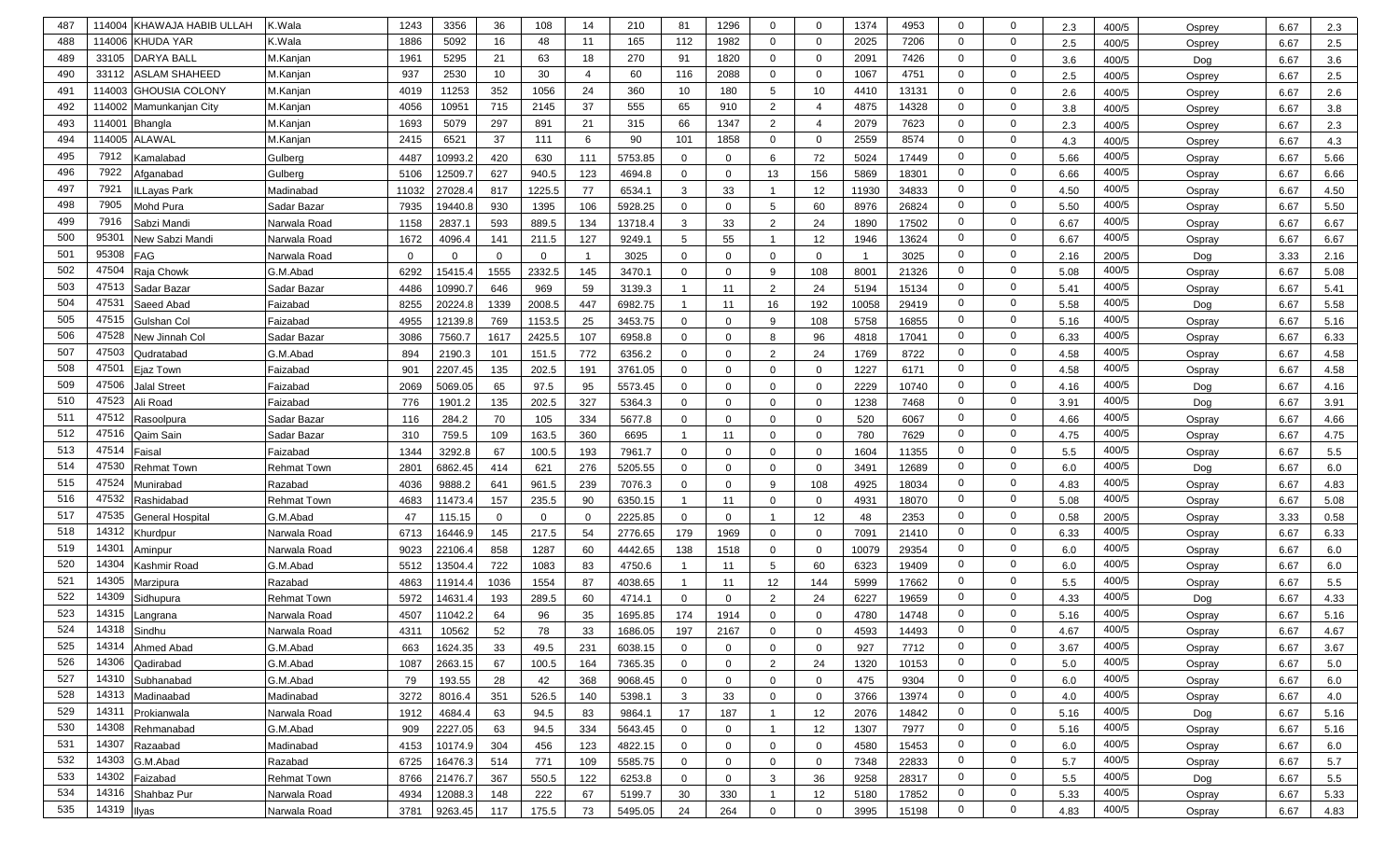| 487 | 114004 | KHAWAJA HABIB ULLAH | K.Wala | 1243 | 3356 | 36 | 108 | 14 | 210 | 81 | 1296 | 0 | 0 | 1374 | 4953 | 0 | 0 | 2.3 | 400/5 | Osprey | 6.67 | 2.3 |
|---|---|---|---|---|---|---|---|---|---|---|---|---|---|---|---|---|---|---|---|---|---|---|
| 488 | 114006 | KHUDA YAR | K.Wala | 1886 | 5092 | 16 | 48 | 11 | 165 | 112 | 1982 | 0 | 0 | 2025 | 7206 | 0 | 0 | 2.5 | 400/5 | Osprey | 6.67 | 2.5 |
| 489 | 33105 | DARYA BALL | M.Kanjan | 1961 | 5295 | 21 | 63 | 18 | 270 | 91 | 1820 | 0 | 0 | 2091 | 7426 | 0 | 0 | 3.6 | 400/5 | Dog | 6.67 | 3.6 |
| 490 | 33112 | ASLAM SHAHEED | M.Kanjan | 937 | 2530 | 10 | 30 | 4 | 60 | 116 | 2088 | 0 | 0 | 1067 | 4751 | 0 | 0 | 2.5 | 400/5 | Osprey | 6.67 | 2.5 |
| 491 | 114003 | GHOUSIA COLONY | M.Kanjan | 4019 | 11253 | 352 | 1056 | 24 | 360 | 10 | 180 | 5 | 10 | 4410 | 13131 | 0 | 0 | 2.6 | 400/5 | Osprey | 6.67 | 2.6 |
| 492 | 114002 | Mamunkanjan City | M.Kanjan | 4056 | 10951 | 715 | 2145 | 37 | 555 | 65 | 910 | 2 | 4 | 4875 | 14328 | 0 | 0 | 3.8 | 400/5 | Osprey | 6.67 | 3.8 |
| 493 | 114001 | Bhangla | M.Kanjan | 1693 | 5079 | 297 | 891 | 21 | 315 | 66 | 1347 | 2 | 4 | 2079 | 7623 | 0 | 0 | 2.3 | 400/5 | Osprey | 6.67 | 2.3 |
| 494 | 114005 | ALAWAL | M.Kanjan | 2415 | 6521 | 37 | 111 | 6 | 90 | 101 | 1858 | 0 | 0 | 2559 | 8574 | 0 | 0 | 4.3 | 400/5 | Osprey | 6.67 | 4.3 |
| 495 | 7912 | Kamalabad | Gulberg | 4487 | 10993.2 | 420 | 630 | 111 | 5753.85 | 0 | 0 | 6 | 72 | 5024 | 17449 | 0 | 0 | 5.66 | 400/5 | Ospray | 6.67 | 5.66 |
| 496 | 7922 | Afganabad | Gulberg | 5106 | 12509.7 | 627 | 940.5 | 123 | 4694.8 | 0 | 0 | 13 | 156 | 5869 | 18301 | 0 | 0 | 6.66 | 400/5 | Ospray | 6.67 | 6.66 |
| 497 | 7921 | ILLayas Park | Madinabad | 11032 | 27028.4 | 817 | 1225.5 | 77 | 6534.1 | 3 | 33 | 1 | 12 | 11930 | 34833 | 0 | 0 | 4.50 | 400/5 | Ospray | 6.67 | 4.50 |
| 498 | 7905 | Mohd Pura | Sadar Bazar | 7935 | 19440.8 | 930 | 1395 | 106 | 5928.25 | 0 | 0 | 5 | 60 | 8976 | 26824 | 0 | 0 | 5.50 | 400/5 | Ospray | 6.67 | 5.50 |
| 499 | 7916 | Sabzi Mandi | Narwala Road | 1158 | 2837.1 | 593 | 889.5 | 134 | 13718.4 | 3 | 33 | 2 | 24 | 1890 | 17502 | 0 | 0 | 6.67 | 400/5 | Ospray | 6.67 | 6.67 |
| 500 | 95301 | New Sabzi Mandi | Narwala Road | 1672 | 4096.4 | 141 | 211.5 | 127 | 9249.1 | 5 | 55 | 1 | 12 | 1946 | 13624 | 0 | 0 | 6.67 | 400/5 | Ospray | 6.67 | 6.67 |
| 501 | 95308 | FAG | Narwala Road | 0 | 0 | 0 | 0 | 1 | 3025 | 0 | 0 | 0 | 0 | 1 | 3025 | 0 | 0 | 2.16 | 200/5 | Dog | 3.33 | 2.16 |
| 502 | 47504 | Raja Chowk | G.M.Abad | 6292 | 15415.4 | 1555 | 2332.5 | 145 | 3470.1 | 0 | 0 | 9 | 108 | 8001 | 21326 | 0 | 0 | 5.08 | 400/5 | Ospray | 6.67 | 5.08 |
| 503 | 47513 | Sadar Bazar | Sadar Bazar | 4486 | 10990.7 | 646 | 969 | 59 | 3139.3 | 1 | 11 | 2 | 24 | 5194 | 15134 | 0 | 0 | 5.41 | 400/5 | Ospray | 6.67 | 5.41 |
| 504 | 47531 | Saeed Abad | Faizabad | 8255 | 20224.8 | 1339 | 2008.5 | 447 | 6982.75 | 1 | 11 | 16 | 192 | 10058 | 29419 | 0 | 0 | 5.58 | 400/5 | Dog | 6.67 | 5.58 |
| 505 | 47515 | Gulshan Col | Faizabad | 4955 | 12139.8 | 769 | 1153.5 | 25 | 3453.75 | 0 | 0 | 9 | 108 | 5758 | 16855 | 0 | 0 | 5.16 | 400/5 | Ospray | 6.67 | 5.16 |
| 506 | 47528 | New Jinnah Col | Sadar Bazar | 3086 | 7560.7 | 1617 | 2425.5 | 107 | 6958.8 | 0 | 0 | 8 | 96 | 4818 | 17041 | 0 | 0 | 6.33 | 400/5 | Ospray | 6.67 | 6.33 |
| 507 | 47503 | Qudratabad | G.M.Abad | 894 | 2190.3 | 101 | 151.5 | 772 | 6356.2 | 0 | 0 | 2 | 24 | 1769 | 8722 | 0 | 0 | 4.58 | 400/5 | Ospray | 6.67 | 4.58 |
| 508 | 47501 | Ejaz Town | Faizabad | 901 | 2207.45 | 135 | 202.5 | 191 | 3761.05 | 0 | 0 | 0 | 0 | 1227 | 6171 | 0 | 0 | 4.58 | 400/5 | Ospray | 6.67 | 4.58 |
| 509 | 47506 | Jalal Street | Faizabad | 2069 | 5069.05 | 65 | 97.5 | 95 | 5573.45 | 0 | 0 | 0 | 0 | 2229 | 10740 | 0 | 0 | 4.16 | 400/5 | Dog | 6.67 | 4.16 |
| 510 | 47523 | Ali Road | Faizabad | 776 | 1901.2 | 135 | 202.5 | 327 | 5364.3 | 0 | 0 | 0 | 0 | 1238 | 7468 | 0 | 0 | 3.91 | 400/5 | Dog | 6.67 | 3.91 |
| 511 | 47512 | Rasoolpura | Sadar Bazar | 116 | 284.2 | 70 | 105 | 334 | 5677.8 | 0 | 0 | 0 | 0 | 520 | 6067 | 0 | 0 | 4.66 | 400/5 | Ospray | 6.67 | 4.66 |
| 512 | 47516 | Qaim Sain | Sadar Bazar | 310 | 759.5 | 109 | 163.5 | 360 | 6695 | 1 | 11 | 0 | 0 | 780 | 7629 | 0 | 0 | 4.75 | 400/5 | Ospray | 6.67 | 4.75 |
| 513 | 47514 | Faisal | Faizabad | 1344 | 3292.8 | 67 | 100.5 | 193 | 7961.7 | 0 | 0 | 0 | 0 | 1604 | 11355 | 0 | 0 | 5.5 | 400/5 | Ospray | 6.67 | 5.5 |
| 514 | 47530 | Rehmat Town | Rehmat Town | 2801 | 6862.45 | 414 | 621 | 276 | 5205.55 | 0 | 0 | 0 | 0 | 3491 | 12689 | 0 | 0 | 6.0 | 400/5 | Dog | 6.67 | 6.0 |
| 515 | 47524 | Munirabad | Razabad | 4036 | 9888.2 | 641 | 961.5 | 239 | 7076.3 | 0 | 0 | 9 | 108 | 4925 | 18034 | 0 | 0 | 4.83 | 400/5 | Ospray | 6.67 | 4.83 |
| 516 | 47532 | Rashidabad | Rehmat Town | 4683 | 11473.4 | 157 | 235.5 | 90 | 6350.15 | 1 | 11 | 0 | 0 | 4931 | 18070 | 0 | 0 | 5.08 | 400/5 | Ospray | 6.67 | 5.08 |
| 517 | 47535 | General Hospital | G.M.Abad | 47 | 115.15 | 0 | 0 | 0 | 2225.85 | 0 | 0 | 1 | 12 | 48 | 2353 | 0 | 0 | 0.58 | 200/5 | Ospray | 3.33 | 0.58 |
| 518 | 14312 | Khurdpur | Narwala Road | 6713 | 16446.9 | 145 | 217.5 | 54 | 2776.65 | 179 | 1969 | 0 | 0 | 7091 | 21410 | 0 | 0 | 6.33 | 400/5 | Ospray | 6.67 | 6.33 |
| 519 | 14301 | Aminpur | Narwala Road | 9023 | 22106.4 | 858 | 1287 | 60 | 4442.65 | 138 | 1518 | 0 | 0 | 10079 | 29354 | 0 | 0 | 6.0 | 400/5 | Ospray | 6.67 | 6.0 |
| 520 | 14304 | Kashmir Road | G.M.Abad | 5512 | 13504.4 | 722 | 1083 | 83 | 4750.6 | 1 | 11 | 5 | 60 | 6323 | 19409 | 0 | 0 | 6.0 | 400/5 | Ospray | 6.67 | 6.0 |
| 521 | 14305 | Marzipura | Razabad | 4863 | 11914.4 | 1036 | 1554 | 87 | 4038.65 | 1 | 11 | 12 | 144 | 5999 | 17662 | 0 | 0 | 5.5 | 400/5 | Ospray | 6.67 | 5.5 |
| 522 | 14309 | Sidhupura | Rehmat Town | 5972 | 14631.4 | 193 | 289.5 | 60 | 4714.1 | 0 | 0 | 2 | 24 | 6227 | 19659 | 0 | 0 | 4.33 | 400/5 | Dog | 6.67 | 4.33 |
| 523 | 14315 | Langrana | Narwala Road | 4507 | 11042.2 | 64 | 96 | 35 | 1695.85 | 174 | 1914 | 0 | 0 | 4780 | 14748 | 0 | 0 | 5.16 | 400/5 | Ospray | 6.67 | 5.16 |
| 524 | 14318 | Sindhu | Narwala Road | 4311 | 10562 | 52 | 78 | 33 | 1686.05 | 197 | 2167 | 0 | 0 | 4593 | 14493 | 0 | 0 | 4.67 | 400/5 | Ospray | 6.67 | 4.67 |
| 525 | 14314 | Ahmed Abad | G.M.Abad | 663 | 1624.35 | 33 | 49.5 | 231 | 6038.15 | 0 | 0 | 0 | 0 | 927 | 7712 | 0 | 0 | 3.67 | 400/5 | Ospray | 6.67 | 3.67 |
| 526 | 14306 | Qadirabad | G.M.Abad | 1087 | 2663.15 | 67 | 100.5 | 164 | 7365.35 | 0 | 0 | 2 | 24 | 1320 | 10153 | 0 | 0 | 5.0 | 400/5 | Ospray | 6.67 | 5.0 |
| 527 | 14310 | Subhanabad | G.M.Abad | 79 | 193.55 | 28 | 42 | 368 | 9068.45 | 0 | 0 | 0 | 0 | 475 | 9304 | 0 | 0 | 6.0 | 400/5 | Ospray | 6.67 | 6.0 |
| 528 | 14313 | Madinaabad | Madinabad | 3272 | 8016.4 | 351 | 526.5 | 140 | 5398.1 | 3 | 33 | 0 | 0 | 3766 | 13974 | 0 | 0 | 4.0 | 400/5 | Ospray | 6.67 | 4.0 |
| 529 | 14311 | Prokianwala | Narwala Road | 1912 | 4684.4 | 63 | 94.5 | 83 | 9864.1 | 17 | 187 | 1 | 12 | 2076 | 14842 | 0 | 0 | 5.16 | 400/5 | Dog | 6.67 | 5.16 |
| 530 | 14308 | Rehmanabad | G.M.Abad | 909 | 2227.05 | 63 | 94.5 | 334 | 5643.45 | 0 | 0 | 1 | 12 | 1307 | 7977 | 0 | 0 | 5.16 | 400/5 | Ospray | 6.67 | 5.16 |
| 531 | 14307 | Razaabad | Madinabad | 4153 | 10174.9 | 304 | 456 | 123 | 4822.15 | 0 | 0 | 0 | 0 | 4580 | 15453 | 0 | 0 | 6.0 | 400/5 | Ospray | 6.67 | 6.0 |
| 532 | 14303 | G.M.Abad | Razabad | 6725 | 16476.3 | 514 | 771 | 109 | 5585.75 | 0 | 0 | 0 | 0 | 7348 | 22833 | 0 | 0 | 5.7 | 400/5 | Ospray | 6.67 | 5.7 |
| 533 | 14302 | Faizabad | Rehmat Town | 8766 | 21476.7 | 367 | 550.5 | 122 | 6253.8 | 0 | 0 | 3 | 36 | 9258 | 28317 | 0 | 0 | 5.5 | 400/5 | Dog | 6.67 | 5.5 |
| 534 | 14316 | Shahbaz Pur | Narwala Road | 4934 | 12088.3 | 148 | 222 | 67 | 5199.7 | 30 | 330 | 1 | 12 | 5180 | 17852 | 0 | 0 | 5.33 | 400/5 | Ospray | 6.67 | 5.33 |
| 535 | 14319 | Ilyas | Narwala Road | 3781 | 9263.45 | 117 | 175.5 | 73 | 5495.05 | 24 | 264 | 0 | 0 | 3995 | 15198 | 0 | 0 | 4.83 | 400/5 | Ospray | 6.67 | 4.83 |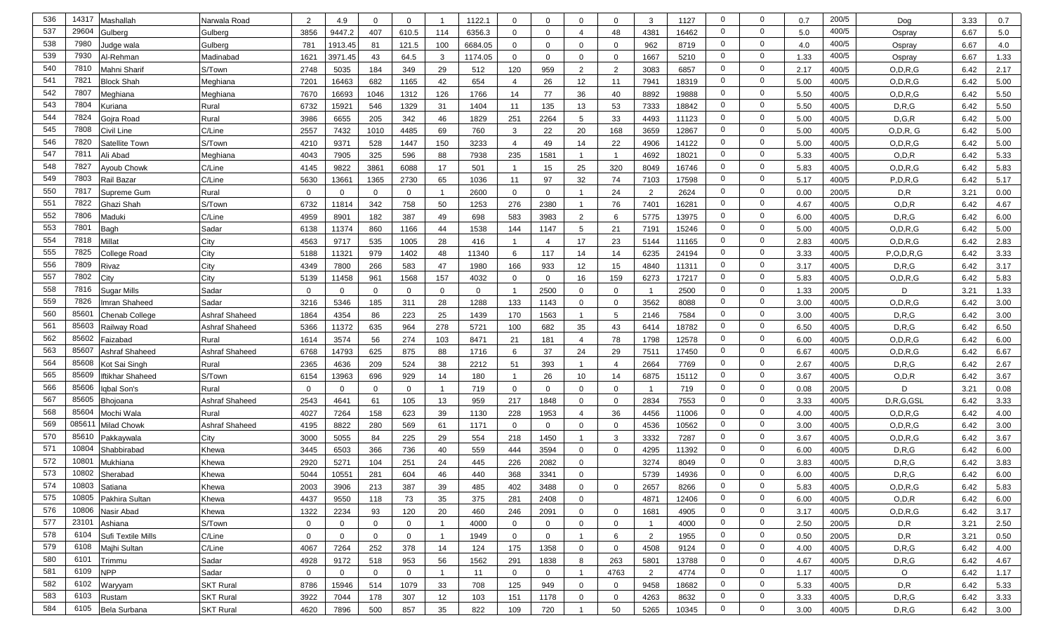| | | | | | | | | | | | | | | | | | | | | | | |
|---|---|---|---|---|---|---|---|---|---|---|---|---|---|---|---|---|---|---|---|---|---|---|
| 536 | 14317 | Mashallah | Narwala Road | 2 | 4.9 | 0 | 0 | 1 | 1122.1 | 0 | 0 | 0 | 0 | 3 | 1127 | 0 | 0 | 0.7 | 200/5 | Dog | 3.33 | 0.7 |
| 537 | 29604 | Gulberg | Gulberg | 3856 | 9447.2 | 407 | 610.5 | 114 | 6356.3 | 0 | 0 | 4 | 48 | 4381 | 16462 | 0 | 0 | 5.0 | 400/5 | Ospray | 6.67 | 5.0 |
| 538 | 7980 | Judge wala | Gulberg | 781 | 1913.45 | 81 | 121.5 | 100 | 6684.05 | 0 | 0 | 0 | 0 | 962 | 8719 | 0 | 0 | 4.0 | 400/5 | Ospray | 6.67 | 4.0 |
| 539 | 7930 | Al-Rehman | Madinabad | 1621 | 3971.45 | 43 | 64.5 | 3 | 1174.05 | 0 | 0 | 0 | 0 | 1667 | 5210 | 0 | 0 | 1.33 | 400/5 | Ospray | 6.67 | 1.33 |
| 540 | 7810 | Mahni Sharif | S/Town | 2748 | 5035 | 184 | 349 | 29 | 512 | 120 | 959 | 2 | 2 | 3083 | 6857 | 0 | 0 | 2.17 | 400/5 | O,D,R,G | 6.42 | 2.17 |
| 541 | 7821 | Block Shah | Meghiana | 7201 | 16463 | 682 | 1165 | 42 | 654 | 4 | 26 | 12 | 11 | 7941 | 18319 | 0 | 0 | 5.00 | 400/5 | O,D,R,G | 6.42 | 5.00 |
| 542 | 7807 | Meghiana | Meghiana | 7670 | 16693 | 1046 | 1312 | 126 | 1766 | 14 | 77 | 36 | 40 | 8892 | 19888 | 0 | 0 | 5.50 | 400/5 | O,D,R,G | 6.42 | 5.50 |
| 543 | 7804 | Kuriana | Rural | 6732 | 15921 | 546 | 1329 | 31 | 1404 | 11 | 135 | 13 | 53 | 7333 | 18842 | 0 | 0 | 5.50 | 400/5 | D,R,G | 6.42 | 5.50 |
| 544 | 7824 | Gojra Road | Rural | 3986 | 6655 | 205 | 342 | 46 | 1829 | 251 | 2264 | 5 | 33 | 4493 | 11123 | 0 | 0 | 5.00 | 400/5 | D,G,R | 6.42 | 5.00 |
| 545 | 7808 | Civil Line | C/Line | 2557 | 7432 | 1010 | 4485 | 69 | 760 | 3 | 22 | 20 | 168 | 3659 | 12867 | 0 | 0 | 5.00 | 400/5 | O,D,R, G | 6.42 | 5.00 |
| 546 | 7820 | Satellite Town | S/Town | 4210 | 9371 | 528 | 1447 | 150 | 3233 | 4 | 49 | 14 | 22 | 4906 | 14122 | 0 | 0 | 5.00 | 400/5 | O,D,R,G | 6.42 | 5.00 |
| 547 | 7811 | Ali Abad | Meghiana | 4043 | 7905 | 325 | 596 | 88 | 7938 | 235 | 1581 | 1 | 1 | 4692 | 18021 | 0 | 0 | 5.33 | 400/5 | O,D,R | 6.42 | 5.33 |
| 548 | 7827 | Ayoub Chowk | C/Line | 4145 | 9822 | 3861 | 6088 | 17 | 501 | 1 | 15 | 25 | 320 | 8049 | 16746 | 0 | 0 | 5.83 | 400/5 | O,D,R,G | 6.42 | 5.83 |
| 549 | 7803 | Rail Bazar | C/Line | 5630 | 13661 | 1365 | 2730 | 65 | 1036 | 11 | 97 | 32 | 74 | 7103 | 17598 | 0 | 0 | 5.17 | 400/5 | P,D,R,G | 6.42 | 5.17 |
| 550 | 7817 | Supreme Gum | Rural | 0 | 0 | 0 | 0 | 1 | 2600 | 0 | 0 | 1 | 24 | 2 | 2624 | 0 | 0 | 0.00 | 200/5 | D,R | 3.21 | 0.00 |
| 551 | 7822 | Ghazi Shah | S/Town | 6732 | 11814 | 342 | 758 | 50 | 1253 | 276 | 2380 | 1 | 76 | 7401 | 16281 | 0 | 0 | 4.67 | 400/5 | O,D,R | 6.42 | 4.67 |
| 552 | 7806 | Maduki | C/Line | 4959 | 8901 | 182 | 387 | 49 | 698 | 583 | 3983 | 2 | 6 | 5775 | 13975 | 0 | 0 | 6.00 | 400/5 | D,R,G | 6.42 | 6.00 |
| 553 | 7801 | Bagh | Sadar | 6138 | 11374 | 860 | 1166 | 44 | 1538 | 144 | 1147 | 5 | 21 | 7191 | 15246 | 0 | 0 | 5.00 | 400/5 | O,D,R,G | 6.42 | 5.00 |
| 554 | 7818 | Millat | City | 4563 | 9717 | 535 | 1005 | 28 | 416 | 1 | 4 | 17 | 23 | 5144 | 11165 | 0 | 0 | 2.83 | 400/5 | O,D,R,G | 6.42 | 2.83 |
| 555 | 7825 | College Road | City | 5188 | 11321 | 979 | 1402 | 48 | 11340 | 6 | 117 | 14 | 14 | 6235 | 24194 | 0 | 0 | 3.33 | 400/5 | P,O,D,R,G | 6.42 | 3.33 |
| 556 | 7809 | Rivaz | City | 4349 | 7800 | 266 | 583 | 47 | 1980 | 166 | 933 | 12 | 15 | 4840 | 11311 | 0 | 0 | 3.17 | 400/5 | D,R,G | 6.42 | 3.17 |
| 557 | 7802 | City | City | 5139 | 11458 | 961 | 1568 | 157 | 4032 | 0 | 0 | 16 | 159 | 6273 | 17217 | 0 | 0 | 5.83 | 400/5 | O,D,R,G | 6.42 | 5.83 |
| 558 | 7816 | Sugar Mills | Sadar | 0 | 0 | 0 | 0 | 0 | 0 | 1 | 2500 | 0 | 0 | 1 | 2500 | 0 | 0 | 1.33 | 200/5 | D | 3.21 | 1.33 |
| 559 | 7826 | Imran Shaheed | Sadar | 3216 | 5346 | 185 | 311 | 28 | 1288 | 133 | 1143 | 0 | 0 | 3562 | 8088 | 0 | 0 | 3.00 | 400/5 | O,D,R,G | 6.42 | 3.00 |
| 560 | 85601 | Chenab College | Ashraf Shaheed | 1864 | 4354 | 86 | 223 | 25 | 1439 | 170 | 1563 | 1 | 5 | 2146 | 7584 | 0 | 0 | 3.00 | 400/5 | D,R,G | 6.42 | 3.00 |
| 561 | 85603 | Railway Road | Ashraf Shaheed | 5366 | 11372 | 635 | 964 | 278 | 5721 | 100 | 682 | 35 | 43 | 6414 | 18782 | 0 | 0 | 6.50 | 400/5 | D,R,G | 6.42 | 6.50 |
| 562 | 85602 | Faizabad | Rural | 1614 | 3574 | 56 | 274 | 103 | 8471 | 21 | 181 | 4 | 78 | 1798 | 12578 | 0 | 0 | 6.00 | 400/5 | O,D,R,G | 6.42 | 6.00 |
| 563 | 85607 | Ashraf Shaheed | Ashraf Shaheed | 6768 | 14793 | 625 | 875 | 88 | 1716 | 6 | 37 | 24 | 29 | 7511 | 17450 | 0 | 0 | 6.67 | 400/5 | O,D,R,G | 6.42 | 6.67 |
| 564 | 85608 | Kot Sai Singh | Rural | 2365 | 4636 | 209 | 524 | 38 | 2212 | 51 | 393 | 1 | 4 | 2664 | 7769 | 0 | 0 | 2.67 | 400/5 | D,R,G | 6.42 | 2.67 |
| 565 | 85609 | Iftikhar Shaheed | S/Town | 6154 | 13963 | 696 | 929 | 14 | 180 | 1 | 26 | 10 | 14 | 6875 | 15112 | 0 | 0 | 3.67 | 400/5 | O,D,R | 6.42 | 3.67 |
| 566 | 85606 | Iqbal Son's | Rural | 0 | 0 | 0 | 0 | 1 | 719 | 0 | 0 | 0 | 0 | 1 | 719 | 0 | 0 | 0.08 | 200/5 | D | 3.21 | 0.08 |
| 567 | 85605 | Bhojoana | Ashraf Shaheed | 2543 | 4641 | 61 | 105 | 13 | 959 | 217 | 1848 | 0 | 0 | 2834 | 7553 | 0 | 0 | 3.33 | 400/5 | D,R,G,GSL | 6.42 | 3.33 |
| 568 | 85604 | Mochi Wala | Rural | 4027 | 7264 | 158 | 623 | 39 | 1130 | 228 | 1953 | 4 | 36 | 4456 | 11006 | 0 | 0 | 4.00 | 400/5 | O,D,R,G | 6.42 | 4.00 |
| 569 | 085611 | Milad Chowk | Ashraf Shaheed | 4195 | 8822 | 280 | 569 | 61 | 1171 | 0 | 0 | 0 | 0 | 4536 | 10562 | 0 | 0 | 3.00 | 400/5 | O,D,R,G | 6.42 | 3.00 |
| 570 | 85610 | Pakkaywala | City | 3000 | 5055 | 84 | 225 | 29 | 554 | 218 | 1450 | 1 | 3 | 3332 | 7287 | 0 | 0 | 3.67 | 400/5 | O,D,R,G | 6.42 | 3.67 |
| 571 | 10804 | Shabbirabad | Khewa | 3445 | 6503 | 366 | 736 | 40 | 559 | 444 | 3594 | 0 | 0 | 4295 | 11392 | 0 | 0 | 6.00 | 400/5 | D,R,G | 6.42 | 6.00 |
| 572 | 10801 | Mukhiana | Khewa | 2920 | 5271 | 104 | 251 | 24 | 445 | 226 | 2082 | 0 | | 3274 | 8049 | 0 | 0 | 3.83 | 400/5 | D,R,G | 6.42 | 3.83 |
| 573 | 10802 | Sherabad | Khewa | 5044 | 10551 | 281 | 604 | 46 | 440 | 368 | 3341 | 0 | | 5739 | 14936 | 0 | 0 | 6.00 | 400/5 | D,R,G | 6.42 | 6.00 |
| 574 | 10803 | Satiana | Khewa | 2003 | 3906 | 213 | 387 | 39 | 485 | 402 | 3488 | 0 | 0 | 2657 | 8266 | 0 | 0 | 5.83 | 400/5 | O,D,R,G | 6.42 | 5.83 |
| 575 | 10805 | Pakhira Sultan | Khewa | 4437 | 9550 | 118 | 73 | 35 | 375 | 281 | 2408 | 0 | | 4871 | 12406 | 0 | 0 | 6.00 | 400/5 | O,D,R | 6.42 | 6.00 |
| 576 | 10806 | Nasir Abad | Khewa | 1322 | 2234 | 93 | 120 | 20 | 460 | 246 | 2091 | 0 | 0 | 1681 | 4905 | 0 | 0 | 3.17 | 400/5 | O,D,R,G | 6.42 | 3.17 |
| 577 | 23101 | Ashiana | S/Town | 0 | 0 | 0 | 0 | 1 | 4000 | 0 | 0 | 0 | 0 | 1 | 4000 | 0 | 0 | 2.50 | 200/5 | D,R | 3.21 | 2.50 |
| 578 | 6104 | Sufi Textile Mills | C/Line | 0 | 0 | 0 | 0 | 1 | 1949 | 0 | 0 | 1 | 6 | 2 | 1955 | 0 | 0 | 0.50 | 200/5 | D,R | 3.21 | 0.50 |
| 579 | 6108 | Majhi Sultan | C/Line | 4067 | 7264 | 252 | 378 | 14 | 124 | 175 | 1358 | 0 | 0 | 4508 | 9124 | 0 | 0 | 4.00 | 400/5 | D,R,G | 6.42 | 4.00 |
| 580 | 6101 | Trimmu | Sadar | 4928 | 9172 | 518 | 953 | 56 | 1562 | 291 | 1838 | 8 | 263 | 5801 | 13788 | 0 | 0 | 4.67 | 400/5 | D,R,G | 6.42 | 4.67 |
| 581 | 6109 | NPP | Sadar | 0 | 0 | 0 | 0 | 1 | 11 | 0 | 0 | 1 | 4763 | 2 | 4774 | 0 | 0 | 1.17 | 400/5 | O | 6.42 | 1.17 |
| 582 | 6102 | Waryyam | SKT Rural | 8786 | 15946 | 514 | 1079 | 33 | 708 | 125 | 949 | 0 | 0 | 9458 | 18682 | 0 | 0 | 5.33 | 400/5 | D,R | 6.42 | 5.33 |
| 583 | 6103 | Rustam | SKT Rural | 3922 | 7044 | 178 | 307 | 12 | 103 | 151 | 1178 | 0 | 0 | 4263 | 8632 | 0 | 0 | 3.33 | 400/5 | D,R,G | 6.42 | 3.33 |
| 584 | 6105 | Bela Surbana | SKT Rural | 4620 | 7896 | 500 | 857 | 35 | 822 | 109 | 720 | 1 | 50 | 5265 | 10345 | 0 | 0 | 3.00 | 400/5 | D,R,G | 6.42 | 3.00 |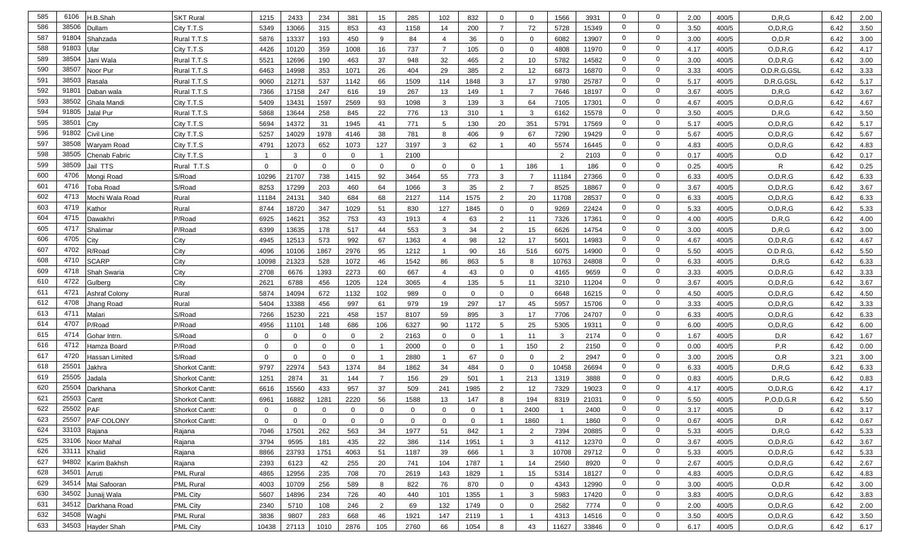| | | | | | | | | | | | | | | | | | | | | | | |
|---|---|---|---|---|---|---|---|---|---|---|---|---|---|---|---|---|---|---|---|---|---|---|
| 585 | 6106 | H.B.Shah | SKT Rural | 1215 | 2433 | 234 | 381 | 15 | 285 | 102 | 832 | 0 | 0 | 1566 | 3931 | 0 | 0 | 2.00 | 400/5 | D,R,G | 6.42 | 2.00 |
| 586 | 38506 | Dullam | City T.T.S | 5349 | 13066 | 315 | 853 | 43 | 1158 | 14 | 200 | 7 | 72 | 5728 | 15349 | 0 | 0 | 3.50 | 400/5 | O,D,R,G | 6.42 | 3.50 |
| 587 | 91804 | Shahzada | Rural T.T.S | 5876 | 13337 | 193 | 450 | 9 | 84 | 4 | 36 | 0 | 0 | 6082 | 13907 | 0 | 0 | 3.00 | 400/5 | O,D,R | 6.42 | 3.00 |
| 588 | 91803 | Ular | City T.T.S | 4426 | 10120 | 359 | 1008 | 16 | 737 | 7 | 105 | 0 | 0 | 4808 | 11970 | 0 | 0 | 4.17 | 400/5 | O,D,R,G | 6.42 | 4.17 |
| 589 | 38504 | Jani Wala | Rural T.T.S | 5521 | 12696 | 190 | 463 | 37 | 948 | 32 | 465 | 2 | 10 | 5782 | 14582 | 0 | 0 | 3.00 | 400/5 | O,D,R,G | 6.42 | 3.00 |
| 590 | 38507 | Noor Pur | Rural T.T.S | 6463 | 14998 | 353 | 1071 | 26 | 404 | 29 | 385 | 2 | 12 | 6873 | 16870 | 0 | 0 | 3.33 | 400/5 | O,D,R,G,GSL | 6.42 | 3.33 |
| 591 | 38503 | Rasala | Rural T.T.S | 9060 | 21271 | 537 | 1142 | 66 | 1509 | 114 | 1848 | 3 | 17 | 9780 | 25787 | 0 | 0 | 5.17 | 400/5 | D,R,G,GSL | 6.42 | 5.17 |
| 592 | 91801 | Daban wala | Rural T.T.S | 7366 | 17158 | 247 | 616 | 19 | 267 | 13 | 149 | 1 | 7 | 7646 | 18197 | 0 | 0 | 3.67 | 400/5 | D,R,G | 6.42 | 3.67 |
| 593 | 38502 | Ghala Mandi | City T.T.S | 5409 | 13431 | 1597 | 2569 | 93 | 1098 | 3 | 139 | 3 | 64 | 7105 | 17301 | 0 | 0 | 4.67 | 400/5 | O,D,R,G | 6.42 | 4.67 |
| 594 | 91805 | Jalal Pur | Rural T.T.S | 5868 | 13644 | 258 | 845 | 22 | 776 | 13 | 310 | 1 | 3 | 6162 | 15578 | 0 | 0 | 3.50 | 400/5 | D,R,G | 6.42 | 3.50 |
| 595 | 38501 | City | City T.T.S | 5694 | 14372 | 31 | 1945 | 41 | 771 | 5 | 130 | 20 | 351 | 5791 | 17569 | 0 | 0 | 5.17 | 400/5 | O,D,R,G | 6.42 | 5.17 |
| 596 | 91802 | Civil Line | City T.T.S | 5257 | 14029 | 1978 | 4146 | 38 | 781 | 8 | 406 | 9 | 67 | 7290 | 19429 | 0 | 0 | 5.67 | 400/5 | O,D,R,G | 6.42 | 5.67 |
| 597 | 38508 | Waryam Road | City T.T.S | 4791 | 12073 | 652 | 1073 | 127 | 3197 | 3 | 62 | 1 | 40 | 5574 | 16445 | 0 | 0 | 4.83 | 400/5 | O,D,R,G | 6.42 | 4.83 |
| 598 | 38505 | Chenab Fabric | City T.T.S | 1 | 3 | 0 | 0 | 1 | 2100 | | | | | 2 | 2103 | 0 | 0 | 0.17 | 400/5 | O,D | 6.42 | 0.17 |
| 599 | 38509 | Jail TTS | Rural T.T.S | 0 | 0 | 0 | 0 | 0 | 0 | 0 | 0 | 1 | 186 | 1 | 186 | 0 | 0 | 0.25 | 400/5 | R | 6.42 | 0.25 |
| 600 | 4706 | Mongi Road | S/Road | 10296 | 21707 | 738 | 1415 | 92 | 3464 | 55 | 773 | 3 | 7 | 11184 | 27366 | 0 | 0 | 6.33 | 400/5 | O,D,R,G | 6.42 | 6.33 |
| 601 | 4716 | Toba Road | S/Road | 8253 | 17299 | 203 | 460 | 64 | 1066 | 3 | 35 | 2 | 7 | 8525 | 18867 | 0 | 0 | 3.67 | 400/5 | O,D,R,G | 6.42 | 3.67 |
| 602 | 4713 | Mochi Wala Road | Rural | 11184 | 24131 | 340 | 684 | 68 | 2127 | 114 | 1575 | 2 | 20 | 11708 | 28537 | 0 | 0 | 6.33 | 400/5 | O,D,R,G | 6.42 | 6.33 |
| 603 | 4719 | Kathor | Rural | 8744 | 18720 | 347 | 1029 | 51 | 830 | 127 | 1845 | 0 | 0 | 9269 | 22424 | 0 | 0 | 5.33 | 400/5 | O,D,R,G | 6.42 | 5.33 |
| 604 | 4715 | Dawakhri | P/Road | 6925 | 14621 | 352 | 753 | 43 | 1913 | 4 | 63 | 2 | 11 | 7326 | 17361 | 0 | 0 | 4.00 | 400/5 | D,R,G | 6.42 | 4.00 |
| 605 | 4717 | Shalimar | P/Road | 6399 | 13635 | 178 | 517 | 44 | 553 | 3 | 34 | 2 | 15 | 6626 | 14754 | 0 | 0 | 3.00 | 400/5 | D,R,G | 6.42 | 3.00 |
| 606 | 4705 | City | City | 4945 | 12513 | 573 | 992 | 67 | 1363 | 4 | 98 | 12 | 17 | 5601 | 14983 | 0 | 0 | 4.67 | 400/5 | O,D,R,G | 6.42 | 4.67 |
| 607 | 4702 | R/Road | City | 4096 | 10106 | 1867 | 2976 | 95 | 1212 | 1 | 90 | 16 | 516 | 6075 | 14900 | 0 | 0 | 5.50 | 400/5 | O.D.R.G, | 6.42 | 5.50 |
| 608 | 4710 | SCARP | City | 10098 | 21323 | 528 | 1072 | 46 | 1542 | 86 | 863 | 5 | 8 | 10763 | 24808 | 0 | 0 | 6.33 | 400/5 | D,R,G | 6.42 | 6.33 |
| 609 | 4718 | Shah Swaria | City | 2708 | 6676 | 1393 | 2273 | 60 | 667 | 4 | 43 | 0 | 0 | 4165 | 9659 | 0 | 0 | 3.33 | 400/5 | O,D,R,G | 6.42 | 3.33 |
| 610 | 4722 | Gulberg | City | 2621 | 6788 | 456 | 1205 | 124 | 3065 | 4 | 135 | 5 | 11 | 3210 | 11204 | 0 | 0 | 3.67 | 400/5 | O,D,R,G | 6.42 | 3.67 |
| 611 | 4721 | Ashraf Colony | Rural | 5874 | 14094 | 672 | 1132 | 102 | 989 | 0 | 0 | 0 | 0 | 6648 | 16215 | 0 | 0 | 4.50 | 400/5 | O,D,R,G | 6.42 | 4.50 |
| 612 | 4708 | Jhang Road | Rural | 5404 | 13388 | 456 | 997 | 61 | 979 | 19 | 297 | 17 | 45 | 5957 | 15706 | 0 | 0 | 3.33 | 400/5 | O,D,R,G | 6.42 | 3.33 |
| 613 | 4711 | Malari | S/Road | 7266 | 15230 | 221 | 458 | 157 | 8107 | 59 | 895 | 3 | 17 | 7706 | 24707 | 0 | 0 | 6.33 | 400/5 | O,D,R,G | 6.42 | 6.33 |
| 614 | 4707 | P/Road | P/Road | 4956 | 11101 | 148 | 686 | 106 | 6327 | 90 | 1172 | 5 | 25 | 5305 | 19311 | 0 | 0 | 6.00 | 400/5 | O,D,R,G | 6.42 | 6.00 |
| 615 | 4714 | Gohar Intrn. | S/Road | 0 | 0 | 0 | 0 | 2 | 2163 | 0 | 0 | 1 | 11 | 3 | 2174 | 0 | 0 | 1.67 | 400/5 | D,R | 6.42 | 1.67 |
| 616 | 4712 | Hamza Board | P/Road | 0 | 0 | 0 | 0 | 1 | 2000 | 0 | 0 | 1 | 150 | 2 | 2150 | 0 | 0 | 0.00 | 400/5 | P,R | 6.42 | 0.00 |
| 617 | 4720 | Hassan Limited | S/Road | 0 | 0 | 0 | 0 | 1 | 2880 | 1 | 67 | 0 | 0 | 2 | 2947 | 0 | 0 | 3.00 | 200/5 | O,R | 3.21 | 3.00 |
| 618 | 25501 | Jakhra | Shorkot Cantt: | 9797 | 22974 | 543 | 1374 | 84 | 1862 | 34 | 484 | 0 | 0 | 10458 | 26694 | 0 | 0 | 6.33 | 400/5 | D,R,G | 6.42 | 6.33 |
| 619 | 25505 | Jadala | Shorkot Cantt: | 1251 | 2874 | 31 | 144 | 7 | 156 | 29 | 501 | 1 | 213 | 1319 | 3888 | 0 | 0 | 0.83 | 400/5 | D,R,G | 6.42 | 0.83 |
| 620 | 25504 | Darkhana | Shorkot Cantt: | 6616 | 15560 | 433 | 957 | 37 | 509 | 241 | 1985 | 2 | 12 | 7329 | 19023 | 0 | 0 | 4.17 | 400/5 | O,D,R,G | 6.42 | 4.17 |
| 621 | 25503 | Cantt | Shorkot Cantt: | 6961 | 16882 | 1281 | 2220 | 56 | 1588 | 13 | 147 | 8 | 194 | 8319 | 21031 | 0 | 0 | 5.50 | 400/5 | P,O,D,G,R | 6.42 | 5.50 |
| 622 | 25502 | PAF | Shorkot Cantt: | 0 | 0 | 0 | 0 | 0 | 0 | 0 | 0 | 1 | 2400 | 1 | 2400 | 0 | 0 | 3.17 | 400/5 | D | 6.42 | 3.17 |
| 623 | 25507 | PAF COLONY | Shorkot Cantt: | 0 | 0 | 0 | 0 | 0 | 0 | 0 | 0 | 1 | 1860 | 1 | 1860 | 0 | 0 | 0.67 | 400/5 | D,R | 6.42 | 0.67 |
| 624 | 33103 | Rajana | Rajana | 7046 | 17501 | 262 | 563 | 34 | 1977 | 51 | 842 | 1 | 2 | 7394 | 20885 | 0 | 0 | 5.33 | 400/5 | D,R,G | 6.42 | 5.33 |
| 625 | 33106 | Noor Mahal | Rajana | 3794 | 9595 | 181 | 435 | 22 | 386 | 114 | 1951 | 1 | 3 | 4112 | 12370 | 0 | 0 | 3.67 | 400/5 | O,D,R,G | 6.42 | 3.67 |
| 626 | 33111 | Khalid | Rajana | 8866 | 23793 | 1751 | 4063 | 51 | 1187 | 39 | 666 | 1 | 3 | 10708 | 29712 | 0 | 0 | 5.33 | 400/5 | O,D,R,G | 6.42 | 5.33 |
| 627 | 94802 | Karim Bakhsh | Rajana | 2393 | 6123 | 42 | 255 | 20 | 741 | 104 | 1787 | 1 | 14 | 2560 | 8920 | 0 | 0 | 2.67 | 400/5 | O,D,R,G | 6.42 | 2.67 |
| 628 | 34501 | Arruti | PML Rural | 4865 | 12956 | 235 | 708 | 70 | 2619 | 143 | 1829 | 1 | 15 | 5314 | 18127 | 0 | 0 | 4.83 | 400/5 | O,D,R,G | 6.42 | 4.83 |
| 629 | 34514 | Mai Safooran | PML Rural | 4003 | 10709 | 256 | 589 | 8 | 822 | 76 | 870 | 0 | 0 | 4343 | 12990 | 0 | 0 | 3.00 | 400/5 | O,D,R | 6.42 | 3.00 |
| 630 | 34502 | Junaij Wala | PML City | 5607 | 14896 | 234 | 726 | 40 | 440 | 101 | 1355 | 1 | 3 | 5983 | 17420 | 0 | 0 | 3.83 | 400/5 | O,D,R,G | 6.42 | 3.83 |
| 631 | 34512 | Darkhana Road | PML City | 2340 | 5710 | 108 | 246 | 2 | 69 | 132 | 1749 | 0 | 0 | 2582 | 7774 | 0 | 0 | 2.00 | 400/5 | O,D,R,G | 6.42 | 2.00 |
| 632 | 34508 | Waghi | PML Rural | 3836 | 9807 | 283 | 668 | 46 | 1921 | 147 | 2119 | 1 | 1 | 4313 | 14516 | 0 | 0 | 3.50 | 400/5 | O,D,R,G | 6.42 | 3.50 |
| 633 | 34503 | Hayder Shah | PML City | 10438 | 27113 | 1010 | 2876 | 105 | 2760 | 66 | 1054 | 8 | 43 | 11627 | 33846 | 0 | 0 | 6.17 | 400/5 | O,D,R,G | 6.42 | 6.17 |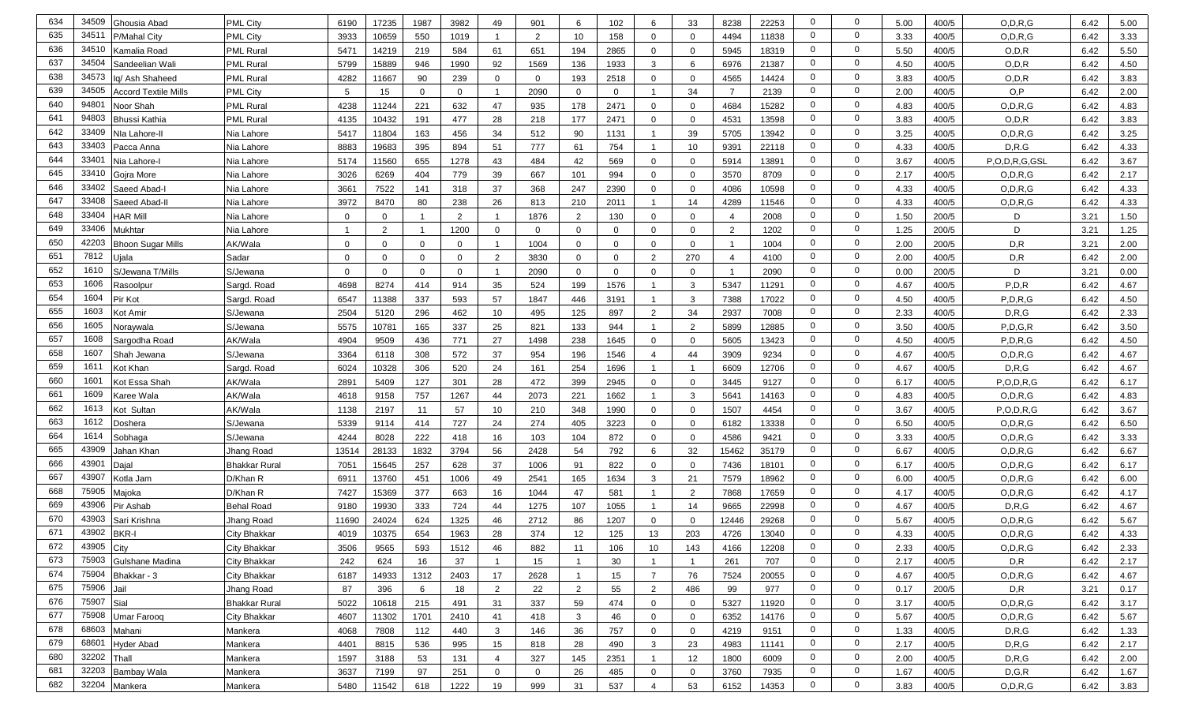| 634 | 34509 | Ghousia Abad | PML City | 6190 | 17235 | 1987 | 3982 | 49 | 901 | 6 | 102 | 6 | 33 | 8238 | 22253 | 0 | 0 | 5.00 | 400/5 | O,D,R,G | 6.42 | 5.00 |
|---|---|---|---|---|---|---|---|---|---|---|---|---|---|---|---|---|---|---|---|---|---|---|
| 635 | 34511 | P/Mahal City | PML City | 3933 | 10659 | 550 | 1019 | 1 | 2 | 10 | 158 | 0 | 0 | 4494 | 11838 | 0 | 0 | 3.33 | 400/5 | O,D,R,G | 6.42 | 3.33 |
| 636 | 34510 | Kamalia Road | PML Rural | 5471 | 14219 | 219 | 584 | 61 | 651 | 194 | 2865 | 0 | 0 | 5945 | 18319 | 0 | 0 | 5.50 | 400/5 | O,D,R | 6.42 | 5.50 |
| 637 | 34504 | Sandeelian Wali | PML Rural | 5799 | 15889 | 946 | 1990 | 92 | 1569 | 136 | 1933 | 3 | 6 | 6976 | 21387 | 0 | 0 | 4.50 | 400/5 | O,D,R | 6.42 | 4.50 |
| 638 | 34573 | Iq/ Ash Shaheed | PML Rural | 4282 | 11667 | 90 | 239 | 0 | 0 | 193 | 2518 | 0 | 0 | 4565 | 14424 | 0 | 0 | 3.83 | 400/5 | O,D,R | 6.42 | 3.83 |
| 639 | 34505 | Accord Textile Mills | PML City | 5 | 15 | 0 | 0 | 1 | 2090 | 0 | 0 | 1 | 34 | 7 | 2139 | 0 | 0 | 2.00 | 400/5 | O,P | 6.42 | 2.00 |
| 640 | 94801 | Noor Shah | PML Rural | 4238 | 11244 | 221 | 632 | 47 | 935 | 178 | 2471 | 0 | 0 | 4684 | 15282 | 0 | 0 | 4.83 | 400/5 | O,D,R,G | 6.42 | 4.83 |
| 641 | 94803 | Bhussi Kathia | PML Rural | 4135 | 10432 | 191 | 477 | 28 | 218 | 177 | 2471 | 0 | 0 | 4531 | 13598 | 0 | 0 | 3.83 | 400/5 | O,D,R | 6.42 | 3.83 |
| 642 | 33409 | Nla Lahore-II | Nia Lahore | 5417 | 11804 | 163 | 456 | 34 | 512 | 90 | 1131 | 1 | 39 | 5705 | 13942 | 0 | 0 | 3.25 | 400/5 | O,D,R,G | 6.42 | 3.25 |
| 643 | 33403 | Pacca Anna | Nia Lahore | 8883 | 19683 | 395 | 894 | 51 | 777 | 61 | 754 | 1 | 10 | 9391 | 22118 | 0 | 0 | 4.33 | 400/5 | D,R.G | 6.42 | 4.33 |
| 644 | 33401 | Nia Lahore-I | Nia Lahore | 5174 | 11560 | 655 | 1278 | 43 | 484 | 42 | 569 | 0 | 0 | 5914 | 13891 | 0 | 0 | 3.67 | 400/5 | P,O,D,R,G,GSL | 6.42 | 3.67 |
| 645 | 33410 | Gojra More | Nia Lahore | 3026 | 6269 | 404 | 779 | 39 | 667 | 101 | 994 | 0 | 0 | 3570 | 8709 | 0 | 0 | 2.17 | 400/5 | O,D,R,G | 6.42 | 2.17 |
| 646 | 33402 | Saeed Abad-I | Nia Lahore | 3661 | 7522 | 141 | 318 | 37 | 368 | 247 | 2390 | 0 | 0 | 4086 | 10598 | 0 | 0 | 4.33 | 400/5 | O,D,R,G | 6.42 | 4.33 |
| 647 | 33408 | Saeed Abad-II | Nia Lahore | 3972 | 8470 | 80 | 238 | 26 | 813 | 210 | 2011 | 1 | 14 | 4289 | 11546 | 0 | 0 | 4.33 | 400/5 | O,D,R,G | 6.42 | 4.33 |
| 648 | 33404 | HAR Mill | Nia Lahore | 0 | 0 | 1 | 2 | 1 | 1876 | 2 | 130 | 0 | 0 | 4 | 2008 | 0 | 0 | 1.50 | 200/5 | D | 3.21 | 1.50 |
| 649 | 33406 | Mukhtar | Nia Lahore | 1 | 2 | 1 | 1200 | 0 | 0 | 0 | 0 | 0 | 0 | 2 | 1202 | 0 | 0 | 1.25 | 200/5 | D | 3.21 | 1.25 |
| 650 | 42203 | Bhoon Sugar Mills | AK/Wala | 0 | 0 | 0 | 0 | 1 | 1004 | 0 | 0 | 0 | 0 | 1 | 1004 | 0 | 0 | 2.00 | 200/5 | D,R | 3.21 | 2.00 |
| 651 | 7812 | Ujala | Sadar | 0 | 0 | 0 | 0 | 2 | 3830 | 0 | 0 | 2 | 270 | 4 | 4100 | 0 | 0 | 2.00 | 400/5 | D,R | 6.42 | 2.00 |
| 652 | 1610 | S/Jewana T/Mills | S/Jewana | 0 | 0 | 0 | 0 | 1 | 2090 | 0 | 0 | 0 | 0 | 1 | 2090 | 0 | 0 | 0.00 | 200/5 | D | 3.21 | 0.00 |
| 653 | 1606 | Rasoolpur | Sargd. Road | 4698 | 8274 | 414 | 914 | 35 | 524 | 199 | 1576 | 1 | 3 | 5347 | 11291 | 0 | 0 | 4.67 | 400/5 | P,D,R | 6.42 | 4.67 |
| 654 | 1604 | Pir Kot | Sargd. Road | 6547 | 11388 | 337 | 593 | 57 | 1847 | 446 | 3191 | 1 | 3 | 7388 | 17022 | 0 | 0 | 4.50 | 400/5 | P,D,R,G | 6.42 | 4.50 |
| 655 | 1603 | Kot Amir | S/Jewana | 2504 | 5120 | 296 | 462 | 10 | 495 | 125 | 897 | 2 | 34 | 2937 | 7008 | 0 | 0 | 2.33 | 400/5 | D,R,G | 6.42 | 2.33 |
| 656 | 1605 | Noraywala | S/Jewana | 5575 | 10781 | 165 | 337 | 25 | 821 | 133 | 944 | 1 | 2 | 5899 | 12885 | 0 | 0 | 3.50 | 400/5 | P,D,G,R | 6.42 | 3.50 |
| 657 | 1608 | Sargodha Road | AK/Wala | 4904 | 9509 | 436 | 771 | 27 | 1498 | 238 | 1645 | 0 | 0 | 5605 | 13423 | 0 | 0 | 4.50 | 400/5 | P,D,R,G | 6.42 | 4.50 |
| 658 | 1607 | Shah Jewana | S/Jewana | 3364 | 6118 | 308 | 572 | 37 | 954 | 196 | 1546 | 4 | 44 | 3909 | 9234 | 0 | 0 | 4.67 | 400/5 | O,D,R,G | 6.42 | 4.67 |
| 659 | 1611 | Kot Khan | Sargd. Road | 6024 | 10328 | 306 | 520 | 24 | 161 | 254 | 1696 | 1 | 1 | 6609 | 12706 | 0 | 0 | 4.67 | 400/5 | D,R,G | 6.42 | 4.67 |
| 660 | 1601 | Kot Essa Shah | AK/Wala | 2891 | 5409 | 127 | 301 | 28 | 472 | 399 | 2945 | 0 | 0 | 3445 | 9127 | 0 | 0 | 6.17 | 400/5 | P,O,D,R,G | 6.42 | 6.17 |
| 661 | 1609 | Karee Wala | AK/Wala | 4618 | 9158 | 757 | 1267 | 44 | 2073 | 221 | 1662 | 1 | 3 | 5641 | 14163 | 0 | 0 | 4.83 | 400/5 | O,D,R,G | 6.42 | 4.83 |
| 662 | 1613 | Kot Sultan | AK/Wala | 1138 | 2197 | 11 | 57 | 10 | 210 | 348 | 1990 | 0 | 0 | 1507 | 4454 | 0 | 0 | 3.67 | 400/5 | P,O,D,R,G | 6.42 | 3.67 |
| 663 | 1612 | Doshera | S/Jewana | 5339 | 9114 | 414 | 727 | 24 | 274 | 405 | 3223 | 0 | 0 | 6182 | 13338 | 0 | 0 | 6.50 | 400/5 | O,D,R,G | 6.42 | 6.50 |
| 664 | 1614 | Sobhaga | S/Jewana | 4244 | 8028 | 222 | 418 | 16 | 103 | 104 | 872 | 0 | 0 | 4586 | 9421 | 0 | 0 | 3.33 | 400/5 | O,D,R,G | 6.42 | 3.33 |
| 665 | 43909 | Jahan Khan | Jhang Road | 13514 | 28133 | 1832 | 3794 | 56 | 2428 | 54 | 792 | 6 | 32 | 15462 | 35179 | 0 | 0 | 6.67 | 400/5 | O,D,R,G | 6.42 | 6.67 |
| 666 | 43901 | Dajal | Bhakkar Rural | 7051 | 15645 | 257 | 628 | 37 | 1006 | 91 | 822 | 0 | 0 | 7436 | 18101 | 0 | 0 | 6.17 | 400/5 | O,D,R,G | 6.42 | 6.17 |
| 667 | 43907 | Kotla Jam | D/Khan R | 6911 | 13760 | 451 | 1006 | 49 | 2541 | 165 | 1634 | 3 | 21 | 7579 | 18962 | 0 | 0 | 6.00 | 400/5 | O,D,R,G | 6.42 | 6.00 |
| 668 | 75905 | Majoka | D/Khan R | 7427 | 15369 | 377 | 663 | 16 | 1044 | 47 | 581 | 1 | 2 | 7868 | 17659 | 0 | 0 | 4.17 | 400/5 | O,D,R,G | 6.42 | 4.17 |
| 669 | 43906 | Pir Ashab | Behal Road | 9180 | 19930 | 333 | 724 | 44 | 1275 | 107 | 1055 | 1 | 14 | 9665 | 22998 | 0 | 0 | 4.67 | 400/5 | D,R,G | 6.42 | 4.67 |
| 670 | 43903 | Sari Krishna | Jhang Road | 11690 | 24024 | 624 | 1325 | 46 | 2712 | 86 | 1207 | 0 | 0 | 12446 | 29268 | 0 | 0 | 5.67 | 400/5 | O,D,R,G | 6.42 | 5.67 |
| 671 | 43902 | BKR-I | City Bhakkar | 4019 | 10375 | 654 | 1963 | 28 | 374 | 12 | 125 | 13 | 203 | 4726 | 13040 | 0 | 0 | 4.33 | 400/5 | O,D,R,G | 6.42 | 4.33 |
| 672 | 43905 | City | City Bhakkar | 3506 | 9565 | 593 | 1512 | 46 | 882 | 11 | 106 | 10 | 143 | 4166 | 12208 | 0 | 0 | 2.33 | 400/5 | O,D,R,G | 6.42 | 2.33 |
| 673 | 75903 | Gulshane Madina | City Bhakkar | 242 | 624 | 16 | 37 | 1 | 15 | 1 | 30 | 1 | 1 | 261 | 707 | 0 | 0 | 2.17 | 400/5 | D,R | 6.42 | 2.17 |
| 674 | 75904 | Bhakkar - 3 | City Bhakkar | 6187 | 14933 | 1312 | 2403 | 17 | 2628 | 1 | 15 | 7 | 76 | 7524 | 20055 | 0 | 0 | 4.67 | 400/5 | O,D,R,G | 6.42 | 4.67 |
| 675 | 75906 | Jail | Jhang Road | 87 | 396 | 6 | 18 | 2 | 22 | 2 | 55 | 2 | 486 | 99 | 977 | 0 | 0 | 0.17 | 200/5 | D,R | 3.21 | 0.17 |
| 676 | 75907 | Sial | Bhakkar Rural | 5022 | 10618 | 215 | 491 | 31 | 337 | 59 | 474 | 0 | 0 | 5327 | 11920 | 0 | 0 | 3.17 | 400/5 | O,D,R,G | 6.42 | 3.17 |
| 677 | 75908 | Umar Farooq | City Bhakkar | 4607 | 11302 | 1701 | 2410 | 41 | 418 | 3 | 46 | 0 | 0 | 6352 | 14176 | 0 | 0 | 5.67 | 400/5 | O,D,R,G | 6.42 | 5.67 |
| 678 | 68603 | Mahani | Mankera | 4068 | 7808 | 112 | 440 | 3 | 146 | 36 | 757 | 0 | 0 | 4219 | 9151 | 0 | 0 | 1.33 | 400/5 | D,R,G | 6.42 | 1.33 |
| 679 | 68601 | Hyder Abad | Mankera | 4401 | 8815 | 536 | 995 | 15 | 818 | 28 | 490 | 3 | 23 | 4983 | 11141 | 0 | 0 | 2.17 | 400/5 | D,R,G | 6.42 | 2.17 |
| 680 | 32202 | Thall | Mankera | 1597 | 3188 | 53 | 131 | 4 | 327 | 145 | 2351 | 1 | 12 | 1800 | 6009 | 0 | 0 | 2.00 | 400/5 | D,R,G | 6.42 | 2.00 |
| 681 | 32203 | Bambay Wala | Mankera | 3637 | 7199 | 97 | 251 | 0 | 0 | 26 | 485 | 0 | 0 | 3760 | 7935 | 0 | 0 | 1.67 | 400/5 | D,G,R | 6.42 | 1.67 |
| 682 | 32204 | Mankera | Mankera | 5480 | 11542 | 618 | 1222 | 19 | 999 | 31 | 537 | 4 | 53 | 6152 | 14353 | 0 | 0 | 3.83 | 400/5 | O,D,R,G | 6.42 | 3.83 |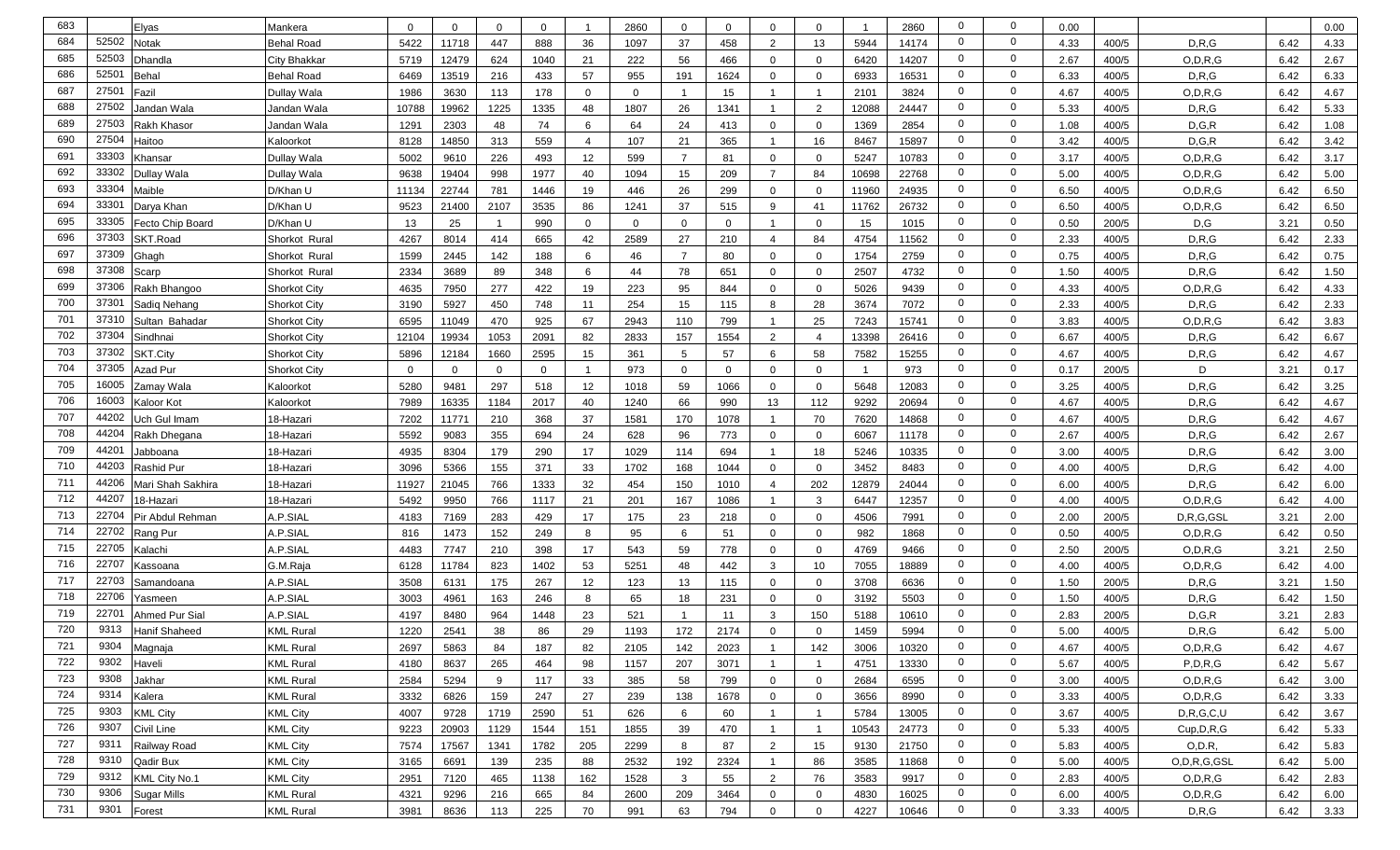| | | | | | | | | | | | | | | | | | | | | | | | |
|---|---|---|---|---|---|---|---|---|---|---|---|---|---|---|---|---|---|---|---|---|---|---|---|
| 683 | | Elyas | Mankera | 0 | 0 | 0 | 0 | 1 | 2860 | 0 | 0 | 0 | 0 | 1 | 2860 | 0 | 0 | 0.00 | | | | 0.00 |
| 684 | 52502 | Notak | Behal Road | 5422 | 11718 | 447 | 888 | 36 | 1097 | 37 | 458 | 2 | 13 | 5944 | 14174 | 0 | 0 | 4.33 | 400/5 | D,R,G | 6.42 | 4.33 |
| 685 | 52503 | Dhandla | City Bhakkar | 5719 | 12479 | 624 | 1040 | 21 | 222 | 56 | 466 | 0 | 0 | 6420 | 14207 | 0 | 0 | 2.67 | 400/5 | O,D,R,G | 6.42 | 2.67 |
| 686 | 52501 | Behal | Behal Road | 6469 | 13519 | 216 | 433 | 57 | 955 | 191 | 1624 | 0 | 0 | 6933 | 16531 | 0 | 0 | 6.33 | 400/5 | D,R,G | 6.42 | 6.33 |
| 687 | 27501 | Fazil | Dullay Wala | 1986 | 3630 | 113 | 178 | 0 | 0 | 1 | 15 | 1 | 1 | 2101 | 3824 | 0 | 0 | 4.67 | 400/5 | O,D,R,G | 6.42 | 4.67 |
| 688 | 27502 | Jandan Wala | Jandan Wala | 10788 | 19962 | 1225 | 1335 | 48 | 1807 | 26 | 1341 | 1 | 2 | 12088 | 24447 | 0 | 0 | 5.33 | 400/5 | D,R,G | 6.42 | 5.33 |
| 689 | 27503 | Rakh Khasor | Jandan Wala | 1291 | 2303 | 48 | 74 | 6 | 64 | 24 | 413 | 0 | 0 | 1369 | 2854 | 0 | 0 | 1.08 | 400/5 | D,G,R | 6.42 | 1.08 |
| 690 | 27504 | Haitoo | Kaloorkot | 8128 | 14850 | 313 | 559 | 4 | 107 | 21 | 365 | 1 | 16 | 8467 | 15897 | 0 | 0 | 3.42 | 400/5 | D,G,R | 6.42 | 3.42 |
| 691 | 33303 | Khansar | Dullay Wala | 5002 | 9610 | 226 | 493 | 12 | 599 | 7 | 81 | 0 | 0 | 5247 | 10783 | 0 | 0 | 3.17 | 400/5 | O,D,R,G | 6.42 | 3.17 |
| 692 | 33302 | Dullay Wala | Dullay Wala | 9638 | 19404 | 998 | 1977 | 40 | 1094 | 15 | 209 | 7 | 84 | 10698 | 22768 | 0 | 0 | 5.00 | 400/5 | O,D,R,G | 6.42 | 5.00 |
| 693 | 33304 | Maible | D/Khan U | 11134 | 22744 | 781 | 1446 | 19 | 446 | 26 | 299 | 0 | 0 | 11960 | 24935 | 0 | 0 | 6.50 | 400/5 | O,D,R,G | 6.42 | 6.50 |
| 694 | 33301 | Darya Khan | D/Khan U | 9523 | 21400 | 2107 | 3535 | 86 | 1241 | 37 | 515 | 9 | 41 | 11762 | 26732 | 0 | 0 | 6.50 | 400/5 | O,D,R,G | 6.42 | 6.50 |
| 695 | 33305 | Fecto Chip Board | D/Khan U | 13 | 25 | 1 | 990 | 0 | 0 | 0 | 0 | 1 | 0 | 15 | 1015 | 0 | 0 | 0.50 | 200/5 | D,G | 3.21 | 0.50 |
| 696 | 37303 | SKT.Road | Shorkot Rural | 4267 | 8014 | 414 | 665 | 42 | 2589 | 27 | 210 | 4 | 84 | 4754 | 11562 | 0 | 0 | 2.33 | 400/5 | D,R,G | 6.42 | 2.33 |
| 697 | 37309 | Ghagh | Shorkot Rural | 1599 | 2445 | 142 | 188 | 6 | 46 | 7 | 80 | 0 | 0 | 1754 | 2759 | 0 | 0 | 0.75 | 400/5 | D,R,G | 6.42 | 0.75 |
| 698 | 37308 | Scarp | Shorkot Rural | 2334 | 3689 | 89 | 348 | 6 | 44 | 78 | 651 | 0 | 0 | 2507 | 4732 | 0 | 0 | 1.50 | 400/5 | D,R,G | 6.42 | 1.50 |
| 699 | 37306 | Rakh Bhangoo | Shorkot City | 4635 | 7950 | 277 | 422 | 19 | 223 | 95 | 844 | 0 | 0 | 5026 | 9439 | 0 | 0 | 4.33 | 400/5 | O,D,R,G | 6.42 | 4.33 |
| 700 | 37301 | Sadiq Nehang | Shorkot City | 3190 | 5927 | 450 | 748 | 11 | 254 | 15 | 115 | 8 | 28 | 3674 | 7072 | 0 | 0 | 2.33 | 400/5 | D,R,G | 6.42 | 2.33 |
| 701 | 37310 | Sultan Bahadar | Shorkot City | 6595 | 11049 | 470 | 925 | 67 | 2943 | 110 | 799 | 1 | 25 | 7243 | 15741 | 0 | 0 | 3.83 | 400/5 | O,D,R,G | 6.42 | 3.83 |
| 702 | 37304 | Sindhnai | Shorkot City | 12104 | 19934 | 1053 | 2091 | 82 | 2833 | 157 | 1554 | 2 | 4 | 13398 | 26416 | 0 | 0 | 6.67 | 400/5 | D,R,G | 6.42 | 6.67 |
| 703 | 37302 | SKT.City | Shorkot City | 5896 | 12184 | 1660 | 2595 | 15 | 361 | 5 | 57 | 6 | 58 | 7582 | 15255 | 0 | 0 | 4.67 | 400/5 | D,R,G | 6.42 | 4.67 |
| 704 | 37305 | Azad Pur | Shorkot City | 0 | 0 | 0 | 0 | 1 | 973 | 0 | 0 | 0 | 0 | 1 | 973 | 0 | 0 | 0.17 | 200/5 | D | 3.21 | 0.17 |
| 705 | 16005 | Zamay Wala | Kaloorkot | 5280 | 9481 | 297 | 518 | 12 | 1018 | 59 | 1066 | 0 | 0 | 5648 | 12083 | 0 | 0 | 3.25 | 400/5 | D,R,G | 6.42 | 3.25 |
| 706 | 16003 | Kaloor Kot | Kaloorkot | 7989 | 16335 | 1184 | 2017 | 40 | 1240 | 66 | 990 | 13 | 112 | 9292 | 20694 | 0 | 0 | 4.67 | 400/5 | D,R,G | 6.42 | 4.67 |
| 707 | 44202 | Uch Gul Imam | 18-Hazari | 7202 | 11771 | 210 | 368 | 37 | 1581 | 170 | 1078 | 1 | 70 | 7620 | 14868 | 0 | 0 | 4.67 | 400/5 | D,R,G | 6.42 | 4.67 |
| 708 | 44204 | Rakh Dhegana | 18-Hazari | 5592 | 9083 | 355 | 694 | 24 | 628 | 96 | 773 | 0 | 0 | 6067 | 11178 | 0 | 0 | 2.67 | 400/5 | D,R,G | 6.42 | 2.67 |
| 709 | 44201 | Jabboana | 18-Hazari | 4935 | 8304 | 179 | 290 | 17 | 1029 | 114 | 694 | 1 | 18 | 5246 | 10335 | 0 | 0 | 3.00 | 400/5 | D,R,G | 6.42 | 3.00 |
| 710 | 44203 | Rashid Pur | 18-Hazari | 3096 | 5366 | 155 | 371 | 33 | 1702 | 168 | 1044 | 0 | 0 | 3452 | 8483 | 0 | 0 | 4.00 | 400/5 | D,R,G | 6.42 | 4.00 |
| 711 | 44206 | Mari Shah Sakhira | 18-Hazari | 11927 | 21045 | 766 | 1333 | 32 | 454 | 150 | 1010 | 4 | 202 | 12879 | 24044 | 0 | 0 | 6.00 | 400/5 | D,R,G | 6.42 | 6.00 |
| 712 | 44207 | 18-Hazari | 18-Hazari | 5492 | 9950 | 766 | 1117 | 21 | 201 | 167 | 1086 | 1 | 3 | 6447 | 12357 | 0 | 0 | 4.00 | 400/5 | O,D,R,G | 6.42 | 4.00 |
| 713 | 22704 | Pir Abdul Rehman | A.P.SIAL | 4183 | 7169 | 283 | 429 | 17 | 175 | 23 | 218 | 0 | 0 | 4506 | 7991 | 0 | 0 | 2.00 | 200/5 | D,R,G,GSL | 3.21 | 2.00 |
| 714 | 22702 | Rang Pur | A.P.SIAL | 816 | 1473 | 152 | 249 | 8 | 95 | 6 | 51 | 0 | 0 | 982 | 1868 | 0 | 0 | 0.50 | 400/5 | O,D,R,G | 6.42 | 0.50 |
| 715 | 22705 | Kalachi | A.P.SIAL | 4483 | 7747 | 210 | 398 | 17 | 543 | 59 | 778 | 0 | 0 | 4769 | 9466 | 0 | 0 | 2.50 | 200/5 | O,D,R,G | 3.21 | 2.50 |
| 716 | 22707 | Kassoana | G.M.Raja | 6128 | 11784 | 823 | 1402 | 53 | 5251 | 48 | 442 | 3 | 10 | 7055 | 18889 | 0 | 0 | 4.00 | 400/5 | O,D,R,G | 6.42 | 4.00 |
| 717 | 22703 | Samandoana | A.P.SIAL | 3508 | 6131 | 175 | 267 | 12 | 123 | 13 | 115 | 0 | 0 | 3708 | 6636 | 0 | 0 | 1.50 | 200/5 | D,R,G | 3.21 | 1.50 |
| 718 | 22706 | Yasmeen | A.P.SIAL | 3003 | 4961 | 163 | 246 | 8 | 65 | 18 | 231 | 0 | 0 | 3192 | 5503 | 0 | 0 | 1.50 | 400/5 | D,R,G | 6.42 | 1.50 |
| 719 | 22701 | Ahmed Pur Sial | A.P.SIAL | 4197 | 8480 | 964 | 1448 | 23 | 521 | 1 | 11 | 3 | 150 | 5188 | 10610 | 0 | 0 | 2.83 | 200/5 | D,G,R | 3.21 | 2.83 |
| 720 | 9313 | Hanif Shaheed | KML Rural | 1220 | 2541 | 38 | 86 | 29 | 1193 | 172 | 2174 | 0 | 0 | 1459 | 5994 | 0 | 0 | 5.00 | 400/5 | D,R,G | 6.42 | 5.00 |
| 721 | 9304 | Magnaja | KML Rural | 2697 | 5863 | 84 | 187 | 82 | 2105 | 142 | 2023 | 1 | 142 | 3006 | 10320 | 0 | 0 | 4.67 | 400/5 | O,D,R,G | 6.42 | 4.67 |
| 722 | 9302 | Haveli | KML Rural | 4180 | 8637 | 265 | 464 | 98 | 1157 | 207 | 3071 | 1 | 1 | 4751 | 13330 | 0 | 0 | 5.67 | 400/5 | P,D,R,G | 6.42 | 5.67 |
| 723 | 9308 | Jakhar | KML Rural | 2584 | 5294 | 9 | 117 | 33 | 385 | 58 | 799 | 0 | 0 | 2684 | 6595 | 0 | 0 | 3.00 | 400/5 | O,D,R,G | 6.42 | 3.00 |
| 724 | 9314 | Kalera | KML Rural | 3332 | 6826 | 159 | 247 | 27 | 239 | 138 | 1678 | 0 | 0 | 3656 | 8990 | 0 | 0 | 3.33 | 400/5 | O,D,R,G | 6.42 | 3.33 |
| 725 | 9303 | KML City | KML City | 4007 | 9728 | 1719 | 2590 | 51 | 626 | 6 | 60 | 1 | 1 | 5784 | 13005 | 0 | 0 | 3.67 | 400/5 | D,R,G,C,U | 6.42 | 3.67 |
| 726 | 9307 | Civil Line | KML City | 9223 | 20903 | 1129 | 1544 | 151 | 1855 | 39 | 470 | 1 | 1 | 10543 | 24773 | 0 | 0 | 5.33 | 400/5 | Cup,D,R,G | 6.42 | 5.33 |
| 727 | 9311 | Railway Road | KML City | 7574 | 17567 | 1341 | 1782 | 205 | 2299 | 8 | 87 | 2 | 15 | 9130 | 21750 | 0 | 0 | 5.83 | 400/5 | O,D,R, | 6.42 | 5.83 |
| 728 | 9310 | Qadir Bux | KML City | 3165 | 6691 | 139 | 235 | 88 | 2532 | 192 | 2324 | 1 | 86 | 3585 | 11868 | 0 | 0 | 5.00 | 400/5 | O,D,R,G,GSL | 6.42 | 5.00 |
| 729 | 9312 | KML City No.1 | KML City | 2951 | 7120 | 465 | 1138 | 162 | 1528 | 3 | 55 | 2 | 76 | 3583 | 9917 | 0 | 0 | 2.83 | 400/5 | O,D,R,G | 6.42 | 2.83 |
| 730 | 9306 | Sugar Mills | KML Rural | 4321 | 9296 | 216 | 665 | 84 | 2600 | 209 | 3464 | 0 | 0 | 4830 | 16025 | 0 | 0 | 6.00 | 400/5 | O,D,R,G | 6.42 | 6.00 |
| 731 | 9301 | Forest | KML Rural | 3981 | 8636 | 113 | 225 | 70 | 991 | 63 | 794 | 0 | 0 | 4227 | 10646 | 0 | 0 | 3.33 | 400/5 | D,R,G | 6.42 | 3.33 |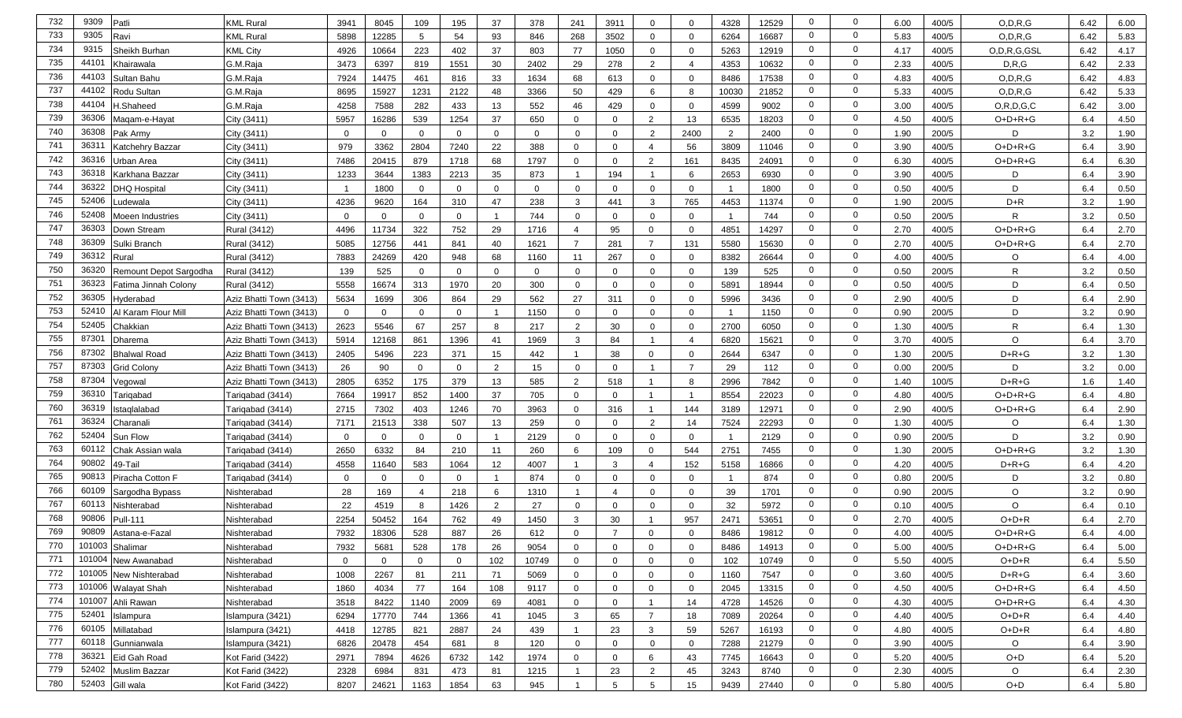| 732 | 9309 | Patli | KML Rural | 3941 | 8045 | 109 | 195 | 37 | 378 | 241 | 3911 | 0 | 0 | 4328 | 12529 | 0 | 0 | 6.00 | 400/5 | O,D,R,G | 6.42 | 6.00 |
|---|---|---|---|---|---|---|---|---|---|---|---|---|---|---|---|---|---|---|---|---|---|---|
| 733 | 9305 | Ravi | KML Rural | 5898 | 12285 | 5 | 54 | 93 | 846 | 268 | 3502 | 0 | 0 | 6264 | 16687 | 0 | 0 | 5.83 | 400/5 | O,D,R,G | 6.42 | 5.83 |
| 734 | 9315 | Sheikh Burhan | KML City | 4926 | 10664 | 223 | 402 | 37 | 803 | 77 | 1050 | 0 | 0 | 5263 | 12919 | 0 | 0 | 4.17 | 400/5 | O,D,R,G,GSL | 6.42 | 4.17 |
| 735 | 44101 | Khairawala | G.M.Raja | 3473 | 6397 | 819 | 1551 | 30 | 2402 | 29 | 278 | 2 | 4 | 4353 | 10632 | 0 | 0 | 2.33 | 400/5 | D,R,G | 6.42 | 2.33 |
| 736 | 44103 | Sultan Bahu | G.M.Raja | 7924 | 14475 | 461 | 816 | 33 | 1634 | 68 | 613 | 0 | 0 | 8486 | 17538 | 0 | 0 | 4.83 | 400/5 | O,D,R,G | 6.42 | 4.83 |
| 737 | 44102 | Rodu Sultan | G.M.Raja | 8695 | 15927 | 1231 | 2122 | 48 | 3366 | 50 | 429 | 6 | 8 | 10030 | 21852 | 0 | 0 | 5.33 | 400/5 | O,D,R,G | 6.42 | 5.33 |
| 738 | 44104 | H.Shaheed | G.M.Raja | 4258 | 7588 | 282 | 433 | 13 | 552 | 46 | 429 | 0 | 0 | 4599 | 9002 | 0 | 0 | 3.00 | 400/5 | O,R,D,G,C | 6.42 | 3.00 |
| 739 | 36306 | Maqam-e-Hayat | City (3411) | 5957 | 16286 | 539 | 1254 | 37 | 650 | 0 | 0 | 2 | 13 | 6535 | 18203 | 0 | 0 | 4.50 | 400/5 | O+D+R+G | 6.4 | 4.50 |
| 740 | 36308 | Pak Army | City (3411) | 0 | 0 | 0 | 0 | 0 | 0 | 0 | 0 | 2 | 2400 | 2 | 2400 | 0 | 0 | 1.90 | 200/5 | D | 3.2 | 1.90 |
| 741 | 36311 | Katchehry Bazzar | City (3411) | 979 | 3362 | 2804 | 7240 | 22 | 388 | 0 | 0 | 4 | 56 | 3809 | 11046 | 0 | 0 | 3.90 | 400/5 | O+D+R+G | 6.4 | 3.90 |
| 742 | 36316 | Urban Area | City (3411) | 7486 | 20415 | 879 | 1718 | 68 | 1797 | 0 | 0 | 2 | 161 | 8435 | 24091 | 0 | 0 | 6.30 | 400/5 | O+D+R+G | 6.4 | 6.30 |
| 743 | 36318 | Karkhana Bazzar | City (3411) | 1233 | 3644 | 1383 | 2213 | 35 | 873 | 1 | 194 | 1 | 6 | 2653 | 6930 | 0 | 0 | 3.90 | 400/5 | D | 6.4 | 3.90 |
| 744 | 36322 | DHQ Hospital | City (3411) | 1 | 1800 | 0 | 0 | 0 | 0 | 0 | 0 | 0 | 0 | 1 | 1800 | 0 | 0 | 0.50 | 400/5 | D | 6.4 | 0.50 |
| 745 | 52406 | Ludewala | City (3411) | 4236 | 9620 | 164 | 310 | 47 | 238 | 3 | 441 | 3 | 765 | 4453 | 11374 | 0 | 0 | 1.90 | 200/5 | D+R | 3.2 | 1.90 |
| 746 | 52408 | Moeen Industries | City (3411) | 0 | 0 | 0 | 0 | 1 | 744 | 0 | 0 | 0 | 0 | 1 | 744 | 0 | 0 | 0.50 | 200/5 | R | 3.2 | 0.50 |
| 747 | 36303 | Down Stream | Rural (3412) | 4496 | 11734 | 322 | 752 | 29 | 1716 | 4 | 95 | 0 | 0 | 4851 | 14297 | 0 | 0 | 2.70 | 400/5 | O+D+R+G | 6.4 | 2.70 |
| 748 | 36309 | Sulki Branch | Rural (3412) | 5085 | 12756 | 441 | 841 | 40 | 1621 | 7 | 281 | 7 | 131 | 5580 | 15630 | 0 | 0 | 2.70 | 400/5 | O+D+R+G | 6.4 | 2.70 |
| 749 | 36312 | Rural | Rural (3412) | 7883 | 24269 | 420 | 948 | 68 | 1160 | 11 | 267 | 0 | 0 | 8382 | 26644 | 0 | 0 | 4.00 | 400/5 | O | 6.4 | 4.00 |
| 750 | 36320 | Remount Depot Sargodha | Rural (3412) | 139 | 525 | 0 | 0 | 0 | 0 | 0 | 0 | 0 | 0 | 139 | 525 | 0 | 0 | 0.50 | 200/5 | R | 3.2 | 0.50 |
| 751 | 36323 | Fatima Jinnah Colony | Rural (3412) | 5558 | 16674 | 313 | 1970 | 20 | 300 | 0 | 0 | 0 | 0 | 5891 | 18944 | 0 | 0 | 0.50 | 400/5 | D | 6.4 | 0.50 |
| 752 | 36305 | Hyderabad | Aziz Bhatti Town (3413) | 5634 | 1699 | 306 | 864 | 29 | 562 | 27 | 311 | 0 | 0 | 5996 | 3436 | 0 | 0 | 2.90 | 400/5 | D | 6.4 | 2.90 |
| 753 | 52410 | Al Karam Flour Mill | Aziz Bhatti Town (3413) | 0 | 0 | 0 | 0 | 1 | 1150 | 0 | 0 | 0 | 0 | 1 | 1150 | 0 | 0 | 0.90 | 200/5 | D | 3.2 | 0.90 |
| 754 | 52405 | Chakkian | Aziz Bhatti Town (3413) | 2623 | 5546 | 67 | 257 | 8 | 217 | 2 | 30 | 0 | 0 | 2700 | 6050 | 0 | 0 | 1.30 | 400/5 | R | 6.4 | 1.30 |
| 755 | 87301 | Dharema | Aziz Bhatti Town (3413) | 5914 | 12168 | 861 | 1396 | 41 | 1969 | 3 | 84 | 1 | 4 | 6820 | 15621 | 0 | 0 | 3.70 | 400/5 | O | 6.4 | 3.70 |
| 756 | 87302 | Bhalwal Road | Aziz Bhatti Town (3413) | 2405 | 5496 | 223 | 371 | 15 | 442 | 1 | 38 | 0 | 0 | 2644 | 6347 | 0 | 0 | 1.30 | 200/5 | D+R+G | 3.2 | 1.30 |
| 757 | 87303 | Grid Colony | Aziz Bhatti Town (3413) | 26 | 90 | 0 | 0 | 2 | 15 | 0 | 0 | 1 | 7 | 29 | 112 | 0 | 0 | 0.00 | 200/5 | D | 3.2 | 0.00 |
| 758 | 87304 | Vegowal | Aziz Bhatti Town (3413) | 2805 | 6352 | 175 | 379 | 13 | 585 | 2 | 518 | 1 | 8 | 2996 | 7842 | 0 | 0 | 1.40 | 100/5 | D+R+G | 1.6 | 1.40 |
| 759 | 36310 | Tariqabad | Tariqabad (3414) | 7664 | 19917 | 852 | 1400 | 37 | 705 | 0 | 0 | 1 | 1 | 8554 | 22023 | 0 | 0 | 4.80 | 400/5 | O+D+R+G | 6.4 | 4.80 |
| 760 | 36319 | Istaqlalabad | Tariqabad (3414) | 2715 | 7302 | 403 | 1246 | 70 | 3963 | 0 | 316 | 1 | 144 | 3189 | 12971 | 0 | 0 | 2.90 | 400/5 | O+D+R+G | 6.4 | 2.90 |
| 761 | 36324 | Charanali | Tariqabad (3414) | 7171 | 21513 | 338 | 507 | 13 | 259 | 0 | 0 | 2 | 14 | 7524 | 22293 | 0 | 0 | 1.30 | 400/5 | O | 6.4 | 1.30 |
| 762 | 52404 | Sun Flow | Tariqabad (3414) | 0 | 0 | 0 | 0 | 1 | 2129 | 0 | 0 | 0 | 0 | 1 | 2129 | 0 | 0 | 0.90 | 200/5 | D | 3.2 | 0.90 |
| 763 | 60112 | Chak Assian wala | Tariqabad (3414) | 2650 | 6332 | 84 | 210 | 11 | 260 | 6 | 109 | 0 | 544 | 2751 | 7455 | 0 | 0 | 1.30 | 200/5 | O+D+R+G | 3.2 | 1.30 |
| 764 | 90802 | 49-Tail | Tariqabad (3414) | 4558 | 11640 | 583 | 1064 | 12 | 4007 | 1 | 3 | 4 | 152 | 5158 | 16866 | 0 | 0 | 4.20 | 400/5 | D+R+G | 6.4 | 4.20 |
| 765 | 90813 | Piracha Cotton F | Tariqabad (3414) | 0 | 0 | 0 | 0 | 1 | 874 | 0 | 0 | 0 | 0 | 1 | 874 | 0 | 0 | 0.80 | 200/5 | D | 3.2 | 0.80 |
| 766 | 60109 | Sargodha Bypass | Nishterabad | 28 | 169 | 4 | 218 | 6 | 1310 | 1 | 4 | 0 | 0 | 39 | 1701 | 0 | 0 | 0.90 | 200/5 | O | 3.2 | 0.90 |
| 767 | 60113 | Nishterabad | Nishterabad | 22 | 4519 | 8 | 1426 | 2 | 27 | 0 | 0 | 0 | 0 | 32 | 5972 | 0 | 0 | 0.10 | 400/5 | O | 6.4 | 0.10 |
| 768 | 90806 | Pull-111 | Nishterabad | 2254 | 50452 | 164 | 762 | 49 | 1450 | 3 | 30 | 1 | 957 | 2471 | 53651 | 0 | 0 | 2.70 | 400/5 | O+D+R | 6.4 | 2.70 |
| 769 | 90809 | Astana-e-Fazal | Nishterabad | 7932 | 18306 | 528 | 887 | 26 | 612 | 0 | 7 | 0 | 0 | 8486 | 19812 | 0 | 0 | 4.00 | 400/5 | O+D+R+G | 6.4 | 4.00 |
| 770 | 101003 | Shalimar | Nishterabad | 7932 | 5681 | 528 | 178 | 26 | 9054 | 0 | 0 | 0 | 0 | 8486 | 14913 | 0 | 0 | 5.00 | 400/5 | O+D+R+G | 6.4 | 5.00 |
| 771 | 101004 | New Awanabad | Nishterabad | 0 | 0 | 0 | 0 | 102 | 10749 | 0 | 0 | 0 | 0 | 102 | 10749 | 0 | 0 | 5.50 | 400/5 | O+D+R | 6.4 | 5.50 |
| 772 | 101005 | New Nishterabad | Nishterabad | 1008 | 2267 | 81 | 211 | 71 | 5069 | 0 | 0 | 0 | 0 | 1160 | 7547 | 0 | 0 | 3.60 | 400/5 | D+R+G | 6.4 | 3.60 |
| 773 | 101006 | Walayat Shah | Nishterabad | 1860 | 4034 | 77 | 164 | 108 | 9117 | 0 | 0 | 0 | 0 | 2045 | 13315 | 0 | 0 | 4.50 | 400/5 | O+D+R+G | 6.4 | 4.50 |
| 774 | 101007 | Ahli Rawan | Nishterabad | 3518 | 8422 | 1140 | 2009 | 69 | 4081 | 0 | 0 | 1 | 14 | 4728 | 14526 | 0 | 0 | 4.30 | 400/5 | O+D+R+G | 6.4 | 4.30 |
| 775 | 52401 | Islampura | Islampura (3421) | 6294 | 17770 | 744 | 1366 | 41 | 1045 | 3 | 65 | 7 | 18 | 7089 | 20264 | 0 | 0 | 4.40 | 400/5 | O+D+R | 6.4 | 4.40 |
| 776 | 60105 | Millatabad | Islampura (3421) | 4418 | 12785 | 821 | 2887 | 24 | 439 | 1 | 23 | 3 | 59 | 5267 | 16193 | 0 | 0 | 4.80 | 400/5 | O+D+R | 6.4 | 4.80 |
| 777 | 60118 | Gunnianwala | Islampura (3421) | 6826 | 20478 | 454 | 681 | 8 | 120 | 0 | 0 | 0 | 0 | 7288 | 21279 | 0 | 0 | 3.90 | 400/5 | O | 6.4 | 3.90 |
| 778 | 36321 | Eid Gah Road | Kot Farid (3422) | 2971 | 7894 | 4626 | 6732 | 142 | 1974 | 0 | 0 | 6 | 43 | 7745 | 16643 | 0 | 0 | 5.20 | 400/5 | O+D | 6.4 | 5.20 |
| 779 | 52402 | Muslim Bazzar | Kot Farid (3422) | 2328 | 6984 | 831 | 473 | 81 | 1215 | 1 | 23 | 2 | 45 | 3243 | 8740 | 0 | 0 | 2.30 | 400/5 | O | 6.4 | 2.30 |
| 780 | 52403 | Gill wala | Kot Farid (3422) | 8207 | 24621 | 1163 | 1854 | 63 | 945 | 1 | 5 | 5 | 15 | 9439 | 27440 | 0 | 0 | 5.80 | 400/5 | O+D | 6.4 | 5.80 |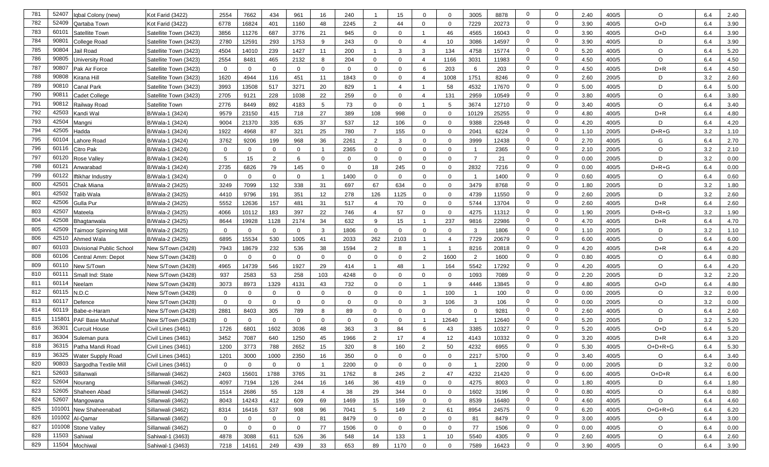| 781 | 52407 | Iqbal Colony (new) | Kot Farid (3422) | 2554 | 7662 | 434 | 961 | 16 | 240 | 1 | 15 | 0 | 0 | 3005 | 8878 | 0 | 0 | 2.40 | 400/5 | O | 6.4 | 2.40 |
|---|---|---|---|---|---|---|---|---|---|---|---|---|---|---|---|---|---|---|---|---|---|---|
| 782 | 52409 | Qartaba Town | Kot Farid (3422) | 6778 | 16824 | 401 | 1160 | 48 | 2245 | 2 | 44 | 0 | 0 | 7229 | 20273 | 0 | 0 | 3.90 | 400/5 | O+D | 6.4 | 3.90 |
| 783 | 60101 | Satellite Town | Satellite Town (3423) | 3856 | 11276 | 687 | 3776 | 21 | 945 | 0 | 0 | 1 | 46 | 4565 | 16043 | 0 | 0 | 3.90 | 400/5 | O+D | 6.4 | 3.90 |
| 784 | 90801 | College Road | Satellite Town (3423) | 2780 | 12591 | 293 | 1753 | 9 | 243 | 0 | 0 | 4 | 10 | 3086 | 14597 | 0 | 0 | 3.90 | 400/5 | D | 6.4 | 3.90 |
| 785 | 90804 | Jail Road | Satellite Town (3423) | 4504 | 14010 | 239 | 1427 | 11 | 200 | 1 | 3 | 3 | 134 | 4758 | 15774 | 0 | 0 | 5.20 | 400/5 | O | 6.4 | 5.20 |
| 786 | 90805 | University Road | Satellite Town (3423) | 2554 | 8481 | 465 | 2132 | 8 | 204 | 0 | 0 | 4 | 1166 | 3031 | 11983 | 0 | 0 | 4.50 | 400/5 | O | 6.4 | 4.50 |
| 787 | 90807 | Pak Air Force | Satellite Town (3423) | 0 | 0 | 0 | 0 | 0 | 0 | 0 | 0 | 6 | 203 | 6 | 203 | 0 | 0 | 4.50 | 400/5 | D+R | 6.4 | 4.50 |
| 788 | 90808 | Kirana Hill | Satellite Town (3423) | 1620 | 4944 | 116 | 451 | 11 | 1843 | 0 | 0 | 4 | 1008 | 1751 | 8246 | 0 | 0 | 2.60 | 200/5 | D | 3.2 | 2.60 |
| 789 | 90810 | Canal Park | Satellite Town (3423) | 3993 | 13508 | 517 | 3271 | 20 | 829 | 1 | 4 | 1 | 58 | 4532 | 17670 | 0 | 0 | 5.00 | 400/5 | D | 6.4 | 5.00 |
| 790 | 90811 | Cadet College | Satellite Town (3423) | 2705 | 9121 | 228 | 1038 | 22 | 259 | 0 | 0 | 4 | 131 | 2959 | 10549 | 0 | 0 | 3.80 | 400/5 | O | 6.4 | 3.80 |
| 791 | 90812 | Railway Road | Satellite Town | 2776 | 8449 | 892 | 4183 | 5 | 73 | 0 | 0 | 1 | 5 | 3674 | 12710 | 0 | 0 | 3.40 | 400/5 | O | 6.4 | 3.40 |
| 792 | 42503 | Kandi Wal | B/Wala-1 (3424) | 9579 | 23150 | 415 | 718 | 27 | 389 | 108 | 998 | 0 | 0 | 10129 | 25255 | 0 | 0 | 4.80 | 400/5 | D+R | 6.4 | 4.80 |
| 793 | 42504 | Mangni | B/Wala-1 (3424) | 9004 | 21370 | 335 | 635 | 37 | 537 | 12 | 106 | 0 | 0 | 9388 | 22648 | 0 | 0 | 4.20 | 400/5 | D | 6.4 | 4.20 |
| 794 | 42505 | Hadda | B/Wala-1 (3424) | 1922 | 4968 | 87 | 321 | 25 | 780 | 7 | 155 | 0 | 0 | 2041 | 6224 | 0 | 0 | 1.10 | 200/5 | D+R+G | 3.2 | 1.10 |
| 795 | 60104 | Lahore Road | B/Wala-1 (3424) | 3762 | 9206 | 199 | 968 | 36 | 2261 | 2 | 3 | 0 | 0 | 3999 | 12438 | 0 | 0 | 2.70 | 400/5 | G | 6.4 | 2.70 |
| 796 | 60116 | Citro Pak | B/Wala-1 (3424) | 0 | 0 | 0 | 0 | 1 | 2365 | 0 | 0 | 0 | 0 | 1 | 2365 | 0 | 0 | 2.10 | 200/5 | O | 3.2 | 2.10 |
| 797 | 60120 | Rose Valley | B/Wala-1 (3424) | 5 | 15 | 2 | 6 | 0 | 0 | 0 | 0 | 0 | 0 | 7 | 21 | 0 | 0 | 0.00 | 200/5 | D | 3.2 | 0.00 |
| 798 | 60121 | Anwarabad | B/Wala-1 (3424) | 2735 | 6826 | 79 | 145 | 0 | 0 | 18 | 245 | 0 | 0 | 2832 | 7216 | 0 | 0 | 0.00 | 400/5 | D+R+G | 6.4 | 0.00 |
| 799 | 60122 | Iftikhar Industry | B/Wala-1 (3424) | 0 | 0 | 0 | 0 | 1 | 1400 | 0 | 0 | 0 | 0 | 1 | 1400 | 0 | 0 | 0.60 | 400/5 | O | 6.4 | 0.60 |
| 800 | 42501 | Chak Miana | B/Wala-2 (3425) | 3249 | 7099 | 132 | 338 | 31 | 697 | 67 | 634 | 0 | 0 | 3479 | 8768 | 0 | 0 | 1.80 | 200/5 | D | 3.2 | 1.80 |
| 801 | 42502 | Talib Wala | B/Wala-2 (3425) | 4410 | 9796 | 191 | 351 | 12 | 278 | 126 | 1125 | 0 | 0 | 4739 | 11550 | 0 | 0 | 2.60 | 200/5 | D | 3.2 | 2.60 |
| 802 | 42506 | Gulla Pur | B/Wala-2 (3425) | 5552 | 12636 | 157 | 481 | 31 | 517 | 4 | 70 | 0 | 0 | 5744 | 13704 | 0 | 0 | 2.60 | 400/5 | D+R | 6.4 | 2.60 |
| 803 | 42507 | Mateela | B/Wala-2 (3425) | 4066 | 10112 | 183 | 397 | 22 | 746 | 4 | 57 | 0 | 0 | 4275 | 11312 | 0 | 0 | 1.90 | 200/5 | D+R+G | 3.2 | 1.90 |
| 804 | 42508 | Bhagtanwala | B/Wala-2 (3425) | 8644 | 19928 | 1128 | 2174 | 34 | 632 | 9 | 15 | 1 | 237 | 9816 | 22986 | 0 | 0 | 4.70 | 400/5 | D+R | 6.4 | 4.70 |
| 805 | 42509 | Taimoor Spinning Mill | B/Wala-2 (3425) | 0 | 0 | 0 | 0 | 3 | 1806 | 0 | 0 | 0 | 0 | 3 | 1806 | 0 | 0 | 1.10 | 200/5 | D | 3.2 | 1.10 |
| 806 | 42510 | Ahmed Wala | B/Wala-2 (3425) | 6895 | 15534 | 530 | 1005 | 41 | 2033 | 262 | 2103 | 1 | 4 | 7729 | 20679 | 0 | 0 | 6.00 | 400/5 | O | 6.4 | 6.00 |
| 807 | 60103 | Divisional Public School | New S/Town (3428) | 7943 | 18679 | 232 | 536 | 38 | 1594 | 2 | 8 | 1 | 1 | 8216 | 20818 | 0 | 0 | 4.20 | 400/5 | D+R | 6.4 | 4.20 |
| 808 | 60106 | Central Amm: Depot | New S/Town (3428) | 0 | 0 | 0 | 0 | 0 | 0 | 0 | 0 | 2 | 1600 | 2 | 1600 | 0 | 0 | 0.80 | 400/5 | O | 6.4 | 0.80 |
| 809 | 60110 | New S/Town | New S/Town (3428) | 4965 | 14739 | 546 | 1927 | 29 | 414 | 1 | 48 | 1 | 164 | 5542 | 17292 | 0 | 0 | 4.20 | 400/5 | O | 6.4 | 4.20 |
| 810 | 60111 | Small Ind: State | New S/Town (3428) | 937 | 2583 | 53 | 258 | 103 | 4248 | 0 | 0 | 0 | 0 | 1093 | 7089 | 0 | 0 | 2.20 | 200/5 | D | 3.2 | 2.20 |
| 811 | 60114 | Neelam | New S/Town (3428) | 3073 | 8973 | 1329 | 4131 | 43 | 732 | 0 | 0 | 1 | 9 | 4446 | 13845 | 0 | 0 | 4.80 | 400/5 | O+D | 6.4 | 4.80 |
| 812 | 60115 | N.D.C | New S/Town (3428) | 0 | 0 | 0 | 0 | 0 | 0 | 0 | 0 | 1 | 100 | 1 | 100 | 0 | 0 | 0.00 | 200/5 | O | 3.2 | 0.00 |
| 813 | 60117 | Defence | New S/Town (3428) | 0 | 0 | 0 | 0 | 0 | 0 | 0 | 0 | 3 | 106 | 3 | 106 | 0 | 0 | 0.00 | 200/5 | O | 3.2 | 0.00 |
| 814 | 60119 | Babe-e-Haram | New S/Town (3428) | 2881 | 8403 | 305 | 789 | 8 | 89 | 0 | 0 | 0 | 0 | 0 | 9281 | 0 | 0 | 2.60 | 400/5 | O | 6.4 | 2.60 |
| 815 | 115801 | PAF Base Mushaf | New S/Town (3428) | 0 | 0 | 0 | 0 | 0 | 0 | 0 | 0 | 1 | 12640 | 1 | 12640 | 0 | 0 | 5.20 | 200/5 | D | 3.2 | 5.20 |
| 816 | 36301 | Curcuit House | Civil Lines (3461) | 1726 | 6801 | 1602 | 3036 | 48 | 363 | 3 | 84 | 6 | 43 | 3385 | 10327 | 0 | 0 | 5.20 | 400/5 | O+D | 6.4 | 5.20 |
| 817 | 36304 | Suleman pura | Civil Lines (3461) | 3452 | 7087 | 640 | 1250 | 45 | 1966 | 2 | 17 | 4 | 12 | 4143 | 10332 | 0 | 0 | 3.20 | 400/5 | D+R | 6.4 | 3.20 |
| 818 | 36315 | Patha Mandi Road | Civil Lines (3461) | 1200 | 3773 | 788 | 2652 | 15 | 320 | 8 | 160 | 2 | 50 | 4232 | 6955 | 0 | 0 | 5.30 | 400/5 | O+D+R+G | 6.4 | 5.30 |
| 819 | 36325 | Water Supply Road | Civil Lines (3461) | 1201 | 3000 | 1000 | 2350 | 16 | 350 | 0 | 0 | 0 | 0 | 2217 | 5700 | 0 | 0 | 3.40 | 400/5 | O | 6.4 | 3.40 |
| 820 | 90803 | Sargodha Textile Mill | Civil Lines (3461) | 0 | 0 | 0 | 0 | 1 | 2200 | 0 | 0 | 0 | 0 | 1 | 2200 | 0 | 0 | 0.00 | 200/5 | D | 3.2 | 0.00 |
| 821 | 52603 | Sillanwali | Sillanwali (3462) | 2403 | 15601 | 1788 | 3765 | 31 | 1762 | 8 | 245 | 2 | 47 | 4232 | 21420 | 0 | 0 | 6.00 | 400/5 | O+D+R | 6.4 | 6.00 |
| 822 | 52604 | Nourang | Sillanwali (3462) | 4097 | 7194 | 126 | 244 | 16 | 146 | 36 | 419 | 0 | 0 | 4275 | 8003 | 0 | 0 | 1.80 | 400/5 | D | 6.4 | 1.80 |
| 823 | 52605 | Shaheen Abad | Sillanwali (3462) | 1514 | 2686 | 55 | 128 | 4 | 38 | 29 | 344 | 0 | 0 | 1602 | 3196 | 0 | 0 | 0.80 | 400/5 | O | 6.4 | 0.80 |
| 824 | 52607 | Mangowana | Sillanwali (3462) | 8043 | 14243 | 412 | 609 | 69 | 1469 | 15 | 159 | 0 | 0 | 8539 | 16480 | 0 | 0 | 4.60 | 400/5 | O | 6.4 | 4.60 |
| 825 | 101001 | New Shaheenabad | Sillanwali (3462) | 8314 | 16416 | 537 | 908 | 96 | 7041 | 5 | 149 | 2 | 61 | 8954 | 24575 | 0 | 0 | 6.20 | 400/5 | O+G+R+G | 6.4 | 6.20 |
| 826 | 101002 | Al-Qamar | Sillanwali (3462) | 0 | 0 | 0 | 0 | 81 | 8479 | 0 | 0 | 0 | 0 | 81 | 8479 | 0 | 0 | 3.00 | 400/5 | O | 6.4 | 3.00 |
| 827 | 101008 | Stone Valley | Sillanwali (3462) | 0 | 0 | 0 | 0 | 77 | 1506 | 0 | 0 | 0 | 0 | 77 | 1506 | 0 | 0 | 0.00 | 400/5 | O | 6.4 | 0.00 |
| 828 | 11503 | Sahiwal | Sahiwal-1 (3463) | 4878 | 3088 | 611 | 526 | 36 | 548 | 14 | 133 | 1 | 10 | 5540 | 4305 | 0 | 0 | 2.60 | 400/5 | O | 6.4 | 2.60 |
| 829 | 11504 | Mochiwal | Sahiwal-1 (3463) | 7218 | 14161 | 249 | 439 | 33 | 653 | 89 | 1170 | 0 | 0 | 7589 | 16423 | 0 | 0 | 3.90 | 400/5 | O | 6.4 | 3.90 |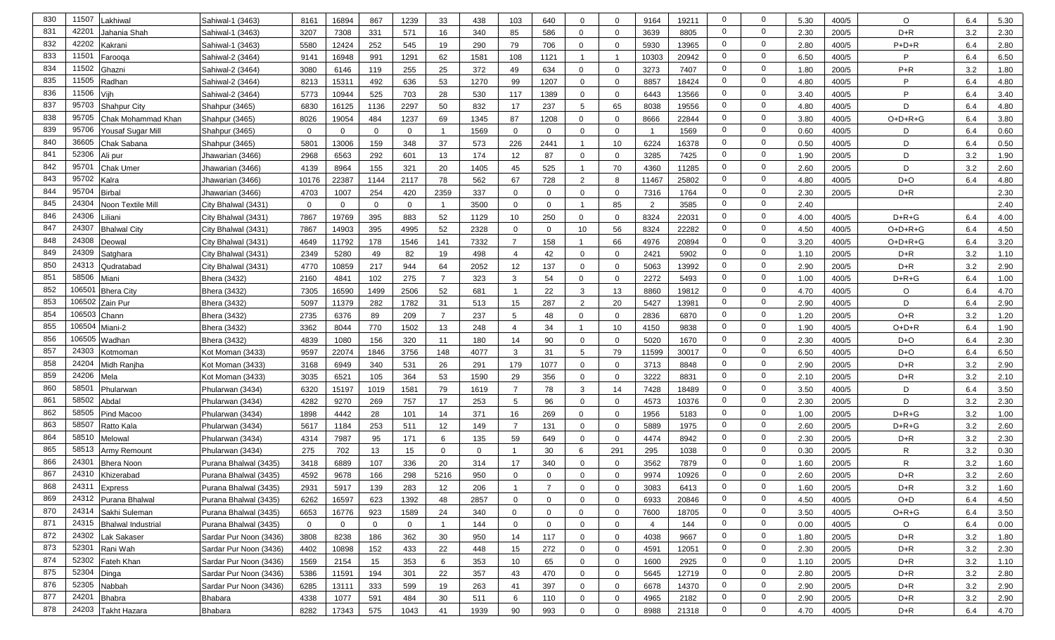| 830 | 11507 | Lakhiwal | Sahiwal-1 (3463) | 8161 | 16894 | 867 | 1239 | 33 | 438 | 103 | 640 | 0 | 0 | 9164 | 19211 | 0 | 0 | 5.30 | 400/5 | O | 6.4 | 5.30 |
|---|---|---|---|---|---|---|---|---|---|---|---|---|---|---|---|---|---|---|---|---|---|---|
| 831 | 42201 | Jahania Shah | Sahiwal-1 (3463) | 3207 | 7308 | 331 | 571 | 16 | 340 | 85 | 586 | 0 | 0 | 3639 | 8805 | 0 | 0 | 2.30 | 200/5 | D+R | 3.2 | 2.30 |
| 832 | 42202 | Kakrani | Sahiwal-1 (3463) | 5580 | 12424 | 252 | 545 | 19 | 290 | 79 | 706 | 0 | 0 | 5930 | 13965 | 0 | 0 | 2.80 | 400/5 | P+D+R | 6.4 | 2.80 |
| 833 | 11501 | Farooqa | Sahiwal-2 (3464) | 9141 | 16948 | 991 | 1291 | 62 | 1581 | 108 | 1121 | 1 | 1 | 10303 | 20942 | 0 | 0 | 6.50 | 400/5 | P | 6.4 | 6.50 |
| 834 | 11502 | Ghazni | Sahiwal-2 (3464) | 3080 | 6146 | 119 | 255 | 25 | 372 | 49 | 634 | 0 | 0 | 3273 | 7407 | 0 | 0 | 1.80 | 200/5 | P+R | 3.2 | 1.80 |
| 835 | 11505 | Radhan | Sahiwal-2 (3464) | 8213 | 15311 | 492 | 636 | 53 | 1270 | 99 | 1207 | 0 | 0 | 8857 | 18424 | 0 | 0 | 4.80 | 400/5 | P | 6.4 | 4.80 |
| 836 | 11506 | Vijh | Sahiwal-2 (3464) | 5773 | 10944 | 525 | 703 | 28 | 530 | 117 | 1389 | 0 | 0 | 6443 | 13566 | 0 | 0 | 3.40 | 400/5 | P | 6.4 | 3.40 |
| 837 | 95703 | Shahpur City | Shahpur (3465) | 6830 | 16125 | 1136 | 2297 | 50 | 832 | 17 | 237 | 5 | 65 | 8038 | 19556 | 0 | 0 | 4.80 | 400/5 | D | 6.4 | 4.80 |
| 838 | 95705 | Chak Mohammad Khan | Shahpur (3465) | 8026 | 19054 | 484 | 1237 | 69 | 1345 | 87 | 1208 | 0 | 0 | 8666 | 22844 | 0 | 0 | 3.80 | 400/5 | O+D+R+G | 6.4 | 3.80 |
| 839 | 95706 | Yousaf Sugar Mill | Shahpur (3465) | 0 | 0 | 0 | 0 | 1 | 1569 | 0 | 0 | 0 | 0 | 1 | 1569 | 0 | 0 | 0.60 | 400/5 | D | 6.4 | 0.60 |
| 840 | 36605 | Chak Sabana | Shahpur (3465) | 5801 | 13006 | 159 | 348 | 37 | 573 | 226 | 2441 | 1 | 10 | 6224 | 16378 | 0 | 0 | 0.50 | 400/5 | D | 6.4 | 0.50 |
| 841 | 52306 | Ali pur | Jhawarian (3466) | 2968 | 6563 | 292 | 601 | 13 | 174 | 12 | 87 | 0 | 0 | 3285 | 7425 | 0 | 0 | 1.90 | 200/5 | D | 3.2 | 1.90 |
| 842 | 95701 | Chak Umer | Jhawarian (3466) | 4139 | 8964 | 155 | 321 | 20 | 1405 | 45 | 525 | 1 | 70 | 4360 | 11285 | 0 | 0 | 2.60 | 200/5 | D | 3.2 | 2.60 |
| 843 | 95702 | Kalra | Jhawarian (3466) | 10176 | 22387 | 1144 | 2117 | 78 | 562 | 67 | 728 | 2 | 8 | 11467 | 25802 | 0 | 0 | 4.80 | 400/5 | D+O | 6.4 | 4.80 |
| 844 | 95704 | Birbal | Jhawarian (3466) | 4703 | 1007 | 254 | 420 | 2359 | 337 | 0 | 0 | 0 | 0 | 7316 | 1764 | 0 | 0 | 2.30 | 200/5 | D+R | | 2.30 |
| 845 | 24304 | Noon Textile Mill | City Bhalwal (3431) | 0 | 0 | 0 | 0 | 1 | 3500 | 0 | 0 | 1 | 85 | 2 | 3585 | 0 | 0 | 2.40 | | | | 2.40 |
| 846 | 24306 | Liliani | City Bhalwal (3431) | 7867 | 19769 | 395 | 883 | 52 | 1129 | 10 | 250 | 0 | 0 | 8324 | 22031 | 0 | 0 | 4.00 | 400/5 | D+R+G | 6.4 | 4.00 |
| 847 | 24307 | Bhalwal City | City Bhalwal (3431) | 7867 | 14903 | 395 | 4995 | 52 | 2328 | 0 | 0 | 10 | 56 | 8324 | 22282 | 0 | 0 | 4.50 | 400/5 | O+D+R+G | 6.4 | 4.50 |
| 848 | 24308 | Deowal | City Bhalwal (3431) | 4649 | 11792 | 178 | 1546 | 141 | 7332 | 7 | 158 | 1 | 66 | 4976 | 20894 | 0 | 0 | 3.20 | 400/5 | O+D+R+G | 6.4 | 3.20 |
| 849 | 24309 | Satghara | City Bhalwal (3431) | 2349 | 5280 | 49 | 82 | 19 | 498 | 4 | 42 | 0 | 0 | 2421 | 5902 | 0 | 0 | 1.10 | 200/5 | D+R | 3.2 | 1.10 |
| 850 | 24313 | Qudratabad | City Bhalwal (3431) | 4770 | 10859 | 217 | 944 | 64 | 2052 | 12 | 137 | 0 | 0 | 5063 | 13992 | 0 | 0 | 2.90 | 200/5 | D+R | 3.2 | 2.90 |
| 851 | 58506 | Miani | Bhera (3432) | 2160 | 4841 | 102 | 275 | 7 | 323 | 3 | 54 | 0 | 0 | 2272 | 5493 | 0 | 0 | 1.00 | 400/5 | D+R+G | 6.4 | 1.00 |
| 852 | 106501 | Bhera City | Bhera (3432) | 7305 | 16590 | 1499 | 2506 | 52 | 681 | 1 | 22 | 3 | 13 | 8860 | 19812 | 0 | 0 | 4.70 | 400/5 | O | 6.4 | 4.70 |
| 853 | 106502 | Zain Pur | Bhera (3432) | 5097 | 11379 | 282 | 1782 | 31 | 513 | 15 | 287 | 2 | 20 | 5427 | 13981 | 0 | 0 | 2.90 | 400/5 | D | 6.4 | 2.90 |
| 854 | 106503 | Chann | Bhera (3432) | 2735 | 6376 | 89 | 209 | 7 | 237 | 5 | 48 | 0 | 0 | 2836 | 6870 | 0 | 0 | 1.20 | 200/5 | O+R | 3.2 | 1.20 |
| 855 | 106504 | Miani-2 | Bhera (3432) | 3362 | 8044 | 770 | 1502 | 13 | 248 | 4 | 34 | 1 | 10 | 4150 | 9838 | 0 | 0 | 1.90 | 400/5 | O+D+R | 6.4 | 1.90 |
| 856 | 106505 | Wadhan | Bhera (3432) | 4839 | 1080 | 156 | 320 | 11 | 180 | 14 | 90 | 0 | 0 | 5020 | 1670 | 0 | 0 | 2.30 | 400/5 | D+O | 6.4 | 2.30 |
| 857 | 24303 | Kotmoman | Kot Moman (3433) | 9597 | 22074 | 1846 | 3756 | 148 | 4077 | 3 | 31 | 5 | 79 | 11599 | 30017 | 0 | 0 | 6.50 | 400/5 | D+O | 6.4 | 6.50 |
| 858 | 24204 | Midh Ranjha | Kot Moman (3433) | 3168 | 6949 | 340 | 531 | 26 | 291 | 179 | 1077 | 0 | 0 | 3713 | 8848 | 0 | 0 | 2.90 | 200/5 | D+R | 3.2 | 2.90 |
| 859 | 24206 | Mela | Kot Moman (3433) | 3035 | 6521 | 105 | 364 | 53 | 1590 | 29 | 356 | 0 | 0 | 3222 | 8831 | 0 | 0 | 2.10 | 200/5 | D+R | 3.2 | 2.10 |
| 860 | 58501 | Phularwan | Phularwan (3434) | 6320 | 15197 | 1019 | 1581 | 79 | 1619 | 7 | 78 | 3 | 14 | 7428 | 18489 | 0 | 0 | 3.50 | 400/5 | D | 6.4 | 3.50 |
| 861 | 58502 | Abdal | Phularwan (3434) | 4282 | 9270 | 269 | 757 | 17 | 253 | 5 | 96 | 0 | 0 | 4573 | 10376 | 0 | 0 | 2.30 | 200/5 | D | 3.2 | 2.30 |
| 862 | 58505 | Pind Macoo | Phularwan (3434) | 1898 | 4442 | 28 | 101 | 14 | 371 | 16 | 269 | 0 | 0 | 1956 | 5183 | 0 | 0 | 1.00 | 200/5 | D+R+G | 3.2 | 1.00 |
| 863 | 58507 | Ratto Kala | Phularwan (3434) | 5617 | 1184 | 253 | 511 | 12 | 149 | 7 | 131 | 0 | 0 | 5889 | 1975 | 0 | 0 | 2.60 | 200/5 | D+R+G | 3.2 | 2.60 |
| 864 | 58510 | Melowal | Phularwan (3434) | 4314 | 7987 | 95 | 171 | 6 | 135 | 59 | 649 | 0 | 0 | 4474 | 8942 | 0 | 0 | 2.30 | 200/5 | D+R | 3.2 | 2.30 |
| 865 | 58513 | Army Remount | Phularwan (3434) | 275 | 702 | 13 | 15 | 0 | 0 | 1 | 30 | 6 | 291 | 295 | 1038 | 0 | 0 | 0.30 | 200/5 | R | 3.2 | 0.30 |
| 866 | 24301 | Bhera Noon | Purana Bhalwal (3435) | 3418 | 6889 | 107 | 336 | 20 | 314 | 17 | 340 | 0 | 0 | 3562 | 7879 | 0 | 0 | 1.60 | 200/5 | R | 3.2 | 1.60 |
| 867 | 24310 | Khizerabad | Purana Bhalwal (3435) | 4592 | 9678 | 166 | 298 | 5216 | 950 | 0 | 0 | 0 | 0 | 9974 | 10926 | 0 | 0 | 2.60 | 200/5 | D+R | 3.2 | 2.60 |
| 868 | 24311 | Express | Purana Bhalwal (3435) | 2931 | 5917 | 139 | 283 | 12 | 206 | 1 | 7 | 0 | 0 | 3083 | 6413 | 0 | 0 | 1.60 | 200/5 | D+R | 3.2 | 1.60 |
| 869 | 24312 | Purana Bhalwal | Purana Bhalwal (3435) | 6262 | 16597 | 623 | 1392 | 48 | 2857 | 0 | 0 | 0 | 0 | 6933 | 20846 | 0 | 0 | 4.50 | 400/5 | O+D | 6.4 | 4.50 |
| 870 | 24314 | Sakhi Suleman | Purana Bhalwal (3435) | 6653 | 16776 | 923 | 1589 | 24 | 340 | 0 | 0 | 0 | 0 | 7600 | 18705 | 0 | 0 | 3.50 | 400/5 | O+R+G | 6.4 | 3.50 |
| 871 | 24315 | Bhalwal Industrial | Purana Bhalwal (3435) | 0 | 0 | 0 | 0 | 1 | 144 | 0 | 0 | 0 | 0 | 4 | 144 | 0 | 0 | 0.00 | 400/5 | O | 6.4 | 0.00 |
| 872 | 24302 | Lak Sakaser | Sardar Pur Noon (3436) | 3808 | 8238 | 186 | 362 | 30 | 950 | 14 | 117 | 0 | 0 | 4038 | 9667 | 0 | 0 | 1.80 | 200/5 | D+R | 3.2 | 1.80 |
| 873 | 52301 | Rani Wah | Sardar Pur Noon (3436) | 4402 | 10898 | 152 | 433 | 22 | 448 | 15 | 272 | 0 | 0 | 4591 | 12051 | 0 | 0 | 2.30 | 200/5 | D+R | 3.2 | 2.30 |
| 874 | 52302 | Fateh Khan | Sardar Pur Noon (3436) | 1569 | 2154 | 15 | 353 | 6 | 353 | 10 | 65 | 0 | 0 | 1600 | 2925 | 0 | 0 | 1.10 | 200/5 | D+R | 3.2 | 1.10 |
| 875 | 52304 | Dinga | Sardar Pur Noon (3436) | 5386 | 11591 | 194 | 301 | 22 | 357 | 43 | 470 | 0 | 0 | 5645 | 12719 | 0 | 0 | 2.80 | 200/5 | D+R | 3.2 | 2.80 |
| 876 | 52305 | Nabbah | Sardar Pur Noon (3436) | 6285 | 13111 | 333 | 599 | 19 | 263 | 41 | 397 | 0 | 0 | 6678 | 14370 | 0 | 0 | 2.90 | 200/5 | D+R | 3.2 | 2.90 |
| 877 | 24201 | Bhabra | Bhabara | 4338 | 1077 | 591 | 484 | 30 | 511 | 6 | 110 | 0 | 0 | 4965 | 2182 | 0 | 0 | 2.90 | 200/5 | D+R | 3.2 | 2.90 |
| 878 | 24203 | Takht Hazara | Bhabara | 8282 | 17343 | 575 | 1043 | 41 | 1939 | 90 | 993 | 0 | 0 | 8988 | 21318 | 0 | 0 | 4.70 | 400/5 | D+R | 6.4 | 4.70 |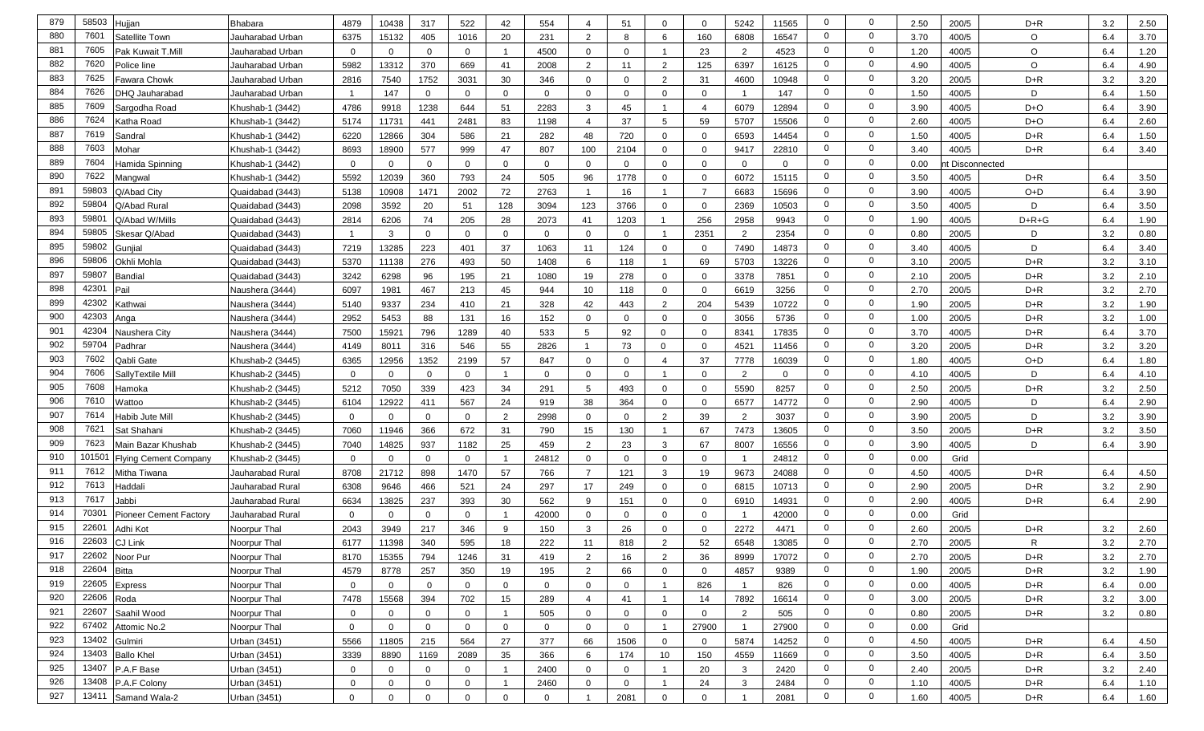| 879 | 58503 | Hujjan | Bhabara | 4879 | 10438 | 317 | 522 | 42 | 554 | 4 | 51 | 0 | 0 | 5242 | 11565 | 0 | 0 | 2.50 | 200/5 | D+R | 3.2 | 2.50 |
|---|---|---|---|---|---|---|---|---|---|---|---|---|---|---|---|---|---|---|---|---|---|---|
| 880 | 7601 | Satellite Town | Jauharabad Urban | 6375 | 15132 | 405 | 1016 | 20 | 231 | 2 | 8 | 6 | 160 | 6808 | 16547 | 0 | 0 | 3.70 | 400/5 | O | 6.4 | 3.70 |
| 881 | 7605 | Pak Kuwait T.Mill | Jauharabad Urban | 0 | 0 | 0 | 0 | 1 | 4500 | 0 | 0 | 1 | 23 | 2 | 4523 | 0 | 0 | 1.20 | 400/5 | O | 6.4 | 1.20 |
| 882 | 7620 | Police line | Jauharabad Urban | 5982 | 13312 | 370 | 669 | 41 | 2008 | 2 | 11 | 2 | 125 | 6397 | 16125 | 0 | 0 | 4.90 | 400/5 | O | 6.4 | 4.90 |
| 883 | 7625 | Fawara Chowk | Jauharabad Urban | 2816 | 7540 | 1752 | 3031 | 30 | 346 | 0 | 0 | 2 | 31 | 4600 | 10948 | 0 | 0 | 3.20 | 200/5 | D+R | 3.2 | 3.20 |
| 884 | 7626 | DHQ Jauharabad | Jauharabad Urban | 1 | 147 | 0 | 0 | 0 | 0 | 0 | 0 | 0 | 0 | 1 | 147 | 0 | 0 | 1.50 | 400/5 | D | 6.4 | 1.50 |
| 885 | 7609 | Sargodha Road | Khushab-1 (3442) | 4786 | 9918 | 1238 | 644 | 51 | 2283 | 3 | 45 | 1 | 4 | 6079 | 12894 | 0 | 0 | 3.90 | 400/5 | D+O | 6.4 | 3.90 |
| 886 | 7624 | Katha Road | Khushab-1 (3442) | 5174 | 11731 | 441 | 2481 | 83 | 1198 | 4 | 37 | 5 | 59 | 5707 | 15506 | 0 | 0 | 2.60 | 400/5 | D+O | 6.4 | 2.60 |
| 887 | 7619 | Sandral | Khushab-1 (3442) | 6220 | 12866 | 304 | 586 | 21 | 282 | 48 | 720 | 0 | 0 | 6593 | 14454 | 0 | 0 | 1.50 | 400/5 | D+R | 6.4 | 1.50 |
| 888 | 7603 | Mohar | Khushab-1 (3442) | 8693 | 18900 | 577 | 999 | 47 | 807 | 100 | 2104 | 0 | 0 | 9417 | 22810 | 0 | 0 | 3.40 | 400/5 | D+R | 6.4 | 3.40 |
| 889 | 7604 | Hamida Spinning | Khushab-1 (3442) | 0 | 0 | 0 | 0 | 0 | 0 | 0 | 0 | 0 | 0 | 0 | 0 | 0 | 0 | 0.00 | nt Disconnected | | | |
| 890 | 7622 | Mangwal | Khushab-1 (3442) | 5592 | 12039 | 360 | 793 | 24 | 505 | 96 | 1778 | 0 | 0 | 6072 | 15115 | 0 | 0 | 3.50 | 400/5 | D+R | 6.4 | 3.50 |
| 891 | 59803 | Q/Abad City | Quaidabad (3443) | 5138 | 10908 | 1471 | 2002 | 72 | 2763 | 1 | 16 | 1 | 7 | 6683 | 15696 | 0 | 0 | 3.90 | 400/5 | O+D | 6.4 | 3.90 |
| 892 | 59804 | Q/Abad Rural | Quaidabad (3443) | 2098 | 3592 | 20 | 51 | 128 | 3094 | 123 | 3766 | 0 | 0 | 2369 | 10503 | 0 | 0 | 3.50 | 400/5 | D | 6.4 | 3.50 |
| 893 | 59801 | Q/Abad W/Mills | Quaidabad (3443) | 2814 | 6206 | 74 | 205 | 28 | 2073 | 41 | 1203 | 1 | 256 | 2958 | 9943 | 0 | 0 | 1.90 | 400/5 | D+R+G | 6.4 | 1.90 |
| 894 | 59805 | Skesar Q/Abad | Quaidabad (3443) | 1 | 3 | 0 | 0 | 0 | 0 | 0 | 0 | 1 | 2351 | 2 | 2354 | 0 | 0 | 0.80 | 200/5 | D | 3.2 | 0.80 |
| 895 | 59802 | Gunjial | Quaidabad (3443) | 7219 | 13285 | 223 | 401 | 37 | 1063 | 11 | 124 | 0 | 0 | 7490 | 14873 | 0 | 0 | 3.40 | 400/5 | D | 6.4 | 3.40 |
| 896 | 59806 | Okhli Mohla | Quaidabad (3443) | 5370 | 11138 | 276 | 493 | 50 | 1408 | 6 | 118 | 1 | 69 | 5703 | 13226 | 0 | 0 | 3.10 | 200/5 | D+R | 3.2 | 3.10 |
| 897 | 59807 | Bandial | Quaidabad (3443) | 3242 | 6298 | 96 | 195 | 21 | 1080 | 19 | 278 | 0 | 0 | 3378 | 7851 | 0 | 0 | 2.10 | 200/5 | D+R | 3.2 | 2.10 |
| 898 | 42301 | Pail | Naushera (3444) | 6097 | 1981 | 467 | 213 | 45 | 944 | 10 | 118 | 0 | 0 | 6619 | 3256 | 0 | 0 | 2.70 | 200/5 | D+R | 3.2 | 2.70 |
| 899 | 42302 | Kathwai | Naushera (3444) | 5140 | 9337 | 234 | 410 | 21 | 328 | 42 | 443 | 2 | 204 | 5439 | 10722 | 0 | 0 | 1.90 | 200/5 | D+R | 3.2 | 1.90 |
| 900 | 42303 | Anga | Naushera (3444) | 2952 | 5453 | 88 | 131 | 16 | 152 | 0 | 0 | 0 | 0 | 3056 | 5736 | 0 | 0 | 1.00 | 200/5 | D+R | 3.2 | 1.00 |
| 901 | 42304 | Naushera City | Naushera (3444) | 7500 | 15921 | 796 | 1289 | 40 | 533 | 5 | 92 | 0 | 0 | 8341 | 17835 | 0 | 0 | 3.70 | 400/5 | D+R | 6.4 | 3.70 |
| 902 | 59704 | Padhrar | Naushera (3444) | 4149 | 8011 | 316 | 546 | 55 | 2826 | 1 | 73 | 0 | 0 | 4521 | 11456 | 0 | 0 | 3.20 | 200/5 | D+R | 3.2 | 3.20 |
| 903 | 7602 | Qabli Gate | Khushab-2 (3445) | 6365 | 12956 | 1352 | 2199 | 57 | 847 | 0 | 0 | 4 | 37 | 7778 | 16039 | 0 | 0 | 1.80 | 400/5 | O+D | 6.4 | 1.80 |
| 904 | 7606 | SallyTextile Mill | Khushab-2 (3445) | 0 | 0 | 0 | 0 | 1 | 0 | 0 | 0 | 1 | 0 | 2 | 0 | 0 | 0 | 4.10 | 400/5 | D | 6.4 | 4.10 |
| 905 | 7608 | Hamoka | Khushab-2 (3445) | 5212 | 7050 | 339 | 423 | 34 | 291 | 5 | 493 | 0 | 0 | 5590 | 8257 | 0 | 0 | 2.50 | 200/5 | D+R | 3.2 | 2.50 |
| 906 | 7610 | Wattoo | Khushab-2 (3445) | 6104 | 12922 | 411 | 567 | 24 | 919 | 38 | 364 | 0 | 0 | 6577 | 14772 | 0 | 0 | 2.90 | 400/5 | D | 6.4 | 2.90 |
| 907 | 7614 | Habib Jute Mill | Khushab-2 (3445) | 0 | 0 | 0 | 0 | 2 | 2998 | 0 | 0 | 2 | 39 | 2 | 3037 | 0 | 0 | 3.90 | 200/5 | D | 3.2 | 3.90 |
| 908 | 7621 | Sat Shahani | Khushab-2 (3445) | 7060 | 11946 | 366 | 672 | 31 | 790 | 15 | 130 | 1 | 67 | 7473 | 13605 | 0 | 0 | 3.50 | 200/5 | D+R | 3.2 | 3.50 |
| 909 | 7623 | Main Bazar Khushab | Khushab-2 (3445) | 7040 | 14825 | 937 | 1182 | 25 | 459 | 2 | 23 | 3 | 67 | 8007 | 16556 | 0 | 0 | 3.90 | 400/5 | D | 6.4 | 3.90 |
| 910 | 101501 | Flying Cement Company | Khushab-2 (3445) | 0 | 0 | 0 | 0 | 1 | 24812 | 0 | 0 | 0 | 0 | 1 | 24812 | 0 | 0 | 0.00 | Grid | | | |
| 911 | 7612 | Mitha Tiwana | Jauharabad Rural | 8708 | 21712 | 898 | 1470 | 57 | 766 | 7 | 121 | 3 | 19 | 9673 | 24088 | 0 | 0 | 4.50 | 400/5 | D+R | 6.4 | 4.50 |
| 912 | 7613 | Haddali | Jauharabad Rural | 6308 | 9646 | 466 | 521 | 24 | 297 | 17 | 249 | 0 | 0 | 6815 | 10713 | 0 | 0 | 2.90 | 200/5 | D+R | 3.2 | 2.90 |
| 913 | 7617 | Jabbi | Jauharabad Rural | 6634 | 13825 | 237 | 393 | 30 | 562 | 9 | 151 | 0 | 0 | 6910 | 14931 | 0 | 0 | 2.90 | 400/5 | D+R | 6.4 | 2.90 |
| 914 | 70301 | Pioneer Cement Factory | Jauharabad Rural | 0 | 0 | 0 | 0 | 1 | 42000 | 0 | 0 | 0 | 0 | 1 | 42000 | 0 | 0 | 0.00 | Grid | | | |
| 915 | 22601 | Adhi Kot | Noorpur Thal | 2043 | 3949 | 217 | 346 | 9 | 150 | 3 | 26 | 0 | 0 | 2272 | 4471 | 0 | 0 | 2.60 | 200/5 | D+R | 3.2 | 2.60 |
| 916 | 22603 | CJ Link | Noorpur Thal | 6177 | 11398 | 340 | 595 | 18 | 222 | 11 | 818 | 2 | 52 | 6548 | 13085 | 0 | 0 | 2.70 | 200/5 | R | 3.2 | 2.70 |
| 917 | 22602 | Noor Pur | Noorpur Thal | 8170 | 15355 | 794 | 1246 | 31 | 419 | 2 | 16 | 2 | 36 | 8999 | 17072 | 0 | 0 | 2.70 | 200/5 | D+R | 3.2 | 2.70 |
| 918 | 22604 | Bitta | Noorpur Thal | 4579 | 8778 | 257 | 350 | 19 | 195 | 2 | 66 | 0 | 0 | 4857 | 9389 | 0 | 0 | 1.90 | 200/5 | D+R | 3.2 | 1.90 |
| 919 | 22605 | Express | Noorpur Thal | 0 | 0 | 0 | 0 | 0 | 0 | 0 | 0 | 1 | 826 | 1 | 826 | 0 | 0 | 0.00 | 400/5 | D+R | 6.4 | 0.00 |
| 920 | 22606 | Roda | Noorpur Thal | 7478 | 15568 | 394 | 702 | 15 | 289 | 4 | 41 | 1 | 14 | 7892 | 16614 | 0 | 0 | 3.00 | 200/5 | D+R | 3.2 | 3.00 |
| 921 | 22607 | Saahil Wood | Noorpur Thal | 0 | 0 | 0 | 0 | 1 | 505 | 0 | 0 | 0 | 0 | 2 | 505 | 0 | 0 | 0.80 | 200/5 | D+R | 3.2 | 0.80 |
| 922 | 67402 | Attomic No.2 | Noorpur Thal | 0 | 0 | 0 | 0 | 0 | 0 | 0 | 0 | 1 | 27900 | 1 | 27900 | 0 | 0 | 0.00 | Grid | | | |
| 923 | 13402 | Gulmiri | Urban (3451) | 5566 | 11805 | 215 | 564 | 27 | 377 | 66 | 1506 | 0 | 0 | 5874 | 14252 | 0 | 0 | 4.50 | 400/5 | D+R | 6.4 | 4.50 |
| 924 | 13403 | Ballo Khel | Urban (3451) | 3339 | 8890 | 1169 | 2089 | 35 | 366 | 6 | 174 | 10 | 150 | 4559 | 11669 | 0 | 0 | 3.50 | 400/5 | D+R | 6.4 | 3.50 |
| 925 | 13407 | P.A.F Base | Urban (3451) | 0 | 0 | 0 | 0 | 1 | 2400 | 0 | 0 | 1 | 20 | 3 | 2420 | 0 | 0 | 2.40 | 200/5 | D+R | 3.2 | 2.40 |
| 926 | 13408 | P.A.F Colony | Urban (3451) | 0 | 0 | 0 | 0 | 1 | 2460 | 0 | 0 | 1 | 24 | 3 | 2484 | 0 | 0 | 1.10 | 400/5 | D+R | 6.4 | 1.10 |
| 927 | 13411 | Samand Wala-2 | Urban (3451) | 0 | 0 | 0 | 0 | 0 | 0 | 1 | 2081 | 0 | 0 | 1 | 2081 | 0 | 0 | 1.60 | 400/5 | D+R | 6.4 | 1.60 |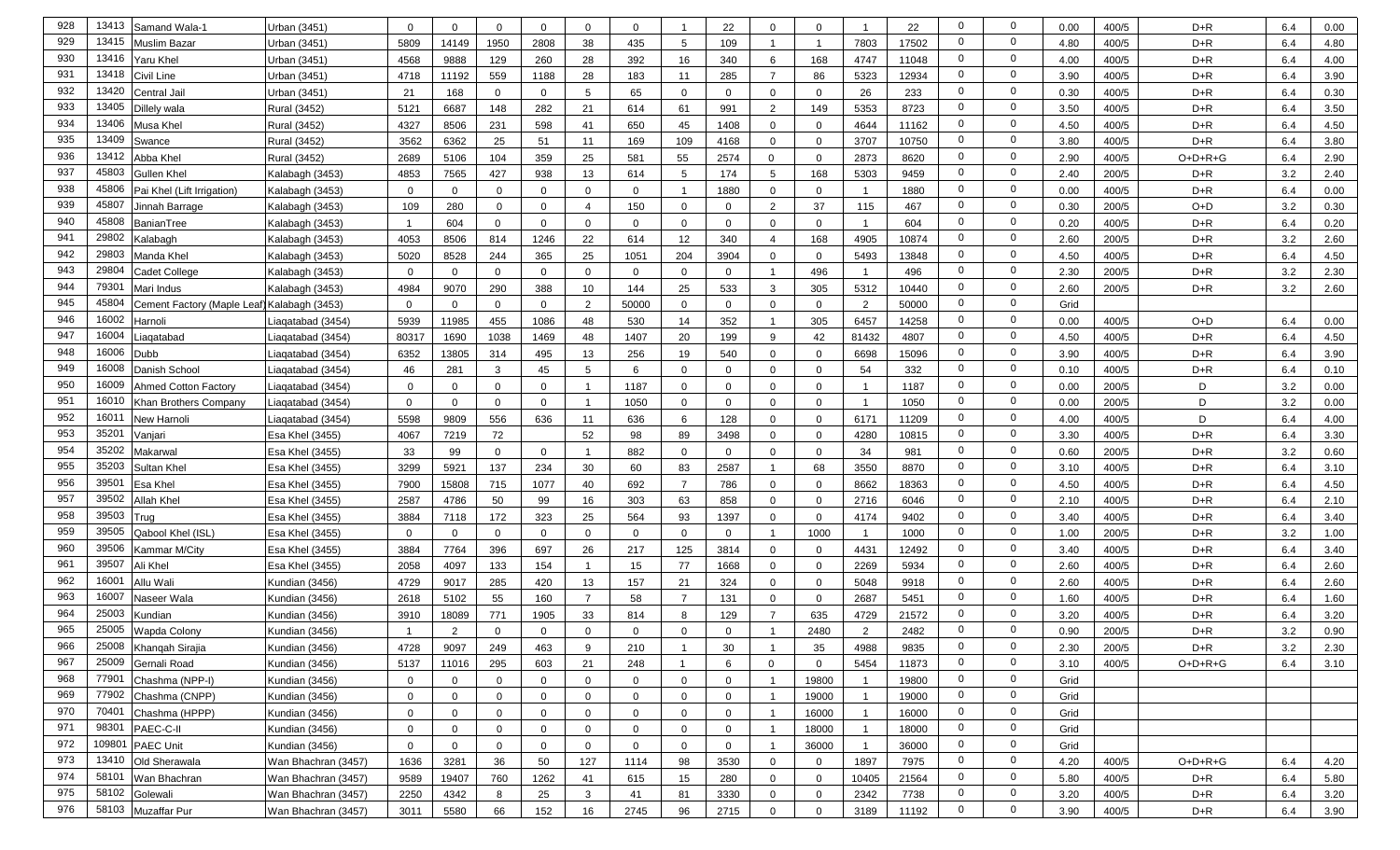| 928 | 13413 | Samand Wala-1 | Urban (3451) | 0 | 0 | 0 | 0 | 0 | 0 | 1 | 22 | 0 | 0 | 1 | 22 | 0 | 0 | 0.00 | 400/5 | D+R | 6.4 | 0.00 |
|---|---|---|---|---|---|---|---|---|---|---|---|---|---|---|---|---|---|---|---|---|---|---|
| 929 | 13415 | Muslim Bazar | Urban (3451) | 5809 | 14149 | 1950 | 2808 | 38 | 435 | 5 | 109 | 1 | 1 | 7803 | 17502 | 0 | 0 | 4.80 | 400/5 | D+R | 6.4 | 4.80 |
| 930 | 13416 | Yaru Khel | Urban (3451) | 4568 | 9888 | 129 | 260 | 28 | 392 | 16 | 340 | 6 | 168 | 4747 | 11048 | 0 | 0 | 4.00 | 400/5 | D+R | 6.4 | 4.00 |
| 931 | 13418 | Civil Line | Urban (3451) | 4718 | 11192 | 559 | 1188 | 28 | 183 | 11 | 285 | 7 | 86 | 5323 | 12934 | 0 | 0 | 3.90 | 400/5 | D+R | 6.4 | 3.90 |
| 932 | 13420 | Central Jail | Urban (3451) | 21 | 168 | 0 | 0 | 5 | 65 | 0 | 0 | 0 | 0 | 26 | 233 | 0 | 0 | 0.30 | 400/5 | D+R | 6.4 | 0.30 |
| 933 | 13405 | Dillely wala | Rural (3452) | 5121 | 6687 | 148 | 282 | 21 | 614 | 61 | 991 | 2 | 149 | 5353 | 8723 | 0 | 0 | 3.50 | 400/5 | D+R | 6.4 | 3.50 |
| 934 | 13406 | Musa Khel | Rural (3452) | 4327 | 8506 | 231 | 598 | 41 | 650 | 45 | 1408 | 0 | 0 | 4644 | 11162 | 0 | 0 | 4.50 | 400/5 | D+R | 6.4 | 4.50 |
| 935 | 13409 | Swance | Rural (3452) | 3562 | 6362 | 25 | 51 | 11 | 169 | 109 | 4168 | 0 | 0 | 3707 | 10750 | 0 | 0 | 3.80 | 400/5 | D+R | 6.4 | 3.80 |
| 936 | 13412 | Abba Khel | Rural (3452) | 2689 | 5106 | 104 | 359 | 25 | 581 | 55 | 2574 | 0 | 0 | 2873 | 8620 | 0 | 0 | 2.90 | 400/5 | O+D+R+G | 6.4 | 2.90 |
| 937 | 45803 | Gullen Khel | Kalabagh (3453) | 4853 | 7565 | 427 | 938 | 13 | 614 | 5 | 174 | 5 | 168 | 5303 | 9459 | 0 | 0 | 2.40 | 200/5 | D+R | 3.2 | 2.40 |
| 938 | 45806 | Pai Khel (Lift Irrigation) | Kalabagh (3453) | 0 | 0 | 0 | 0 | 0 | 0 | 1 | 1880 | 0 | 0 | 1 | 1880 | 0 | 0 | 0.00 | 400/5 | D+R | 6.4 | 0.00 |
| 939 | 45807 | Jinnah Barrage | Kalabagh (3453) | 109 | 280 | 0 | 0 | 4 | 150 | 0 | 0 | 2 | 37 | 115 | 467 | 0 | 0 | 0.30 | 200/5 | O+D | 3.2 | 0.30 |
| 940 | 45808 | BanianTree | Kalabagh (3453) | 1 | 604 | 0 | 0 | 0 | 0 | 0 | 0 | 0 | 0 | 1 | 604 | 0 | 0 | 0.20 | 400/5 | D+R | 6.4 | 0.20 |
| 941 | 29802 | Kalabagh | Kalabagh (3453) | 4053 | 8506 | 814 | 1246 | 22 | 614 | 12 | 340 | 4 | 168 | 4905 | 10874 | 0 | 0 | 2.60 | 200/5 | D+R | 3.2 | 2.60 |
| 942 | 29803 | Manda Khel | Kalabagh (3453) | 5020 | 8528 | 244 | 365 | 25 | 1051 | 204 | 3904 | 0 | 0 | 5493 | 13848 | 0 | 0 | 4.50 | 400/5 | D+R | 6.4 | 4.50 |
| 943 | 29804 | Cadet College | Kalabagh (3453) | 0 | 0 | 0 | 0 | 0 | 0 | 0 | 0 | 1 | 496 | 1 | 496 | 0 | 0 | 2.30 | 200/5 | D+R | 3.2 | 2.30 |
| 944 | 79301 | Mari Indus | Kalabagh (3453) | 4984 | 9070 | 290 | 388 | 10 | 144 | 25 | 533 | 3 | 305 | 5312 | 10440 | 0 | 0 | 2.60 | 200/5 | D+R | 3.2 | 2.60 |
| 945 | 45804 | Cement Factory (Maple Leaf) | Kalabagh (3453) | 0 | 0 | 0 | 0 | 2 | 50000 | 0 | 0 | 0 | 0 | 2 | 50000 | 0 | 0 | Grid | | | | |
| 946 | 16002 | Harnoli | Liaqatabad (3454) | 5939 | 11985 | 455 | 1086 | 48 | 530 | 14 | 352 | 1 | 305 | 6457 | 14258 | 0 | 0 | 0.00 | 400/5 | O+D | 6.4 | 0.00 |
| 947 | 16004 | Liaqatabad | Liaqatabad (3454) | 80317 | 1690 | 1038 | 1469 | 48 | 1407 | 20 | 199 | 9 | 42 | 81432 | 4807 | 0 | 0 | 4.50 | 400/5 | D+R | 6.4 | 4.50 |
| 948 | 16006 | Dubb | Liaqatabad (3454) | 6352 | 13805 | 314 | 495 | 13 | 256 | 19 | 540 | 0 | 0 | 6698 | 15096 | 0 | 0 | 3.90 | 400/5 | D+R | 6.4 | 3.90 |
| 949 | 16008 | Danish School | Liaqatabad (3454) | 46 | 281 | 3 | 45 | 5 | 6 | 0 | 0 | 0 | 0 | 54 | 332 | 0 | 0 | 0.10 | 400/5 | D+R | 6.4 | 0.10 |
| 950 | 16009 | Ahmed Cotton Factory | Liaqatabad (3454) | 0 | 0 | 0 | 0 | 1 | 1187 | 0 | 0 | 0 | 0 | 1 | 1187 | 0 | 0 | 0.00 | 200/5 | D | 3.2 | 0.00 |
| 951 | 16010 | Khan Brothers Company | Liaqatabad (3454) | 0 | 0 | 0 | 0 | 1 | 1050 | 0 | 0 | 0 | 0 | 1 | 1050 | 0 | 0 | 0.00 | 200/5 | D | 3.2 | 0.00 |
| 952 | 16011 | New Harnoli | Liaqatabad (3454) | 5598 | 9809 | 556 | 636 | 11 | 636 | 6 | 128 | 0 | 0 | 6171 | 11209 | 0 | 0 | 4.00 | 400/5 | D | 6.4 | 4.00 |
| 953 | 35201 | Vanjari | Esa Khel (3455) | 4067 | 7219 | 72 | | 52 | 98 | 89 | 3498 | 0 | 0 | 4280 | 10815 | 0 | 0 | 3.30 | 400/5 | D+R | 6.4 | 3.30 |
| 954 | 35202 | Makarwal | Esa Khel (3455) | 33 | 99 | 0 | 0 | 1 | 882 | 0 | 0 | 0 | 0 | 34 | 981 | 0 | 0 | 0.60 | 200/5 | D+R | 3.2 | 0.60 |
| 955 | 35203 | Sultan Khel | Esa Khel (3455) | 3299 | 5921 | 137 | 234 | 30 | 60 | 83 | 2587 | 1 | 68 | 3550 | 8870 | 0 | 0 | 3.10 | 400/5 | D+R | 6.4 | 3.10 |
| 956 | 39501 | Esa Khel | Esa Khel (3455) | 7900 | 15808 | 715 | 1077 | 40 | 692 | 7 | 786 | 0 | 0 | 8662 | 18363 | 0 | 0 | 4.50 | 400/5 | D+R | 6.4 | 4.50 |
| 957 | 39502 | Allah Khel | Esa Khel (3455) | 2587 | 4786 | 50 | 99 | 16 | 303 | 63 | 858 | 0 | 0 | 2716 | 6046 | 0 | 0 | 2.10 | 400/5 | D+R | 6.4 | 2.10 |
| 958 | 39503 | Trug | Esa Khel (3455) | 3884 | 7118 | 172 | 323 | 25 | 564 | 93 | 1397 | 0 | 0 | 4174 | 9402 | 0 | 0 | 3.40 | 400/5 | D+R | 6.4 | 3.40 |
| 959 | 39505 | Qabool Khel (ISL) | Esa Khel (3455) | 0 | 0 | 0 | 0 | 0 | 0 | 0 | 0 | 1 | 1000 | 1 | 1000 | 0 | 0 | 1.00 | 200/5 | D+R | 3.2 | 1.00 |
| 960 | 39506 | Kammar M/City | Esa Khel (3455) | 3884 | 7764 | 396 | 697 | 26 | 217 | 125 | 3814 | 0 | 0 | 4431 | 12492 | 0 | 0 | 3.40 | 400/5 | D+R | 6.4 | 3.40 |
| 961 | 39507 | Ali Khel | Esa Khel (3455) | 2058 | 4097 | 133 | 154 | 1 | 15 | 77 | 1668 | 0 | 0 | 2269 | 5934 | 0 | 0 | 2.60 | 400/5 | D+R | 6.4 | 2.60 |
| 962 | 16001 | Allu Wali | Kundian (3456) | 4729 | 9017 | 285 | 420 | 13 | 157 | 21 | 324 | 0 | 0 | 5048 | 9918 | 0 | 0 | 2.60 | 400/5 | D+R | 6.4 | 2.60 |
| 963 | 16007 | Naseer Wala | Kundian (3456) | 2618 | 5102 | 55 | 160 | 7 | 58 | 7 | 131 | 0 | 0 | 2687 | 5451 | 0 | 0 | 1.60 | 400/5 | D+R | 6.4 | 1.60 |
| 964 | 25003 | Kundian | Kundian (3456) | 3910 | 18089 | 771 | 1905 | 33 | 814 | 8 | 129 | 7 | 635 | 4729 | 21572 | 0 | 0 | 3.20 | 400/5 | D+R | 6.4 | 3.20 |
| 965 | 25005 | Wapda Colony | Kundian (3456) | 1 | 2 | 0 | 0 | 0 | 0 | 0 | 0 | 1 | 2480 | 2 | 2482 | 0 | 0 | 0.90 | 200/5 | D+R | 3.2 | 0.90 |
| 966 | 25008 | Khanqah Sirajia | Kundian (3456) | 4728 | 9097 | 249 | 463 | 9 | 210 | 1 | 30 | 1 | 35 | 4988 | 9835 | 0 | 0 | 2.30 | 200/5 | D+R | 3.2 | 2.30 |
| 967 | 25009 | Gemali Road | Kundian (3456) | 5137 | 11016 | 295 | 603 | 21 | 248 | 1 | 6 | 0 | 0 | 5454 | 11873 | 0 | 0 | 3.10 | 400/5 | O+D+R+G | 6.4 | 3.10 |
| 968 | 77901 | Chashma (NPP-I) | Kundian (3456) | 0 | 0 | 0 | 0 | 0 | 0 | 0 | 0 | 1 | 19800 | 1 | 19800 | 0 | 0 | Grid | | | | |
| 969 | 77902 | Chashma (CNPP) | Kundian (3456) | 0 | 0 | 0 | 0 | 0 | 0 | 0 | 0 | 1 | 19000 | 1 | 19000 | 0 | 0 | Grid | | | | |
| 970 | 70401 | Chashma (HPPP) | Kundian (3456) | 0 | 0 | 0 | 0 | 0 | 0 | 0 | 0 | 1 | 16000 | 1 | 16000 | 0 | 0 | Grid | | | | |
| 971 | 98301 | PAEC-C-II | Kundian (3456) | 0 | 0 | 0 | 0 | 0 | 0 | 0 | 0 | 1 | 18000 | 1 | 18000 | 0 | 0 | Grid | | | | |
| 972 | 109801 | PAEC Unit | Kundian (3456) | 0 | 0 | 0 | 0 | 0 | 0 | 0 | 0 | 1 | 36000 | 1 | 36000 | 0 | 0 | Grid | | | | |
| 973 | 13410 | Old Sherawala | Wan Bhachran (3457) | 1636 | 3281 | 36 | 50 | 127 | 1114 | 98 | 3530 | 0 | 0 | 1897 | 7975 | 0 | 0 | 4.20 | 400/5 | O+D+R+G | 6.4 | 4.20 |
| 974 | 58101 | Wan Bhachran | Wan Bhachran (3457) | 9589 | 19407 | 760 | 1262 | 41 | 615 | 15 | 280 | 0 | 0 | 10405 | 21564 | 0 | 0 | 5.80 | 400/5 | D+R | 6.4 | 5.80 |
| 975 | 58102 | Golewali | Wan Bhachran (3457) | 2250 | 4342 | 8 | 25 | 3 | 41 | 81 | 3330 | 0 | 0 | 2342 | 7738 | 0 | 0 | 3.20 | 400/5 | D+R | 6.4 | 3.20 |
| 976 | 58103 | Muzaffar Pur | Wan Bhachran (3457) | 3011 | 5580 | 66 | 152 | 16 | 2745 | 96 | 2715 | 0 | 0 | 3189 | 11192 | 0 | 0 | 3.90 | 400/5 | D+R | 6.4 | 3.90 |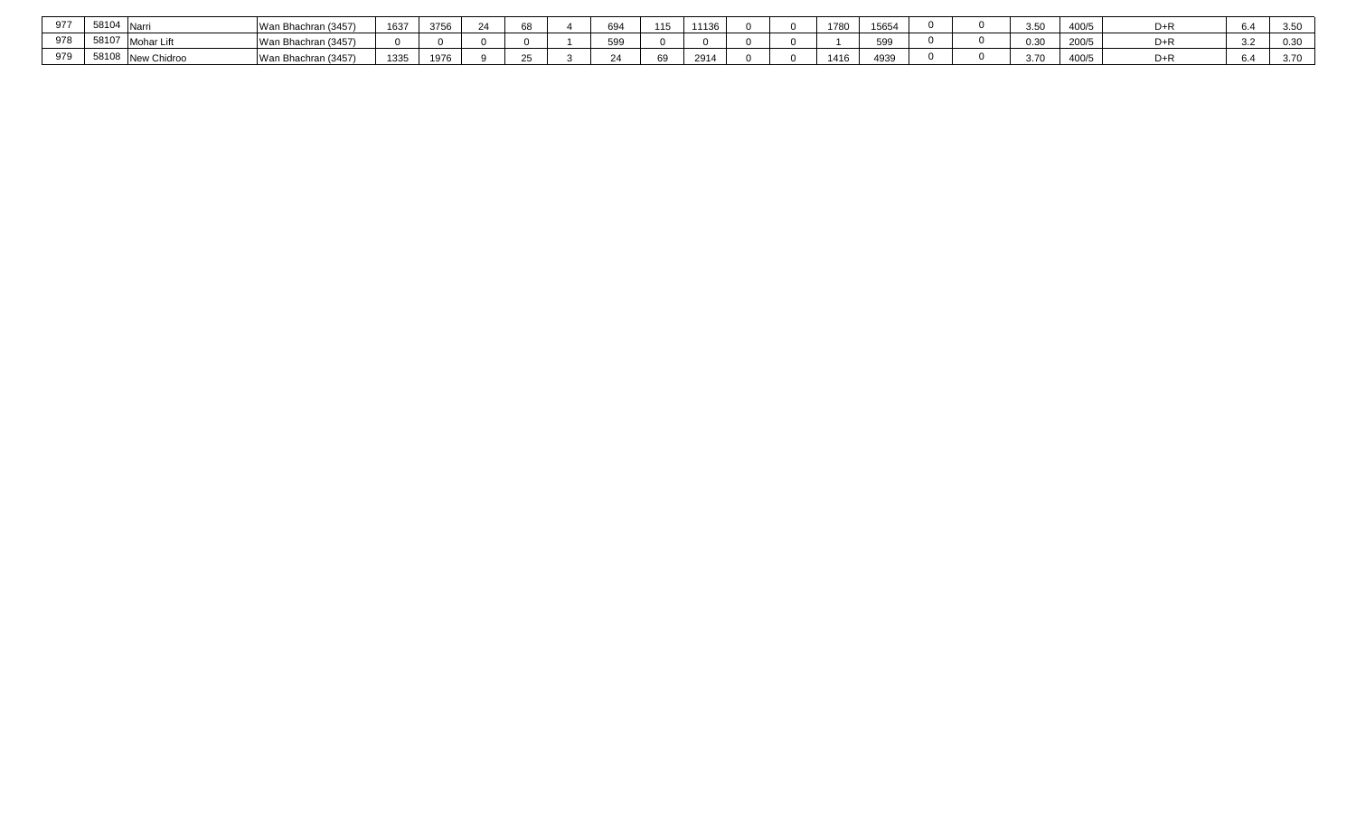| | | | | | | | | | | | | | | | | | | | | | | | | |
|---|---|---|---|---|---|---|---|---|---|---|---|---|---|---|---|---|---|---|---|---|---|---|---|---|
| 977 | 58104 | Narri | Wan Bhachran (3457) | 1637 | 3756 | 24 | 68 | 4 | 694 | 115 | 11136 | 0 | 0 | 1780 | 15654 | 0 | 0 | 3.50 | 400/5 | D+R | 6.4 | 3.50 |
| 978 | 58107 | Mohar Lift | Wan Bhachran (3457) | 0 | 0 | 0 | 0 | 1 | 599 | 0 | 0 | 0 | 0 | 1 | 599 | 0 | 0 | 0.30 | 200/5 | D+R | 3.2 | 0.30 |
| 979 | 58108 | New Chidroo | Wan Bhachran (3457) | 1335 | 1976 | 9 | 25 | 3 | 24 | 69 | 2914 | 0 | 0 | 1416 | 4939 | 0 | 0 | 3.70 | 400/5 | D+R | 6.4 | 3.70 |